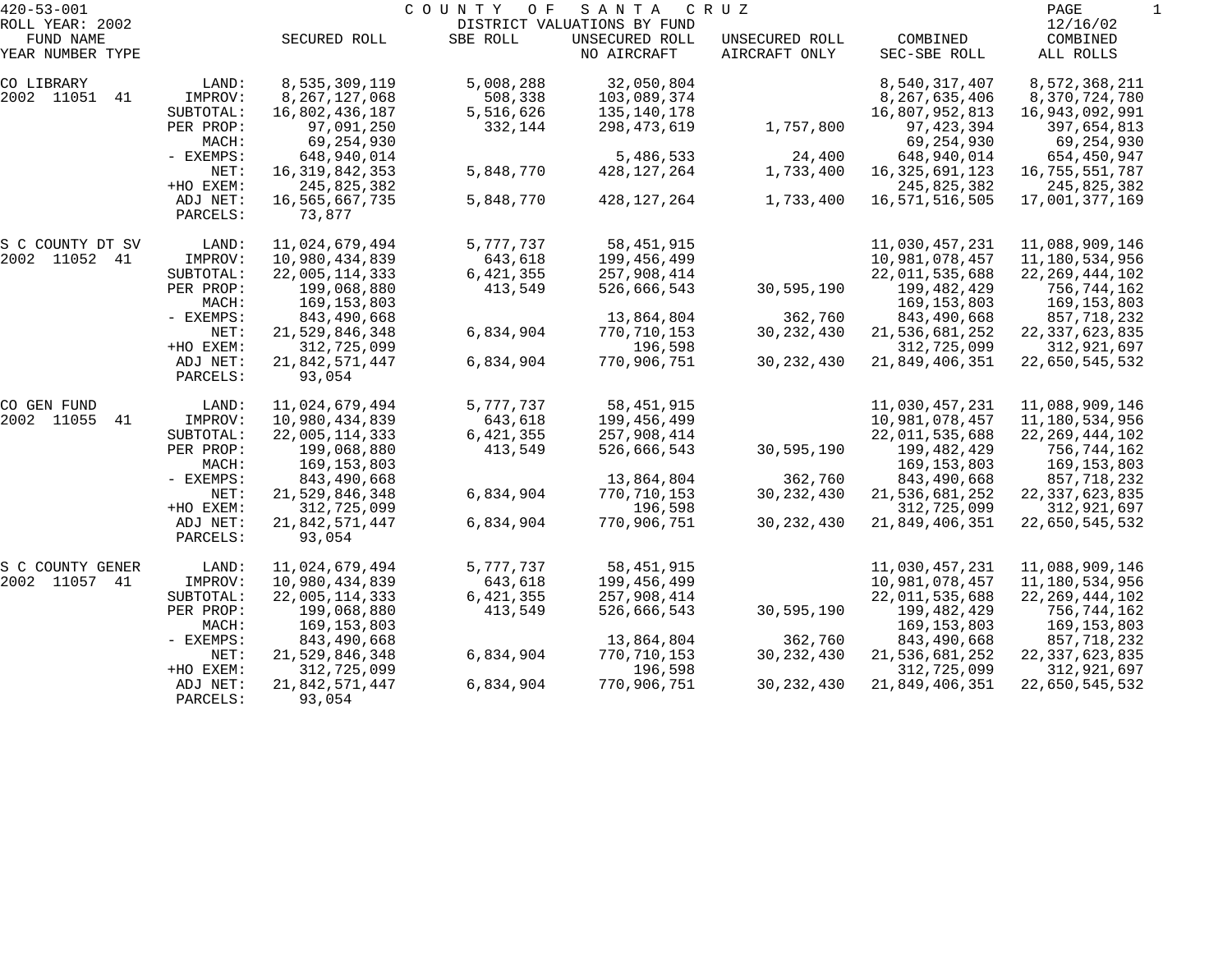420-53-001 COUNTY OF SANTA CRUZ
ROLL YEAR: 2002 DISTRICT VALUATIONS BY FUND 12/16/02

| FUND NAME YEAR NUMBER TYPE | | SECURED ROLL | SBE ROLL | UNSECURED ROLL NO AIRCRAFT | UNSECURED ROLL AIRCRAFT ONLY | COMBINED SEC-SBE ROLL | COMBINED ALL ROLLS |
|---|---|---|---|---|---|---|---|
| CO LIBRARY | LAND: | 8,535,309,119 | 5,008,288 | 32,050,804 | | 8,540,317,407 | 8,572,368,211 |
| 2002 11051 41 | IMPROV: | 8,267,127,068 | 508,338 | 103,089,374 | | 8,267,635,406 | 8,370,724,780 |
| | SUBTOTAL: | 16,802,436,187 | 5,516,626 | 135,140,178 | | 16,807,952,813 | 16,943,092,991 |
| | PER PROP: | 97,091,250 | 332,144 | 298,473,619 | 1,757,800 | 97,423,394 | 397,654,813 |
| | MACH: | 69,254,930 | | | | 69,254,930 | 69,254,930 |
| | - EXEMPS: | 648,940,014 | | 5,486,533 | 24,400 | 648,940,014 | 654,450,947 |
| | NET: | 16,319,842,353 | 5,848,770 | 428,127,264 | 1,733,400 | 16,325,691,123 | 16,755,551,787 |
| | +HO EXEM: | 245,825,382 | | | | 245,825,382 | 245,825,382 |
| | ADJ NET: | 16,565,667,735 | 5,848,770 | 428,127,264 | 1,733,400 | 16,571,516,505 | 17,001,377,169 |
| | PARCELS: | 73,877 | | | | | |
| S C COUNTY DT SV | LAND: | 11,024,679,494 | 5,777,737 | 58,451,915 | | 11,030,457,231 | 11,088,909,146 |
| 2002 11052 41 | IMPROV: | 10,980,434,839 | 643,618 | 199,456,499 | | 10,981,078,457 | 11,180,534,956 |
| | SUBTOTAL: | 22,005,114,333 | 6,421,355 | 257,908,414 | | 22,011,535,688 | 22,269,444,102 |
| | PER PROP: | 199,068,880 | 413,549 | 526,666,543 | 30,595,190 | 199,482,429 | 756,744,162 |
| | MACH: | 169,153,803 | | | | 169,153,803 | 169,153,803 |
| | - EXEMPS: | 843,490,668 | | 13,864,804 | 362,760 | 843,490,668 | 857,718,232 |
| | NET: | 21,529,846,348 | 6,834,904 | 770,710,153 | 30,232,430 | 21,536,681,252 | 22,337,623,835 |
| | +HO EXEM: | 312,725,099 | | 196,598 | | 312,725,099 | 312,921,697 |
| | ADJ NET: | 21,842,571,447 | 6,834,904 | 770,906,751 | 30,232,430 | 21,849,406,351 | 22,650,545,532 |
| | PARCELS: | 93,054 | | | | | |
| CO GEN FUND | LAND: | 11,024,679,494 | 5,777,737 | 58,451,915 | | 11,030,457,231 | 11,088,909,146 |
| 2002 11055 41 | IMPROV: | 10,980,434,839 | 643,618 | 199,456,499 | | 10,981,078,457 | 11,180,534,956 |
| | SUBTOTAL: | 22,005,114,333 | 6,421,355 | 257,908,414 | | 22,011,535,688 | 22,269,444,102 |
| | PER PROP: | 199,068,880 | 413,549 | 526,666,543 | 30,595,190 | 199,482,429 | 756,744,162 |
| | MACH: | 169,153,803 | | | | 169,153,803 | 169,153,803 |
| | - EXEMPS: | 843,490,668 | | 13,864,804 | 362,760 | 843,490,668 | 857,718,232 |
| | NET: | 21,529,846,348 | 6,834,904 | 770,710,153 | 30,232,430 | 21,536,681,252 | 22,337,623,835 |
| | +HO EXEM: | 312,725,099 | | 196,598 | | 312,725,099 | 312,921,697 |
| | ADJ NET: | 21,842,571,447 | 6,834,904 | 770,906,751 | 30,232,430 | 21,849,406,351 | 22,650,545,532 |
| | PARCELS: | 93,054 | | | | | |
| S C COUNTY GENER | LAND: | 11,024,679,494 | 5,777,737 | 58,451,915 | | 11,030,457,231 | 11,088,909,146 |
| 2002 11057 41 | IMPROV: | 10,980,434,839 | 643,618 | 199,456,499 | | 10,981,078,457 | 11,180,534,956 |
| | SUBTOTAL: | 22,005,114,333 | 6,421,355 | 257,908,414 | | 22,011,535,688 | 22,269,444,102 |
| | PER PROP: | 199,068,880 | 413,549 | 526,666,543 | 30,595,190 | 199,482,429 | 756,744,162 |
| | MACH: | 169,153,803 | | | | 169,153,803 | 169,153,803 |
| | - EXEMPS: | 843,490,668 | | 13,864,804 | 362,760 | 843,490,668 | 857,718,232 |
| | NET: | 21,529,846,348 | 6,834,904 | 770,710,153 | 30,232,430 | 21,536,681,252 | 22,337,623,835 |
| | +HO EXEM: | 312,725,099 | | 196,598 | | 312,725,099 | 312,921,697 |
| | ADJ NET: | 21,842,571,447 | 6,834,904 | 770,906,751 | 30,232,430 | 21,849,406,351 | 22,650,545,532 |
| | PARCELS: | 93,054 | | | | | |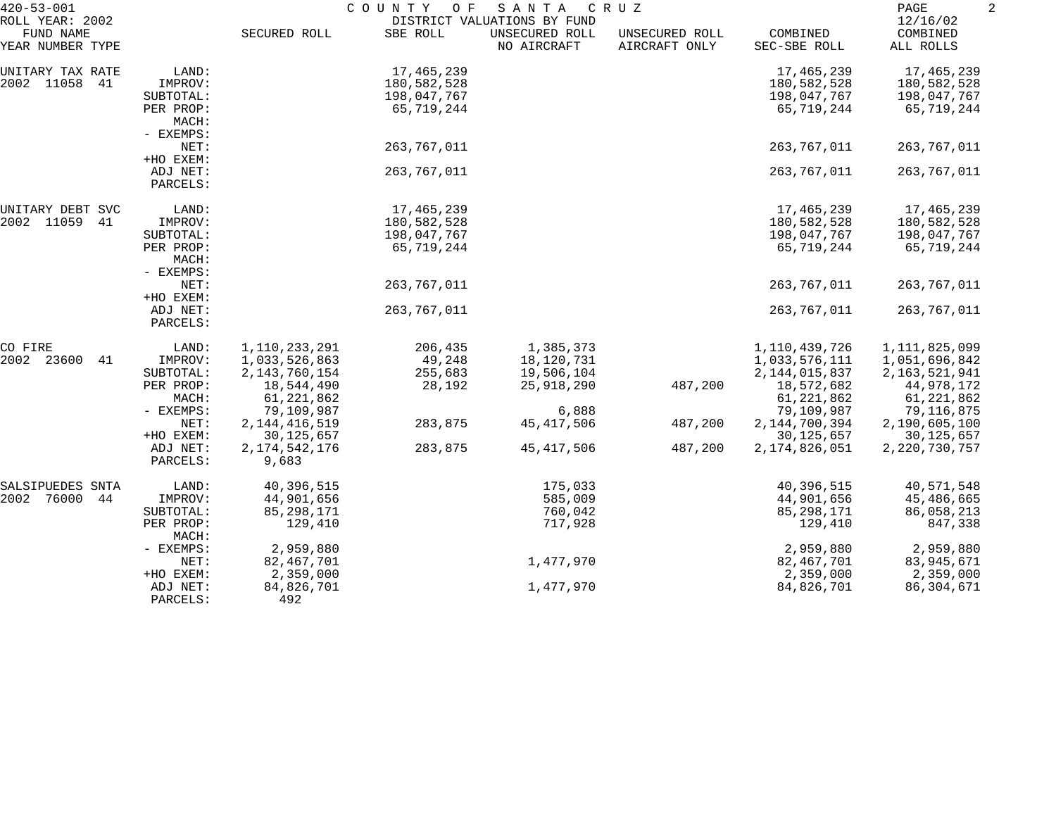420-53-001 COUNTY OF SANTA CRUZ

ROLL YEAR: 2002 DISTRICT VALUATIONS BY FUND 12/16/02

| FUND NAME<br>YEAR NUMBER TYPE | | SECURED ROLL | SBE ROLL | UNSECURED ROLL<br>NO AIRCRAFT | UNSECURED ROLL<br>AIRCRAFT ONLY | COMBINED<br>SEC-SBE ROLL | COMBINED<br>ALL ROLLS |
|---|---|---|---|---|---|---|---|
| UNITARY TAX RATE | LAND: | | 17,465,239 | | | 17,465,239 | 17,465,239 |
| 2002 11058 41 | IMPROV: | | 180,582,528 | | | 180,582,528 | 180,582,528 |
| | SUBTOTAL: | | 198,047,767 | | | 198,047,767 | 198,047,767 |
| | PER PROP: | | 65,719,244 | | | 65,719,244 | 65,719,244 |
| | MACH: | | | | | | |
| | - EXEMPS: | | | | | | |
| | NET: | | 263,767,011 | | | 263,767,011 | 263,767,011 |
| | +HO EXEM: | | | | | | |
| | ADJ NET: | | 263,767,011 | | | 263,767,011 | 263,767,011 |
| | PARCELS: | | | | | | |
| UNITARY DEBT SVC | LAND: | | 17,465,239 | | | 17,465,239 | 17,465,239 |
| 2002 11059 41 | IMPROV: | | 180,582,528 | | | 180,582,528 | 180,582,528 |
| | SUBTOTAL: | | 198,047,767 | | | 198,047,767 | 198,047,767 |
| | PER PROP: | | 65,719,244 | | | 65,719,244 | 65,719,244 |
| | MACH: | | | | | | |
| | - EXEMPS: | | | | | | |
| | NET: | | 263,767,011 | | | 263,767,011 | 263,767,011 |
| | +HO EXEM: | | | | | | |
| | ADJ NET: | | 263,767,011 | | | 263,767,011 | 263,767,011 |
| | PARCELS: | | | | | | |
| CO FIRE | LAND: | 1,110,233,291 | 206,435 | 1,385,373 | | 1,110,439,726 | 1,111,825,099 |
| 2002 23600 41 | IMPROV: | 1,033,526,863 | 49,248 | 18,120,731 | | 1,033,576,111 | 1,051,696,842 |
| | SUBTOTAL: | 2,143,760,154 | 255,683 | 19,506,104 | | 2,144,015,837 | 2,163,521,941 |
| | PER PROP: | 18,544,490 | 28,192 | 25,918,290 | 487,200 | 18,572,682 | 44,978,172 |
| | MACH: | 61,221,862 | | | | 61,221,862 | 61,221,862 |
| | - EXEMPS: | 79,109,987 | | 6,888 | | 79,109,987 | 79,116,875 |
| | NET: | 2,144,416,519 | 283,875 | 45,417,506 | 487,200 | 2,144,700,394 | 2,190,605,100 |
| | +HO EXEM: | 30,125,657 | | | | 30,125,657 | 30,125,657 |
| | ADJ NET: | 2,174,542,176 | 283,875 | 45,417,506 | 487,200 | 2,174,826,051 | 2,220,730,757 |
| | PARCELS: | 9,683 | | | | | |
| SALSIPUEDES SNTA | LAND: | 40,396,515 | | 175,033 | | 40,396,515 | 40,571,548 |
| 2002 76000 44 | IMPROV: | 44,901,656 | | 585,009 | | 44,901,656 | 45,486,665 |
| | SUBTOTAL: | 85,298,171 | | 760,042 | | 85,298,171 | 86,058,213 |
| | PER PROP: | 129,410 | | 717,928 | | 129,410 | 847,338 |
| | MACH: | | | | | | |
| | - EXEMPS: | 2,959,880 | | | | 2,959,880 | 2,959,880 |
| | NET: | 82,467,701 | | 1,477,970 | | 82,467,701 | 83,945,671 |
| | +HO EXEM: | 2,359,000 | | | | 2,359,000 | 2,359,000 |
| | ADJ NET: | 84,826,701 | | 1,477,970 | | 84,826,701 | 86,304,671 |
| | PARCELS: | 492 | | | | | |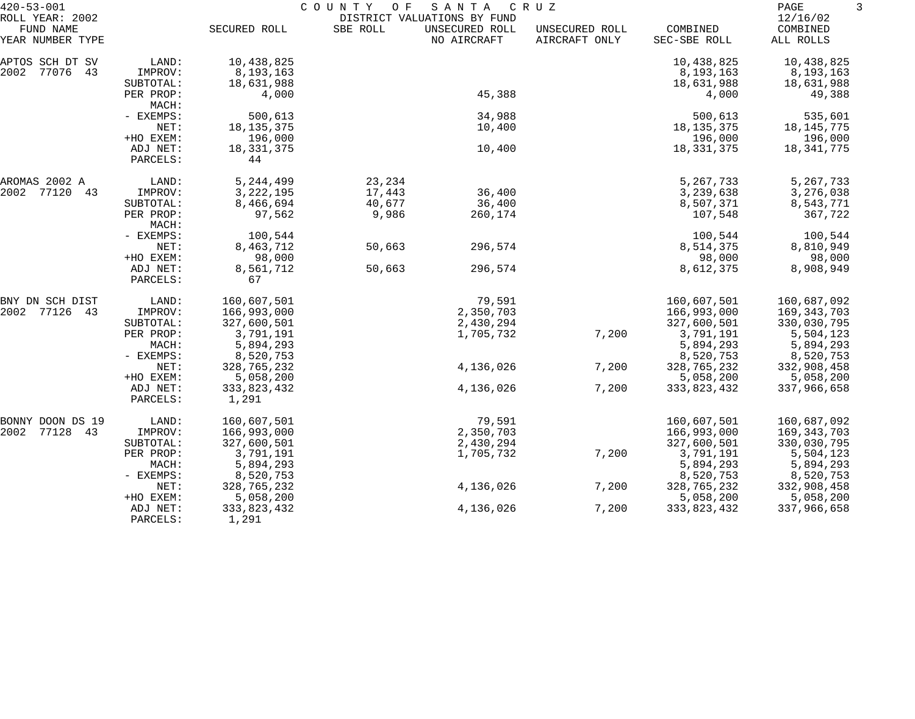420-53-001 COUNTY OF SANTA CRUZ

ROLL YEAR: 2002 DISTRICT VALUATIONS BY FUND 12/16/02

| FUND NAME YEAR NUMBER TYPE | | SECURED ROLL | SBE ROLL | UNSECURED ROLL NO AIRCRAFT | UNSECURED ROLL AIRCRAFT ONLY | COMBINED SEC-SBE ROLL | COMBINED ALL ROLLS |
|---|---|---|---|---|---|---|---|
| APTOS SCH DT SV | LAND: | 10,438,825 | | | | 10,438,825 | 10,438,825 |
| 2002 77076 43 | IMPROV: | 8,193,163 | | | | 8,193,163 | 8,193,163 |
| | SUBTOTAL: | 18,631,988 | | | | 18,631,988 | 18,631,988 |
| | PER PROP: | 4,000 | | 45,388 | | 4,000 | 49,388 |
| | MACH: | | | | | | |
| | - EXEMPS: | 500,613 | | 34,988 | | 500,613 | 535,601 |
| | NET: | 18,135,375 | | 10,400 | | 18,135,375 | 18,145,775 |
| | +HO EXEM: | 196,000 | | | | 196,000 | 196,000 |
| | ADJ NET: | 18,331,375 | | 10,400 | | 18,331,375 | 18,341,775 |
| | PARCELS: | 44 | | | | | |
| AROMAS 2002 A | LAND: | 5,244,499 | 23,234 | | | 5,267,733 | 5,267,733 |
| 2002 77120 43 | IMPROV: | 3,222,195 | 17,443 | 36,400 | | 3,239,638 | 3,276,038 |
| | SUBTOTAL: | 8,466,694 | 40,677 | 36,400 | | 8,507,371 | 8,543,771 |
| | PER PROP: | 97,562 | 9,986 | 260,174 | | 107,548 | 367,722 |
| | MACH: | | | | | | |
| | - EXEMPS: | 100,544 | | | | 100,544 | 100,544 |
| | NET: | 8,463,712 | 50,663 | 296,574 | | 8,514,375 | 8,810,949 |
| | +HO EXEM: | 98,000 | | | | 98,000 | 98,000 |
| | ADJ NET: | 8,561,712 | 50,663 | 296,574 | | 8,612,375 | 8,908,949 |
| | PARCELS: | 67 | | | | | |
| BNY DN SCH DIST | LAND: | 160,607,501 | | 79,591 | | 160,607,501 | 160,687,092 |
| 2002 77126 43 | IMPROV: | 166,993,000 | | 2,350,703 | | 166,993,000 | 169,343,703 |
| | SUBTOTAL: | 327,600,501 | | 2,430,294 | | 327,600,501 | 330,030,795 |
| | PER PROP: | 3,791,191 | | 1,705,732 | 7,200 | 3,791,191 | 5,504,123 |
| | MACH: | 5,894,293 | | | | 5,894,293 | 5,894,293 |
| | - EXEMPS: | 8,520,753 | | | | 8,520,753 | 8,520,753 |
| | NET: | 328,765,232 | | 4,136,026 | 7,200 | 328,765,232 | 332,908,458 |
| | +HO EXEM: | 5,058,200 | | | | 5,058,200 | 5,058,200 |
| | ADJ NET: | 333,823,432 | | 4,136,026 | 7,200 | 333,823,432 | 337,966,658 |
| | PARCELS: | 1,291 | | | | | |
| BONNY DOON DS 19 | LAND: | 160,607,501 | | 79,591 | | 160,607,501 | 160,687,092 |
| 2002 77128 43 | IMPROV: | 166,993,000 | | 2,350,703 | | 166,993,000 | 169,343,703 |
| | SUBTOTAL: | 327,600,501 | | 2,430,294 | | 327,600,501 | 330,030,795 |
| | PER PROP: | 3,791,191 | | 1,705,732 | 7,200 | 3,791,191 | 5,504,123 |
| | MACH: | 5,894,293 | | | | 5,894,293 | 5,894,293 |
| | - EXEMPS: | 8,520,753 | | | | 8,520,753 | 8,520,753 |
| | NET: | 328,765,232 | | 4,136,026 | 7,200 | 328,765,232 | 332,908,458 |
| | +HO EXEM: | 5,058,200 | | | | 5,058,200 | 5,058,200 |
| | ADJ NET: | 333,823,432 | | 4,136,026 | 7,200 | 333,823,432 | 337,966,658 |
| | PARCELS: | 1,291 | | | | | |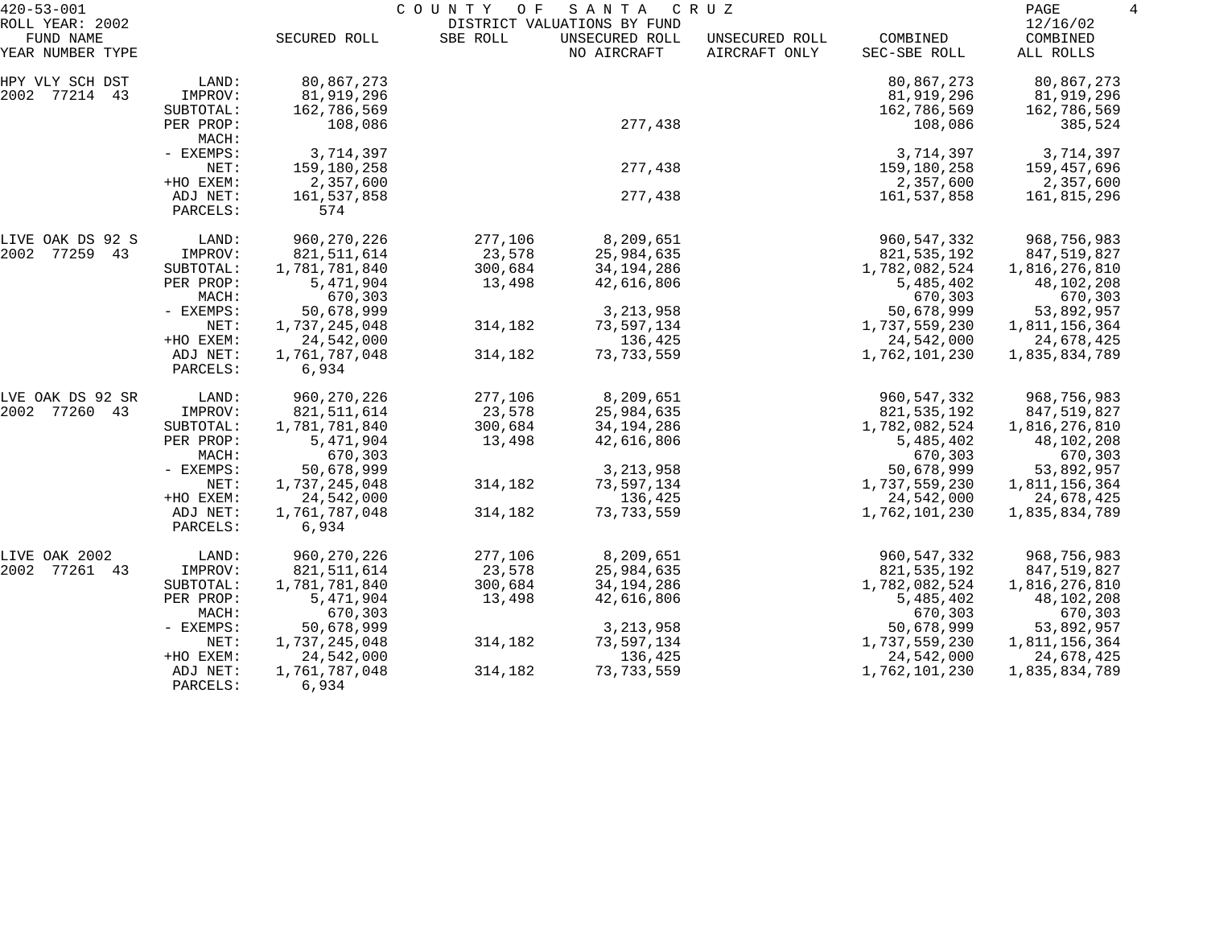420-53-001 COUNTY OF SANTA CRUZ

ROLL YEAR: 2002 DISTRICT VALUATIONS BY FUND 12/16/02

| FUND NAME YEAR NUMBER TYPE | | SECURED ROLL | SBE ROLL | UNSECURED ROLL NO AIRCRAFT | UNSECURED ROLL AIRCRAFT ONLY | COMBINED SEC-SBE ROLL | COMBINED ALL ROLLS |
|---|---|---|---|---|---|---|---|
| HPY VLY SCH DST | LAND: | 80,867,273 | | | | 80,867,273 | 80,867,273 |
| 2002 77214 43 | IMPROV: | 81,919,296 | | | | 81,919,296 | 81,919,296 |
| | SUBTOTAL: | 162,786,569 | | | | 162,786,569 | 162,786,569 |
| | PER PROP: | 108,086 | | 277,438 | | 108,086 | 385,524 |
| | MACH: | | | | | | |
| | - EXEMPS: | 3,714,397 | | | | 3,714,397 | 3,714,397 |
| | NET: | 159,180,258 | | 277,438 | | 159,180,258 | 159,457,696 |
| | +HO EXEM: | 2,357,600 | | | | 2,357,600 | 2,357,600 |
| | ADJ NET: | 161,537,858 | | 277,438 | | 161,537,858 | 161,815,296 |
| | PARCELS: | 574 | | | | | |
| LIVE OAK DS 92 S | LAND: | 960,270,226 | 277,106 | 8,209,651 | | 960,547,332 | 968,756,983 |
| 2002 77259 43 | IMPROV: | 821,511,614 | 23,578 | 25,984,635 | | 821,535,192 | 847,519,827 |
| | SUBTOTAL: | 1,781,781,840 | 300,684 | 34,194,286 | | 1,782,082,524 | 1,816,276,810 |
| | PER PROP: | 5,471,904 | 13,498 | 42,616,806 | | 5,485,402 | 48,102,208 |
| | MACH: | 670,303 | | | | 670,303 | 670,303 |
| | - EXEMPS: | 50,678,999 | | 3,213,958 | | 50,678,999 | 53,892,957 |
| | NET: | 1,737,245,048 | 314,182 | 73,597,134 | | 1,737,559,230 | 1,811,156,364 |
| | +HO EXEM: | 24,542,000 | | 136,425 | | 24,542,000 | 24,678,425 |
| | ADJ NET: | 1,761,787,048 | 314,182 | 73,733,559 | | 1,762,101,230 | 1,835,834,789 |
| | PARCELS: | 6,934 | | | | | |
| LVE OAK DS 92 SR | LAND: | 960,270,226 | 277,106 | 8,209,651 | | 960,547,332 | 968,756,983 |
| 2002 77260 43 | IMPROV: | 821,511,614 | 23,578 | 25,984,635 | | 821,535,192 | 847,519,827 |
| | SUBTOTAL: | 1,781,781,840 | 300,684 | 34,194,286 | | 1,782,082,524 | 1,816,276,810 |
| | PER PROP: | 5,471,904 | 13,498 | 42,616,806 | | 5,485,402 | 48,102,208 |
| | MACH: | 670,303 | | | | 670,303 | 670,303 |
| | - EXEMPS: | 50,678,999 | | 3,213,958 | | 50,678,999 | 53,892,957 |
| | NET: | 1,737,245,048 | 314,182 | 73,597,134 | | 1,737,559,230 | 1,811,156,364 |
| | +HO EXEM: | 24,542,000 | | 136,425 | | 24,542,000 | 24,678,425 |
| | ADJ NET: | 1,761,787,048 | 314,182 | 73,733,559 | | 1,762,101,230 | 1,835,834,789 |
| | PARCELS: | 6,934 | | | | | |
| LIVE OAK 2002 | LAND: | 960,270,226 | 277,106 | 8,209,651 | | 960,547,332 | 968,756,983 |
| 2002 77261 43 | IMPROV: | 821,511,614 | 23,578 | 25,984,635 | | 821,535,192 | 847,519,827 |
| | SUBTOTAL: | 1,781,781,840 | 300,684 | 34,194,286 | | 1,782,082,524 | 1,816,276,810 |
| | PER PROP: | 5,471,904 | 13,498 | 42,616,806 | | 5,485,402 | 48,102,208 |
| | MACH: | 670,303 | | | | 670,303 | 670,303 |
| | - EXEMPS: | 50,678,999 | | 3,213,958 | | 50,678,999 | 53,892,957 |
| | NET: | 1,737,245,048 | 314,182 | 73,597,134 | | 1,737,559,230 | 1,811,156,364 |
| | +HO EXEM: | 24,542,000 | | 136,425 | | 24,542,000 | 24,678,425 |
| | ADJ NET: | 1,761,787,048 | 314,182 | 73,733,559 | | 1,762,101,230 | 1,835,834,789 |
| | PARCELS: | 6,934 | | | | | |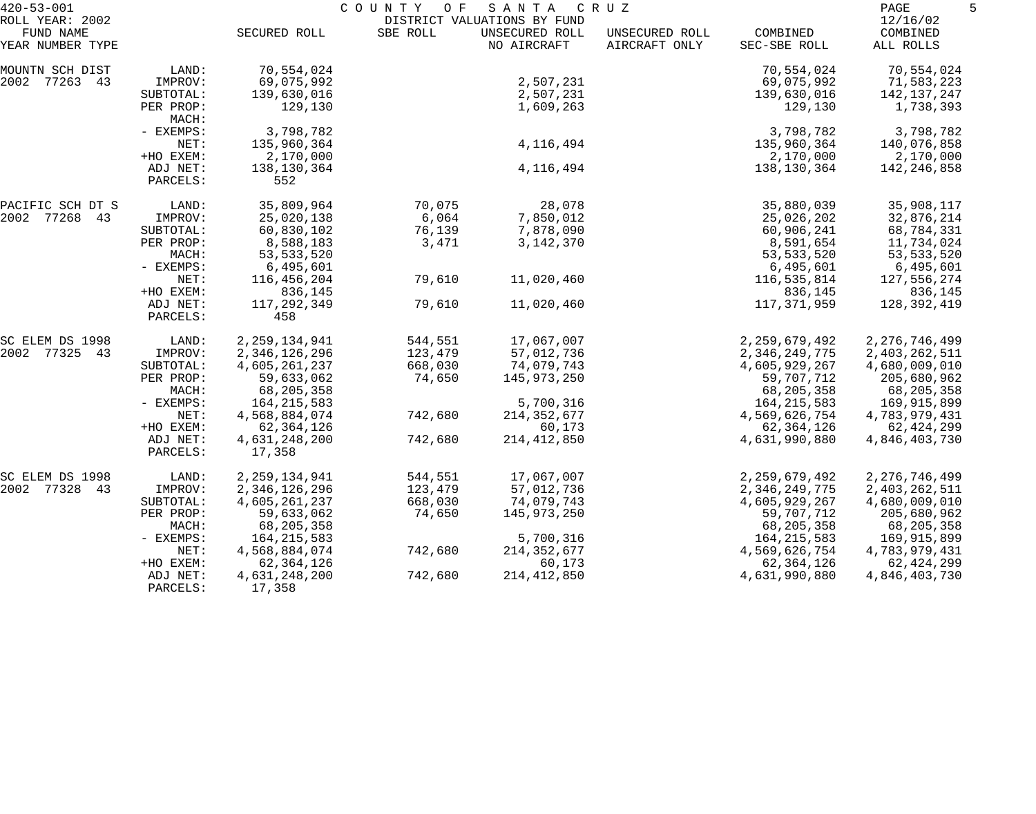420-53-001 COUNTY OF SANTA CRUZ
ROLL YEAR: 2002 DISTRICT VALUATIONS BY FUND 12/16/02

| FUND NAME YEAR NUMBER TYPE | | SECURED ROLL | SBE ROLL | UNSECURED ROLL NO AIRCRAFT | UNSECURED ROLL AIRCRAFT ONLY | COMBINED SEC-SBE ROLL | COMBINED ALL ROLLS |
|---|---|---|---|---|---|---|---|
| MOUNTN SCH DIST | LAND: | 70,554,024 | | | | 70,554,024 | 70,554,024 |
| 2002 77263 43 | IMPROV: | 69,075,992 | | 2,507,231 | | 69,075,992 | 71,583,223 |
| | SUBTOTAL: | 139,630,016 | | 2,507,231 | | 139,630,016 | 142,137,247 |
| | PER PROP: | 129,130 | | 1,609,263 | | 129,130 | 1,738,393 |
| | MACH: | | | | | | |
| | - EXEMPS: | 3,798,782 | | | | 3,798,782 | 3,798,782 |
| | NET: | 135,960,364 | | 4,116,494 | | 135,960,364 | 140,076,858 |
| | +HO EXEM: | 2,170,000 | | | | 2,170,000 | 2,170,000 |
| | ADJ NET: | 138,130,364 | | 4,116,494 | | 138,130,364 | 142,246,858 |
| | PARCELS: | 552 | | | | | |
| PACIFIC SCH DT S | LAND: | 35,809,964 | 70,075 | 28,078 | | 35,880,039 | 35,908,117 |
| 2002 77268 43 | IMPROV: | 25,020,138 | 6,064 | 7,850,012 | | 25,026,202 | 32,876,214 |
| | SUBTOTAL: | 60,830,102 | 76,139 | 7,878,090 | | 60,906,241 | 68,784,331 |
| | PER PROP: | 8,588,183 | 3,471 | 3,142,370 | | 8,591,654 | 11,734,024 |
| | MACH: | 53,533,520 | | | | 53,533,520 | 53,533,520 |
| | - EXEMPS: | 6,495,601 | | | | 6,495,601 | 6,495,601 |
| | NET: | 116,456,204 | 79,610 | 11,020,460 | | 116,535,814 | 127,556,274 |
| | +HO EXEM: | 836,145 | | | | 836,145 | 836,145 |
| | ADJ NET: | 117,292,349 | 79,610 | 11,020,460 | | 117,371,959 | 128,392,419 |
| | PARCELS: | 458 | | | | | |
| SC ELEM DS 1998 | LAND: | 2,259,134,941 | 544,551 | 17,067,007 | | 2,259,679,492 | 2,276,746,499 |
| 2002 77325 43 | IMPROV: | 2,346,126,296 | 123,479 | 57,012,736 | | 2,346,249,775 | 2,403,262,511 |
| | SUBTOTAL: | 4,605,261,237 | 668,030 | 74,079,743 | | 4,605,929,267 | 4,680,009,010 |
| | PER PROP: | 59,633,062 | 74,650 | 145,973,250 | | 59,707,712 | 205,680,962 |
| | MACH: | 68,205,358 | | | | 68,205,358 | 68,205,358 |
| | - EXEMPS: | 164,215,583 | | 5,700,316 | | 164,215,583 | 169,915,899 |
| | NET: | 4,568,884,074 | 742,680 | 214,352,677 | | 4,569,626,754 | 4,783,979,431 |
| | +HO EXEM: | 62,364,126 | | 60,173 | | 62,364,126 | 62,424,299 |
| | ADJ NET: | 4,631,248,200 | 742,680 | 214,412,850 | | 4,631,990,880 | 4,846,403,730 |
| | PARCELS: | 17,358 | | | | | |
| SC ELEM DS 1998 | LAND: | 2,259,134,941 | 544,551 | 17,067,007 | | 2,259,679,492 | 2,276,746,499 |
| 2002 77328 43 | IMPROV: | 2,346,126,296 | 123,479 | 57,012,736 | | 2,346,249,775 | 2,403,262,511 |
| | SUBTOTAL: | 4,605,261,237 | 668,030 | 74,079,743 | | 4,605,929,267 | 4,680,009,010 |
| | PER PROP: | 59,633,062 | 74,650 | 145,973,250 | | 59,707,712 | 205,680,962 |
| | MACH: | 68,205,358 | | | | 68,205,358 | 68,205,358 |
| | - EXEMPS: | 164,215,583 | | 5,700,316 | | 164,215,583 | 169,915,899 |
| | NET: | 4,568,884,074 | 742,680 | 214,352,677 | | 4,569,626,754 | 4,783,979,431 |
| | +HO EXEM: | 62,364,126 | | 60,173 | | 62,364,126 | 62,424,299 |
| | ADJ NET: | 4,631,248,200 | 742,680 | 214,412,850 | | 4,631,990,880 | 4,846,403,730 |
| | PARCELS: | 17,358 | | | | | |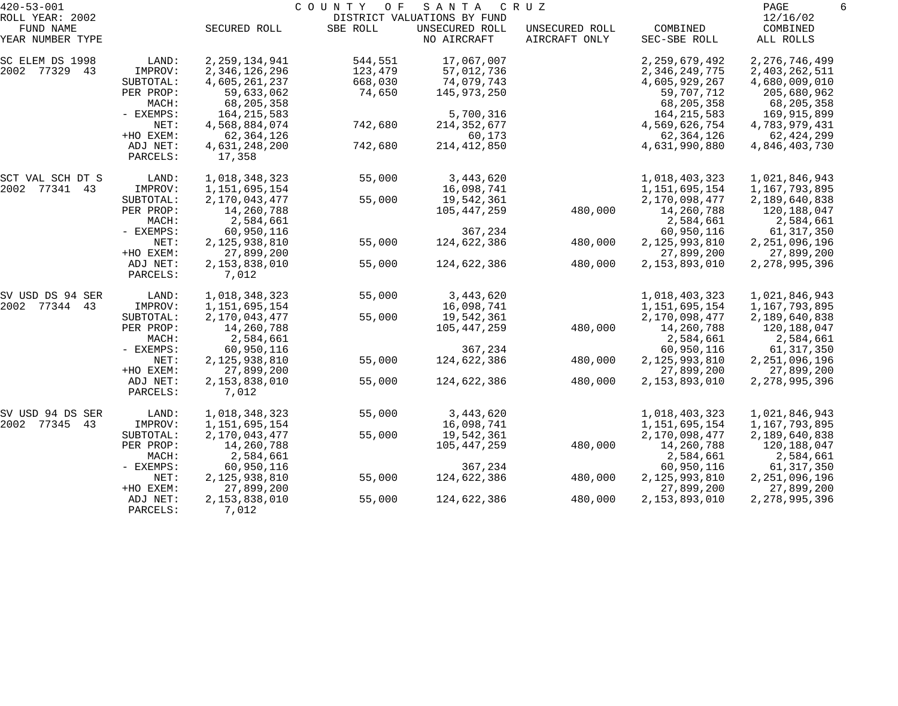420-53-001 COUNTY OF SANTA CRUZ
ROLL YEAR: 2002 DISTRICT VALUATIONS BY FUND 12/16/02

| FUND NAME YEAR NUMBER TYPE | | SECURED ROLL | SBE ROLL | UNSECURED ROLL NO AIRCRAFT | UNSECURED ROLL AIRCRAFT ONLY | COMBINED SEC-SBE ROLL | COMBINED ALL ROLLS |
|---|---|---|---|---|---|---|---|
| SC ELEM DS 1998 | LAND: | 2,259,134,941 | 544,551 | 17,067,007 | | 2,259,679,492 | 2,276,746,499 |
| 2002 77329 43 | IMPROV: | 2,346,126,296 | 123,479 | 57,012,736 | | 2,346,249,775 | 2,403,262,511 |
| | SUBTOTAL: | 4,605,261,237 | 668,030 | 74,079,743 | | 4,605,929,267 | 4,680,009,010 |
| | PER PROP: | 59,633,062 | 74,650 | 145,973,250 | | 59,707,712 | 205,680,962 |
| | MACH: | 68,205,358 | | | | 68,205,358 | 68,205,358 |
| | - EXEMPS: | 164,215,583 | | 5,700,316 | | 164,215,583 | 169,915,899 |
| | NET: | 4,568,884,074 | 742,680 | 214,352,677 | | 4,569,626,754 | 4,783,979,431 |
| | +HO EXEM: | 62,364,126 | | 60,173 | | 62,364,126 | 62,424,299 |
| | ADJ NET: | 4,631,248,200 | 742,680 | 214,412,850 | | 4,631,990,880 | 4,846,403,730 |
| | PARCELS: | 17,358 | | | | | |
| SCT VAL SCH DT S | LAND: | 1,018,348,323 | 55,000 | 3,443,620 | | 1,018,403,323 | 1,021,846,943 |
| 2002 77341 43 | IMPROV: | 1,151,695,154 | | 16,098,741 | | 1,151,695,154 | 1,167,793,895 |
| | SUBTOTAL: | 2,170,043,477 | 55,000 | 19,542,361 | | 2,170,098,477 | 2,189,640,838 |
| | PER PROP: | 14,260,788 | | 105,447,259 | 480,000 | 14,260,788 | 120,188,047 |
| | MACH: | 2,584,661 | | | | 2,584,661 | 2,584,661 |
| | - EXEMPS: | 60,950,116 | | 367,234 | | 60,950,116 | 61,317,350 |
| | NET: | 2,125,938,810 | 55,000 | 124,622,386 | 480,000 | 2,125,993,810 | 2,251,096,196 |
| | +HO EXEM: | 27,899,200 | | | | 27,899,200 | 27,899,200 |
| | ADJ NET: | 2,153,838,010 | 55,000 | 124,622,386 | 480,000 | 2,153,893,010 | 2,278,995,396 |
| | PARCELS: | 7,012 | | | | | |
| SV USD DS 94 SER | LAND: | 1,018,348,323 | 55,000 | 3,443,620 | | 1,018,403,323 | 1,021,846,943 |
| 2002 77344 43 | IMPROV: | 1,151,695,154 | | 16,098,741 | | 1,151,695,154 | 1,167,793,895 |
| | SUBTOTAL: | 2,170,043,477 | 55,000 | 19,542,361 | | 2,170,098,477 | 2,189,640,838 |
| | PER PROP: | 14,260,788 | | 105,447,259 | 480,000 | 14,260,788 | 120,188,047 |
| | MACH: | 2,584,661 | | | | 2,584,661 | 2,584,661 |
| | - EXEMPS: | 60,950,116 | | 367,234 | | 60,950,116 | 61,317,350 |
| | NET: | 2,125,938,810 | 55,000 | 124,622,386 | 480,000 | 2,125,993,810 | 2,251,096,196 |
| | +HO EXEM: | 27,899,200 | | | | 27,899,200 | 27,899,200 |
| | ADJ NET: | 2,153,838,010 | 55,000 | 124,622,386 | 480,000 | 2,153,893,010 | 2,278,995,396 |
| | PARCELS: | 7,012 | | | | | |
| SV USD 94 DS SER | LAND: | 1,018,348,323 | 55,000 | 3,443,620 | | 1,018,403,323 | 1,021,846,943 |
| 2002 77345 43 | IMPROV: | 1,151,695,154 | | 16,098,741 | | 1,151,695,154 | 1,167,793,895 |
| | SUBTOTAL: | 2,170,043,477 | 55,000 | 19,542,361 | | 2,170,098,477 | 2,189,640,838 |
| | PER PROP: | 14,260,788 | | 105,447,259 | 480,000 | 14,260,788 | 120,188,047 |
| | MACH: | 2,584,661 | | | | 2,584,661 | 2,584,661 |
| | - EXEMPS: | 60,950,116 | | 367,234 | | 60,950,116 | 61,317,350 |
| | NET: | 2,125,938,810 | 55,000 | 124,622,386 | 480,000 | 2,125,993,810 | 2,251,096,196 |
| | +HO EXEM: | 27,899,200 | | | | 27,899,200 | 27,899,200 |
| | ADJ NET: | 2,153,838,010 | 55,000 | 124,622,386 | 480,000 | 2,153,893,010 | 2,278,995,396 |
| | PARCELS: | 7,012 | | | | | |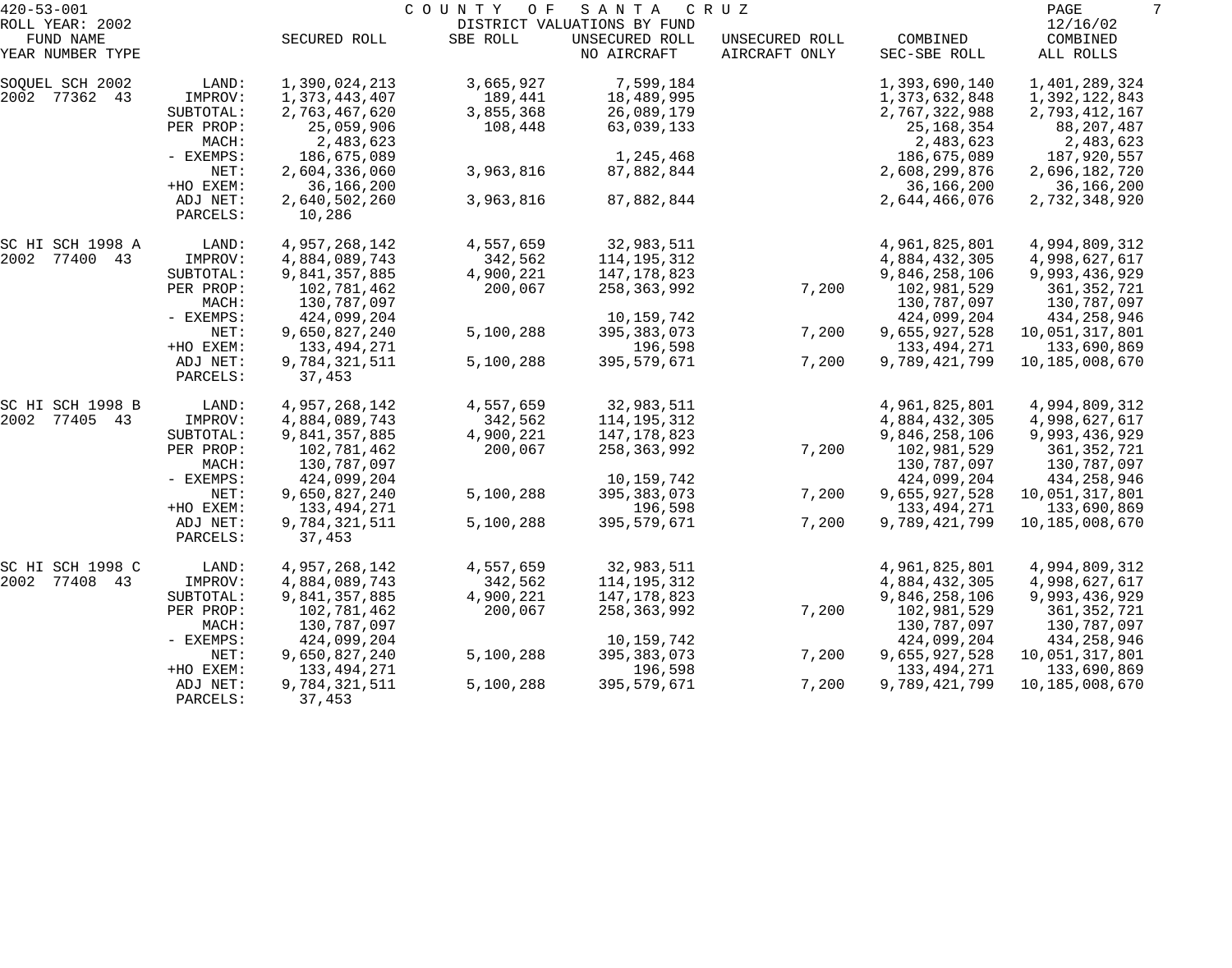420-53-001 COUNTY OF SANTA CRUZ
ROLL YEAR: 2002 DISTRICT VALUATIONS BY FUND 12/16/02

| FUND NAME YEAR NUMBER TYPE | | SECURED ROLL | SBE ROLL | UNSECURED ROLL NO AIRCRAFT | UNSECURED ROLL AIRCRAFT ONLY | COMBINED SEC-SBE ROLL | COMBINED ALL ROLLS |
|---|---|---|---|---|---|---|---|
| SOQUEL SCH 2002 | LAND: | 1,390,024,213 | 3,665,927 | 7,599,184 | | 1,393,690,140 | 1,401,289,324 |
| 2002 77362 43 | IMPROV: | 1,373,443,407 | 189,441 | 18,489,995 | | 1,373,632,848 | 1,392,122,843 |
| | SUBTOTAL: | 2,763,467,620 | 3,855,368 | 26,089,179 | | 2,767,322,988 | 2,793,412,167 |
| | PER PROP: | 25,059,906 | 108,448 | 63,039,133 | | 25,168,354 | 88,207,487 |
| | MACH: | 2,483,623 | | | | 2,483,623 | 2,483,623 |
| | - EXEMPS: | 186,675,089 | | 1,245,468 | | 186,675,089 | 187,920,557 |
| | NET: | 2,604,336,060 | 3,963,816 | 87,882,844 | | 2,608,299,876 | 2,696,182,720 |
| | +HO EXEM: | 36,166,200 | | | | 36,166,200 | 36,166,200 |
| | ADJ NET: | 2,640,502,260 | 3,963,816 | 87,882,844 | | 2,644,466,076 | 2,732,348,920 |
| | PARCELS: | 10,286 | | | | | |
| SC HI SCH 1998 A | LAND: | 4,957,268,142 | 4,557,659 | 32,983,511 | | 4,961,825,801 | 4,994,809,312 |
| 2002 77400 43 | IMPROV: | 4,884,089,743 | 342,562 | 114,195,312 | | 4,884,432,305 | 4,998,627,617 |
| | SUBTOTAL: | 9,841,357,885 | 4,900,221 | 147,178,823 | | 9,846,258,106 | 9,993,436,929 |
| | PER PROP: | 102,781,462 | 200,067 | 258,363,992 | 7,200 | 102,981,529 | 361,352,721 |
| | MACH: | 130,787,097 | | | | 130,787,097 | 130,787,097 |
| | - EXEMPS: | 424,099,204 | | 10,159,742 | | 424,099,204 | 434,258,946 |
| | NET: | 9,650,827,240 | 5,100,288 | 395,383,073 | 7,200 | 9,655,927,528 | 10,051,317,801 |
| | +HO EXEM: | 133,494,271 | | 196,598 | | 133,494,271 | 133,690,869 |
| | ADJ NET: | 9,784,321,511 | 5,100,288 | 395,579,671 | 7,200 | 9,789,421,799 | 10,185,008,670 |
| | PARCELS: | 37,453 | | | | | |
| SC HI SCH 1998 B | LAND: | 4,957,268,142 | 4,557,659 | 32,983,511 | | 4,961,825,801 | 4,994,809,312 |
| 2002 77405 43 | IMPROV: | 4,884,089,743 | 342,562 | 114,195,312 | | 4,884,432,305 | 4,998,627,617 |
| | SUBTOTAL: | 9,841,357,885 | 4,900,221 | 147,178,823 | | 9,846,258,106 | 9,993,436,929 |
| | PER PROP: | 102,781,462 | 200,067 | 258,363,992 | 7,200 | 102,981,529 | 361,352,721 |
| | MACH: | 130,787,097 | | | | 130,787,097 | 130,787,097 |
| | - EXEMPS: | 424,099,204 | | 10,159,742 | | 424,099,204 | 434,258,946 |
| | NET: | 9,650,827,240 | 5,100,288 | 395,383,073 | 7,200 | 9,655,927,528 | 10,051,317,801 |
| | +HO EXEM: | 133,494,271 | | 196,598 | | 133,494,271 | 133,690,869 |
| | ADJ NET: | 9,784,321,511 | 5,100,288 | 395,579,671 | 7,200 | 9,789,421,799 | 10,185,008,670 |
| | PARCELS: | 37,453 | | | | | |
| SC HI SCH 1998 C | LAND: | 4,957,268,142 | 4,557,659 | 32,983,511 | | 4,961,825,801 | 4,994,809,312 |
| 2002 77408 43 | IMPROV: | 4,884,089,743 | 342,562 | 114,195,312 | | 4,884,432,305 | 4,998,627,617 |
| | SUBTOTAL: | 9,841,357,885 | 4,900,221 | 147,178,823 | | 9,846,258,106 | 9,993,436,929 |
| | PER PROP: | 102,781,462 | 200,067 | 258,363,992 | 7,200 | 102,981,529 | 361,352,721 |
| | MACH: | 130,787,097 | | | | 130,787,097 | 130,787,097 |
| | - EXEMPS: | 424,099,204 | | 10,159,742 | | 424,099,204 | 434,258,946 |
| | NET: | 9,650,827,240 | 5,100,288 | 395,383,073 | 7,200 | 9,655,927,528 | 10,051,317,801 |
| | +HO EXEM: | 133,494,271 | | 196,598 | | 133,494,271 | 133,690,869 |
| | ADJ NET: | 9,784,321,511 | 5,100,288 | 395,579,671 | 7,200 | 9,789,421,799 | 10,185,008,670 |
| | PARCELS: | 37,453 | | | | | |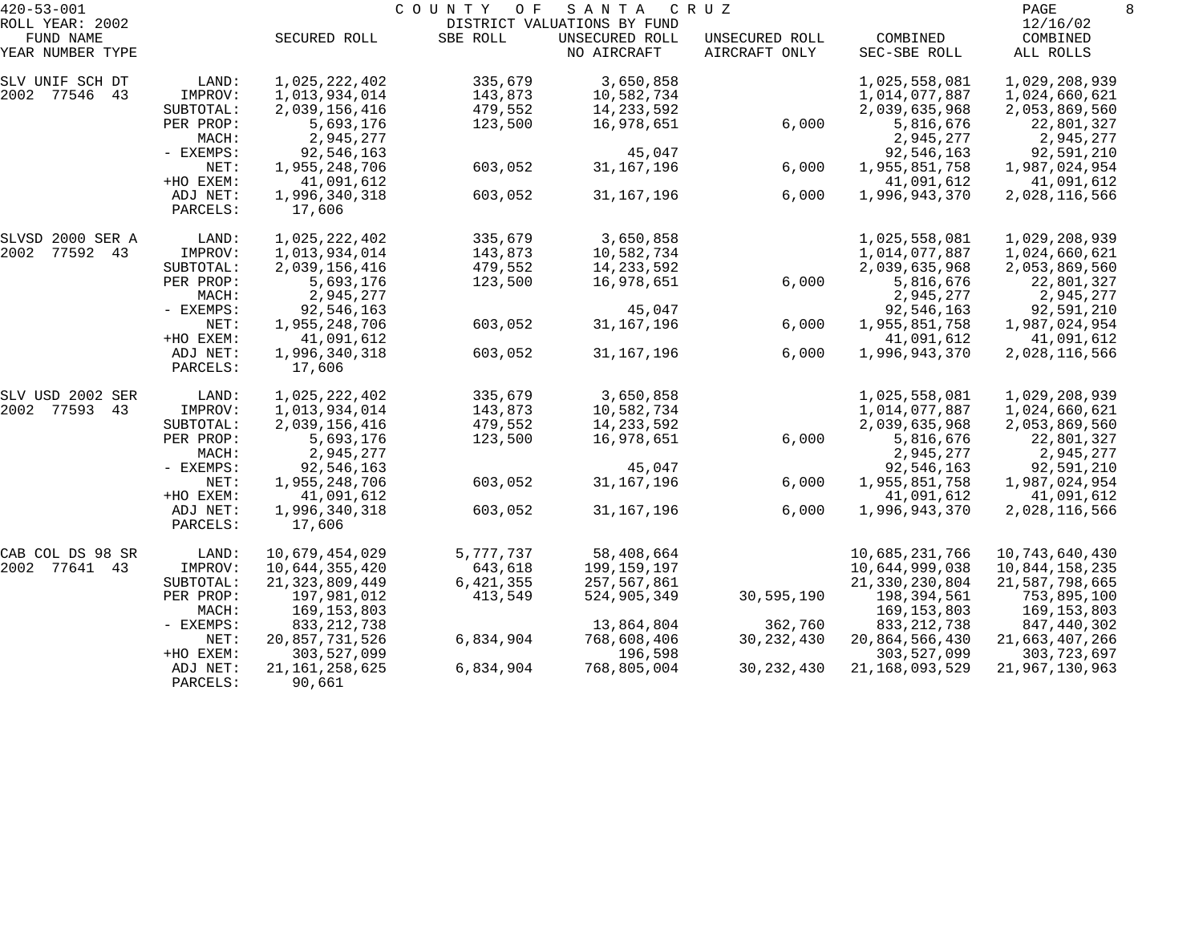420-53-001 COUNTY OF SANTA CRUZ
ROLL YEAR: 2002 DISTRICT VALUATIONS BY FUND 12/16/02

| FUND NAME YEAR NUMBER TYPE | | SECURED ROLL | SBE ROLL | UNSECURED ROLL NO AIRCRAFT | UNSECURED ROLL AIRCRAFT ONLY | COMBINED SEC-SBE ROLL | COMBINED ALL ROLLS |
|---|---|---|---|---|---|---|---|
| SLV UNIF SCH DT | LAND: | 1,025,222,402 | 335,679 | 3,650,858 | | 1,025,558,081 | 1,029,208,939 |
| 2002 77546 43 | IMPROV: | 1,013,934,014 | 143,873 | 10,582,734 | | 1,014,077,887 | 1,024,660,621 |
| | SUBTOTAL: | 2,039,156,416 | 479,552 | 14,233,592 | | 2,039,635,968 | 2,053,869,560 |
| | PER PROP: | 5,693,176 | 123,500 | 16,978,651 | 6,000 | 5,816,676 | 22,801,327 |
| | MACH: | 2,945,277 | | | | 2,945,277 | 2,945,277 |
| | - EXEMPS: | 92,546,163 | | 45,047 | | 92,546,163 | 92,591,210 |
| | NET: | 1,955,248,706 | 603,052 | 31,167,196 | 6,000 | 1,955,851,758 | 1,987,024,954 |
| | +HO EXEM: | 41,091,612 | | | | 41,091,612 | 41,091,612 |
| | ADJ NET: | 1,996,340,318 | 603,052 | 31,167,196 | 6,000 | 1,996,943,370 | 2,028,116,566 |
| | PARCELS: | 17,606 | | | | | |
| SLVSD 2000 SER A | LAND: | 1,025,222,402 | 335,679 | 3,650,858 | | 1,025,558,081 | 1,029,208,939 |
| 2002 77592 43 | IMPROV: | 1,013,934,014 | 143,873 | 10,582,734 | | 1,014,077,887 | 1,024,660,621 |
| | SUBTOTAL: | 2,039,156,416 | 479,552 | 14,233,592 | | 2,039,635,968 | 2,053,869,560 |
| | PER PROP: | 5,693,176 | 123,500 | 16,978,651 | 6,000 | 5,816,676 | 22,801,327 |
| | MACH: | 2,945,277 | | | | 2,945,277 | 2,945,277 |
| | - EXEMPS: | 92,546,163 | | 45,047 | | 92,546,163 | 92,591,210 |
| | NET: | 1,955,248,706 | 603,052 | 31,167,196 | 6,000 | 1,955,851,758 | 1,987,024,954 |
| | +HO EXEM: | 41,091,612 | | | | 41,091,612 | 41,091,612 |
| | ADJ NET: | 1,996,340,318 | 603,052 | 31,167,196 | 6,000 | 1,996,943,370 | 2,028,116,566 |
| | PARCELS: | 17,606 | | | | | |
| SLV USD 2002 SER | LAND: | 1,025,222,402 | 335,679 | 3,650,858 | | 1,025,558,081 | 1,029,208,939 |
| 2002 77593 43 | IMPROV: | 1,013,934,014 | 143,873 | 10,582,734 | | 1,014,077,887 | 1,024,660,621 |
| | SUBTOTAL: | 2,039,156,416 | 479,552 | 14,233,592 | | 2,039,635,968 | 2,053,869,560 |
| | PER PROP: | 5,693,176 | 123,500 | 16,978,651 | 6,000 | 5,816,676 | 22,801,327 |
| | MACH: | 2,945,277 | | | | 2,945,277 | 2,945,277 |
| | - EXEMPS: | 92,546,163 | | 45,047 | | 92,546,163 | 92,591,210 |
| | NET: | 1,955,248,706 | 603,052 | 31,167,196 | 6,000 | 1,955,851,758 | 1,987,024,954 |
| | +HO EXEM: | 41,091,612 | | | | 41,091,612 | 41,091,612 |
| | ADJ NET: | 1,996,340,318 | 603,052 | 31,167,196 | 6,000 | 1,996,943,370 | 2,028,116,566 |
| | PARCELS: | 17,606 | | | | | |
| CAB COL DS 98 SR | LAND: | 10,679,454,029 | 5,777,737 | 58,408,664 | | 10,685,231,766 | 10,743,640,430 |
| 2002 77641 43 | IMPROV: | 10,644,355,420 | 643,618 | 199,159,197 | | 10,644,999,038 | 10,844,158,235 |
| | SUBTOTAL: | 21,323,809,449 | 6,421,355 | 257,567,861 | | 21,330,230,804 | 21,587,798,665 |
| | PER PROP: | 197,981,012 | 413,549 | 524,905,349 | 30,595,190 | 198,394,561 | 753,895,100 |
| | MACH: | 169,153,803 | | | | 169,153,803 | 169,153,803 |
| | - EXEMPS: | 833,212,738 | | 13,864,804 | 362,760 | 833,212,738 | 847,440,302 |
| | NET: | 20,857,731,526 | 6,834,904 | 768,608,406 | 30,232,430 | 20,864,566,430 | 21,663,407,266 |
| | +HO EXEM: | 303,527,099 | | 196,598 | | 303,527,099 | 303,723,697 |
| | ADJ NET: | 21,161,258,625 | 6,834,904 | 768,805,004 | 30,232,430 | 21,168,093,529 | 21,967,130,963 |
| | PARCELS: | 90,661 | | | | | |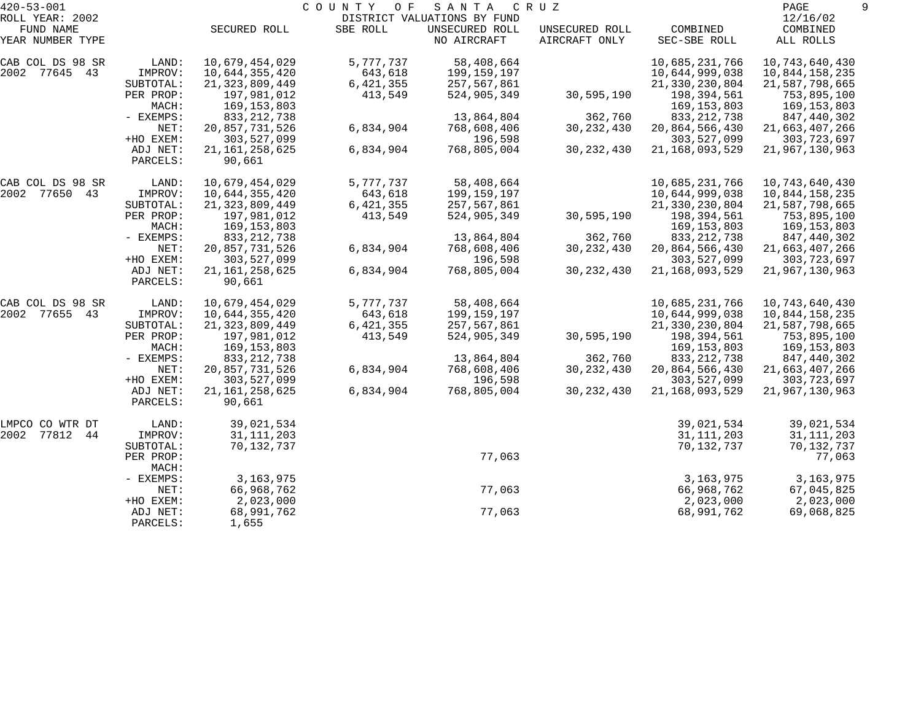420-53-001 COUNTY OF SANTA CRUZ
ROLL YEAR: 2002 DISTRICT VALUATIONS BY FUND 12/16/02

| FUND NAME YEAR NUMBER TYPE | | SECURED ROLL | SBE ROLL | UNSECURED ROLL NO AIRCRAFT | UNSECURED ROLL AIRCRAFT ONLY | COMBINED SEC-SBE ROLL | COMBINED ALL ROLLS |
|---|---|---|---|---|---|---|---|
| CAB COL DS 98 SR | LAND: | 10,679,454,029 | 5,777,737 | 58,408,664 | | 10,685,231,766 | 10,743,640,430 |
| 2002 77645 43 | IMPROV: | 10,644,355,420 | 643,618 | 199,159,197 | | 10,644,999,038 | 10,844,158,235 |
| | SUBTOTAL: | 21,323,809,449 | 6,421,355 | 257,567,861 | | 21,330,230,804 | 21,587,798,665 |
| | PER PROP: | 197,981,012 | 413,549 | 524,905,349 | 30,595,190 | 198,394,561 | 753,895,100 |
| | MACH: | 169,153,803 | | | | 169,153,803 | 169,153,803 |
| | - EXEMPS: | 833,212,738 | | 13,864,804 | 362,760 | 833,212,738 | 847,440,302 |
| | NET: | 20,857,731,526 | 6,834,904 | 768,608,406 | 30,232,430 | 20,864,566,430 | 21,663,407,266 |
| | +HO EXEM: | 303,527,099 | | 196,598 | | 303,527,099 | 303,723,697 |
| | ADJ NET: | 21,161,258,625 | 6,834,904 | 768,805,004 | 30,232,430 | 21,168,093,529 | 21,967,130,963 |
| | PARCELS: | 90,661 | | | | | |
| CAB COL DS 98 SR | LAND: | 10,679,454,029 | 5,777,737 | 58,408,664 | | 10,685,231,766 | 10,743,640,430 |
| 2002 77650 43 | IMPROV: | 10,644,355,420 | 643,618 | 199,159,197 | | 10,644,999,038 | 10,844,158,235 |
| | SUBTOTAL: | 21,323,809,449 | 6,421,355 | 257,567,861 | | 21,330,230,804 | 21,587,798,665 |
| | PER PROP: | 197,981,012 | 413,549 | 524,905,349 | 30,595,190 | 198,394,561 | 753,895,100 |
| | MACH: | 169,153,803 | | | | 169,153,803 | 169,153,803 |
| | - EXEMPS: | 833,212,738 | | 13,864,804 | 362,760 | 833,212,738 | 847,440,302 |
| | NET: | 20,857,731,526 | 6,834,904 | 768,608,406 | 30,232,430 | 20,864,566,430 | 21,663,407,266 |
| | +HO EXEM: | 303,527,099 | | 196,598 | | 303,527,099 | 303,723,697 |
| | ADJ NET: | 21,161,258,625 | 6,834,904 | 768,805,004 | 30,232,430 | 21,168,093,529 | 21,967,130,963 |
| | PARCELS: | 90,661 | | | | | |
| CAB COL DS 98 SR | LAND: | 10,679,454,029 | 5,777,737 | 58,408,664 | | 10,685,231,766 | 10,743,640,430 |
| 2002 77655 43 | IMPROV: | 10,644,355,420 | 643,618 | 199,159,197 | | 10,644,999,038 | 10,844,158,235 |
| | SUBTOTAL: | 21,323,809,449 | 6,421,355 | 257,567,861 | | 21,330,230,804 | 21,587,798,665 |
| | PER PROP: | 197,981,012 | 413,549 | 524,905,349 | 30,595,190 | 198,394,561 | 753,895,100 |
| | MACH: | 169,153,803 | | | | 169,153,803 | 169,153,803 |
| | - EXEMPS: | 833,212,738 | | 13,864,804 | 362,760 | 833,212,738 | 847,440,302 |
| | NET: | 20,857,731,526 | 6,834,904 | 768,608,406 | 30,232,430 | 20,864,566,430 | 21,663,407,266 |
| | +HO EXEM: | 303,527,099 | | 196,598 | | 303,527,099 | 303,723,697 |
| | ADJ NET: | 21,161,258,625 | 6,834,904 | 768,805,004 | 30,232,430 | 21,168,093,529 | 21,967,130,963 |
| | PARCELS: | 90,661 | | | | | |
| LMPCO CO WTR DT | LAND: | 39,021,534 | | | | 39,021,534 | 39,021,534 |
| 2002 77812 44 | IMPROV: | 31,111,203 | | | | 31,111,203 | 31,111,203 |
| | SUBTOTAL: | 70,132,737 | | | | 70,132,737 | 70,132,737 |
| | PER PROP: | | | 77,063 | | | 77,063 |
| | MACH: | | | | | | |
| | - EXEMPS: | 3,163,975 | | | | 3,163,975 | 3,163,975 |
| | NET: | 66,968,762 | | 77,063 | | 66,968,762 | 67,045,825 |
| | +HO EXEM: | 2,023,000 | | | | 2,023,000 | 2,023,000 |
| | ADJ NET: | 68,991,762 | | 77,063 | | 68,991,762 | 69,068,825 |
| | PARCELS: | 1,655 | | | | | |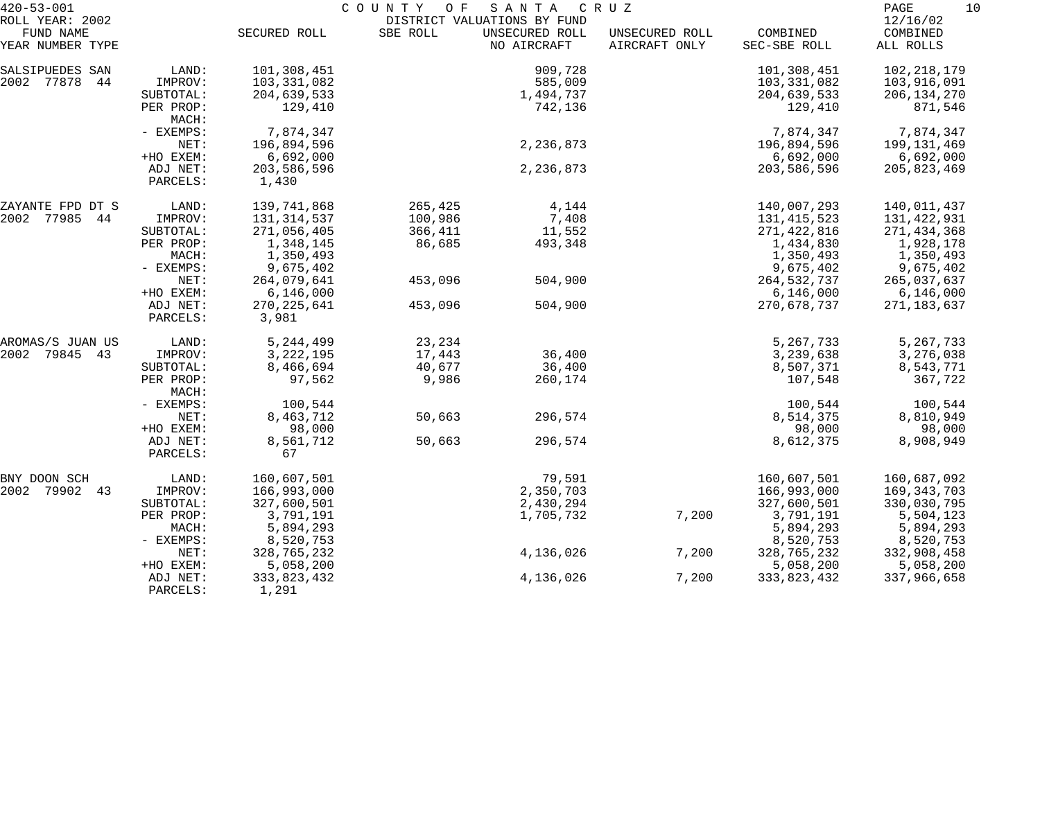420-53-001 COUNTY OF SANTA CRUZ

ROLL YEAR: 2002 DISTRICT VALUATIONS BY FUND 12/16/02

| FUND NAME YEAR NUMBER TYPE | | SECURED ROLL | SBE ROLL | UNSECURED ROLL NO AIRCRAFT | UNSECURED ROLL AIRCRAFT ONLY | COMBINED SEC-SBE ROLL | COMBINED ALL ROLLS |
|---|---|---|---|---|---|---|---|
| SALSIPUEDES SAN | LAND: | 101,308,451 | | 909,728 | | 101,308,451 | 102,218,179 |
| 2002 77878 44 | IMPROV: | 103,331,082 | | 585,009 | | 103,331,082 | 103,916,091 |
| | SUBTOTAL: | 204,639,533 | | 1,494,737 | | 204,639,533 | 206,134,270 |
| | PER PROP: | 129,410 | | 742,136 | | 129,410 | 871,546 |
| | MACH: | | | | | | |
| | - EXEMPS: | 7,874,347 | | | | 7,874,347 | 7,874,347 |
| | NET: | 196,894,596 | | 2,236,873 | | 196,894,596 | 199,131,469 |
| | +HO EXEM: | 6,692,000 | | | | 6,692,000 | 6,692,000 |
| | ADJ NET: | 203,586,596 | | 2,236,873 | | 203,586,596 | 205,823,469 |
| | PARCELS: | 1,430 | | | | | |
| ZAYANTE FPD DT S | LAND: | 139,741,868 | 265,425 | 4,144 | | 140,007,293 | 140,011,437 |
| 2002 77985 44 | IMPROV: | 131,314,537 | 100,986 | 7,408 | | 131,415,523 | 131,422,931 |
| | SUBTOTAL: | 271,056,405 | 366,411 | 11,552 | | 271,422,816 | 271,434,368 |
| | PER PROP: | 1,348,145 | 86,685 | 493,348 | | 1,434,830 | 1,928,178 |
| | MACH: | 1,350,493 | | | | 1,350,493 | 1,350,493 |
| | - EXEMPS: | 9,675,402 | | | | 9,675,402 | 9,675,402 |
| | NET: | 264,079,641 | 453,096 | 504,900 | | 264,532,737 | 265,037,637 |
| | +HO EXEM: | 6,146,000 | | | | 6,146,000 | 6,146,000 |
| | ADJ NET: | 270,225,641 | 453,096 | 504,900 | | 270,678,737 | 271,183,637 |
| | PARCELS: | 3,981 | | | | | |
| AROMAS/S JUAN US | LAND: | 5,244,499 | 23,234 | | | 5,267,733 | 5,267,733 |
| 2002 79845 43 | IMPROV: | 3,222,195 | 17,443 | 36,400 | | 3,239,638 | 3,276,038 |
| | SUBTOTAL: | 8,466,694 | 40,677 | 36,400 | | 8,507,371 | 8,543,771 |
| | PER PROP: | 97,562 | 9,986 | 260,174 | | 107,548 | 367,722 |
| | MACH: | | | | | | |
| | - EXEMPS: | 100,544 | | | | 100,544 | 100,544 |
| | NET: | 8,463,712 | 50,663 | 296,574 | | 8,514,375 | 8,810,949 |
| | +HO EXEM: | 98,000 | | | | 98,000 | 98,000 |
| | ADJ NET: | 8,561,712 | 50,663 | 296,574 | | 8,612,375 | 8,908,949 |
| | PARCELS: | 67 | | | | | |
| BNY DOON SCH | LAND: | 160,607,501 | | 79,591 | | 160,607,501 | 160,687,092 |
| 2002 79902 43 | IMPROV: | 166,993,000 | | 2,350,703 | | 166,993,000 | 169,343,703 |
| | SUBTOTAL: | 327,600,501 | | 2,430,294 | | 327,600,501 | 330,030,795 |
| | PER PROP: | 3,791,191 | | 1,705,732 | 7,200 | 3,791,191 | 5,504,123 |
| | MACH: | 5,894,293 | | | | 5,894,293 | 5,894,293 |
| | - EXEMPS: | 8,520,753 | | | | 8,520,753 | 8,520,753 |
| | NET: | 328,765,232 | | 4,136,026 | 7,200 | 328,765,232 | 332,908,458 |
| | +HO EXEM: | 5,058,200 | | | | 5,058,200 | 5,058,200 |
| | ADJ NET: | 333,823,432 | | 4,136,026 | 7,200 | 333,823,432 | 337,966,658 |
| | PARCELS: | 1,291 | | | | | |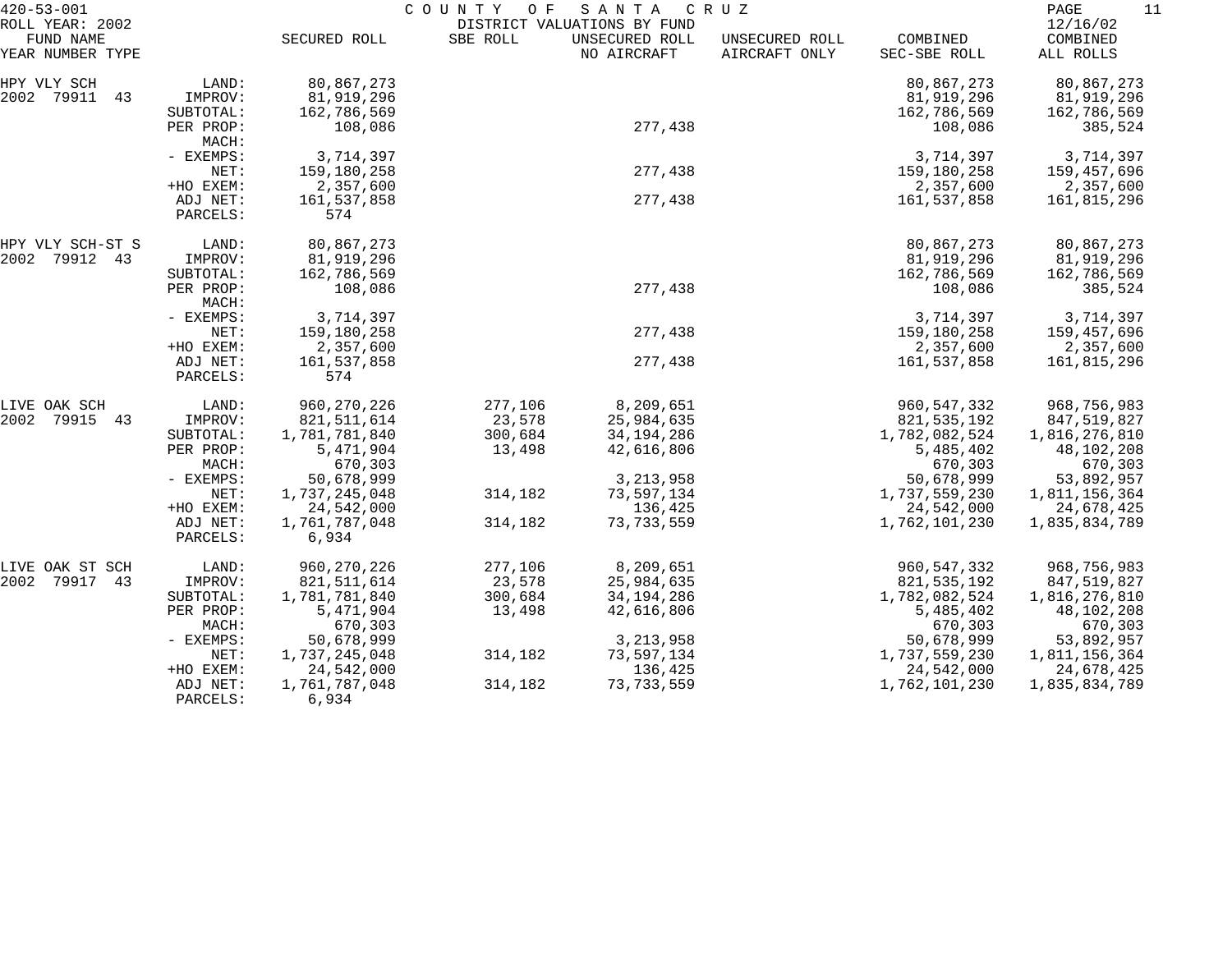420-53-001 COUNTY OF SANTA CRUZ

ROLL YEAR: 2002 DISTRICT VALUATIONS BY FUND 12/16/02

| FUND NAME YEAR NUMBER TYPE | | SECURED ROLL | SBE ROLL | UNSECURED ROLL NO AIRCRAFT | UNSECURED ROLL AIRCRAFT ONLY | COMBINED SEC-SBE ROLL | COMBINED ALL ROLLS |
|---|---|---|---|---|---|---|---|
| HPY VLY SCH | LAND: | 80,867,273 | | | | 80,867,273 | 80,867,273 |
| 2002 79911 43 | IMPROV: | 81,919,296 | | | | 81,919,296 | 81,919,296 |
| | SUBTOTAL: | 162,786,569 | | | | 162,786,569 | 162,786,569 |
| | PER PROP: | 108,086 | | 277,438 | | 108,086 | 385,524 |
| | MACH: | | | | | | |
| | - EXEMPS: | 3,714,397 | | | | 3,714,397 | 3,714,397 |
| | NET: | 159,180,258 | | 277,438 | | 159,180,258 | 159,457,696 |
| | +HO EXEM: | 2,357,600 | | | | 2,357,600 | 2,357,600 |
| | ADJ NET: | 161,537,858 | | 277,438 | | 161,537,858 | 161,815,296 |
| | PARCELS: | 574 | | | | | |
| HPY VLY SCH-ST S | LAND: | 80,867,273 | | | | 80,867,273 | 80,867,273 |
| 2002 79912 43 | IMPROV: | 81,919,296 | | | | 81,919,296 | 81,919,296 |
| | SUBTOTAL: | 162,786,569 | | | | 162,786,569 | 162,786,569 |
| | PER PROP: | 108,086 | | 277,438 | | 108,086 | 385,524 |
| | MACH: | | | | | | |
| | - EXEMPS: | 3,714,397 | | | | 3,714,397 | 3,714,397 |
| | NET: | 159,180,258 | | 277,438 | | 159,180,258 | 159,457,696 |
| | +HO EXEM: | 2,357,600 | | | | 2,357,600 | 2,357,600 |
| | ADJ NET: | 161,537,858 | | 277,438 | | 161,537,858 | 161,815,296 |
| | PARCELS: | 574 | | | | | |
| LIVE OAK SCH | LAND: | 960,270,226 | 277,106 | 8,209,651 | | 960,547,332 | 968,756,983 |
| 2002 79915 43 | IMPROV: | 821,511,614 | 23,578 | 25,984,635 | | 821,535,192 | 847,519,827 |
| | SUBTOTAL: | 1,781,781,840 | 300,684 | 34,194,286 | | 1,782,082,524 | 1,816,276,810 |
| | PER PROP: | 5,471,904 | 13,498 | 42,616,806 | | 5,485,402 | 48,102,208 |
| | MACH: | 670,303 | | | | 670,303 | 670,303 |
| | - EXEMPS: | 50,678,999 | | 3,213,958 | | 50,678,999 | 53,892,957 |
| | NET: | 1,737,245,048 | 314,182 | 73,597,134 | | 1,737,559,230 | 1,811,156,364 |
| | +HO EXEM: | 24,542,000 | | 136,425 | | 24,542,000 | 24,678,425 |
| | ADJ NET: | 1,761,787,048 | 314,182 | 73,733,559 | | 1,762,101,230 | 1,835,834,789 |
| | PARCELS: | 6,934 | | | | | |
| LIVE OAK ST SCH | LAND: | 960,270,226 | 277,106 | 8,209,651 | | 960,547,332 | 968,756,983 |
| 2002 79917 43 | IMPROV: | 821,511,614 | 23,578 | 25,984,635 | | 821,535,192 | 847,519,827 |
| | SUBTOTAL: | 1,781,781,840 | 300,684 | 34,194,286 | | 1,782,082,524 | 1,816,276,810 |
| | PER PROP: | 5,471,904 | 13,498 | 42,616,806 | | 5,485,402 | 48,102,208 |
| | MACH: | 670,303 | | | | 670,303 | 670,303 |
| | - EXEMPS: | 50,678,999 | | 3,213,958 | | 50,678,999 | 53,892,957 |
| | NET: | 1,737,245,048 | 314,182 | 73,597,134 | | 1,737,559,230 | 1,811,156,364 |
| | +HO EXEM: | 24,542,000 | | 136,425 | | 24,542,000 | 24,678,425 |
| | ADJ NET: | 1,761,787,048 | 314,182 | 73,733,559 | | 1,762,101,230 | 1,835,834,789 |
| | PARCELS: | 6,934 | | | | | |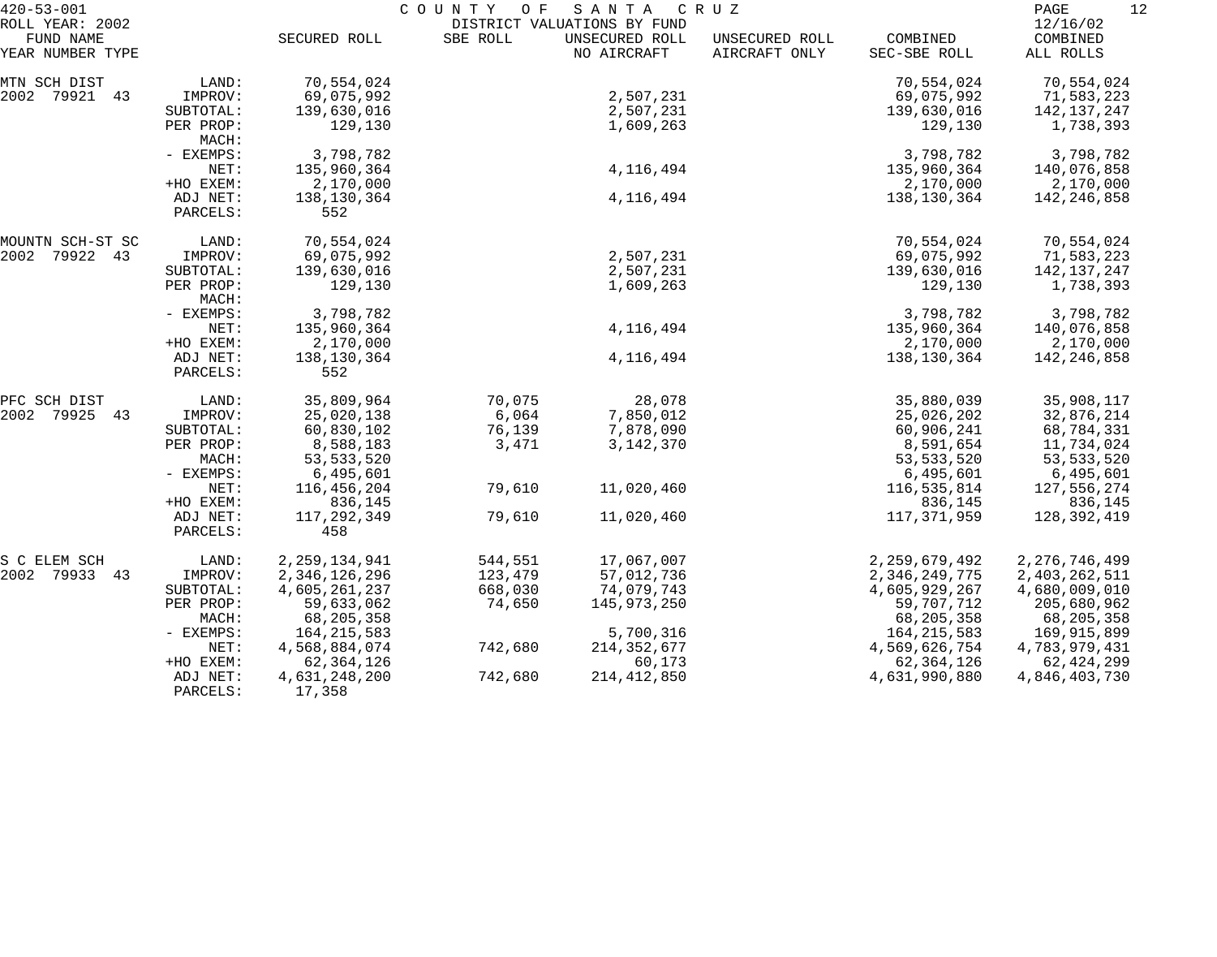420-53-001 COUNTY OF SANTA CRUZ

ROLL YEAR: 2002 DISTRICT VALUATIONS BY FUND 12/16/02

| FUND NAME YEAR NUMBER TYPE | | SECURED ROLL | SBE ROLL | UNSECURED ROLL NO AIRCRAFT | UNSECURED ROLL AIRCRAFT ONLY | COMBINED SEC-SBE ROLL | COMBINED ALL ROLLS |
|---|---|---|---|---|---|---|---|
| MTN SCH DIST | LAND: | 70,554,024 | | | | 70,554,024 | 70,554,024 |
| 2002 79921 43 | IMPROV: | 69,075,992 | | 2,507,231 | | 69,075,992 | 71,583,223 |
| | SUBTOTAL: | 139,630,016 | | 2,507,231 | | 139,630,016 | 142,137,247 |
| | PER PROP: | 129,130 | | 1,609,263 | | 129,130 | 1,738,393 |
| | MACH: | | | | | | |
| | - EXEMPS: | 3,798,782 | | | | 3,798,782 | 3,798,782 |
| | NET: | 135,960,364 | | 4,116,494 | | 135,960,364 | 140,076,858 |
| | +HO EXEM: | 2,170,000 | | | | 2,170,000 | 2,170,000 |
| | ADJ NET: | 138,130,364 | | 4,116,494 | | 138,130,364 | 142,246,858 |
| | PARCELS: | 552 | | | | | |
| MOUNTN SCH-ST SC | LAND: | 70,554,024 | | | | 70,554,024 | 70,554,024 |
| 2002 79922 43 | IMPROV: | 69,075,992 | | 2,507,231 | | 69,075,992 | 71,583,223 |
| | SUBTOTAL: | 139,630,016 | | 2,507,231 | | 139,630,016 | 142,137,247 |
| | PER PROP: | 129,130 | | 1,609,263 | | 129,130 | 1,738,393 |
| | MACH: | | | | | | |
| | - EXEMPS: | 3,798,782 | | | | 3,798,782 | 3,798,782 |
| | NET: | 135,960,364 | | 4,116,494 | | 135,960,364 | 140,076,858 |
| | +HO EXEM: | 2,170,000 | | | | 2,170,000 | 2,170,000 |
| | ADJ NET: | 138,130,364 | | 4,116,494 | | 138,130,364 | 142,246,858 |
| | PARCELS: | 552 | | | | | |
| PFC SCH DIST | LAND: | 35,809,964 | 70,075 | 28,078 | | 35,880,039 | 35,908,117 |
| 2002 79925 43 | IMPROV: | 25,020,138 | 6,064 | 7,850,012 | | 25,026,202 | 32,876,214 |
| | SUBTOTAL: | 60,830,102 | 76,139 | 7,878,090 | | 60,906,241 | 68,784,331 |
| | PER PROP: | 8,588,183 | 3,471 | 3,142,370 | | 8,591,654 | 11,734,024 |
| | MACH: | 53,533,520 | | | | 53,533,520 | 53,533,520 |
| | - EXEMPS: | 6,495,601 | | | | 6,495,601 | 6,495,601 |
| | NET: | 116,456,204 | 79,610 | 11,020,460 | | 116,535,814 | 127,556,274 |
| | +HO EXEM: | 836,145 | | | | 836,145 | 836,145 |
| | ADJ NET: | 117,292,349 | 79,610 | 11,020,460 | | 117,371,959 | 128,392,419 |
| | PARCELS: | 458 | | | | | |
| S C ELEM SCH | LAND: | 2,259,134,941 | 544,551 | 17,067,007 | | 2,259,679,492 | 2,276,746,499 |
| 2002 79933 43 | IMPROV: | 2,346,126,296 | 123,479 | 57,012,736 | | 2,346,249,775 | 2,403,262,511 |
| | SUBTOTAL: | 4,605,261,237 | 668,030 | 74,079,743 | | 4,605,929,267 | 4,680,009,010 |
| | PER PROP: | 59,633,062 | 74,650 | 145,973,250 | | 59,707,712 | 205,680,962 |
| | MACH: | 68,205,358 | | | | 68,205,358 | 68,205,358 |
| | - EXEMPS: | 164,215,583 | | 5,700,316 | | 164,215,583 | 169,915,899 |
| | NET: | 4,568,884,074 | 742,680 | 214,352,677 | | 4,569,626,754 | 4,783,979,431 |
| | +HO EXEM: | 62,364,126 | | 60,173 | | 62,364,126 | 62,424,299 |
| | ADJ NET: | 4,631,248,200 | 742,680 | 214,412,850 | | 4,631,990,880 | 4,846,403,730 |
| | PARCELS: | 17,358 | | | | | |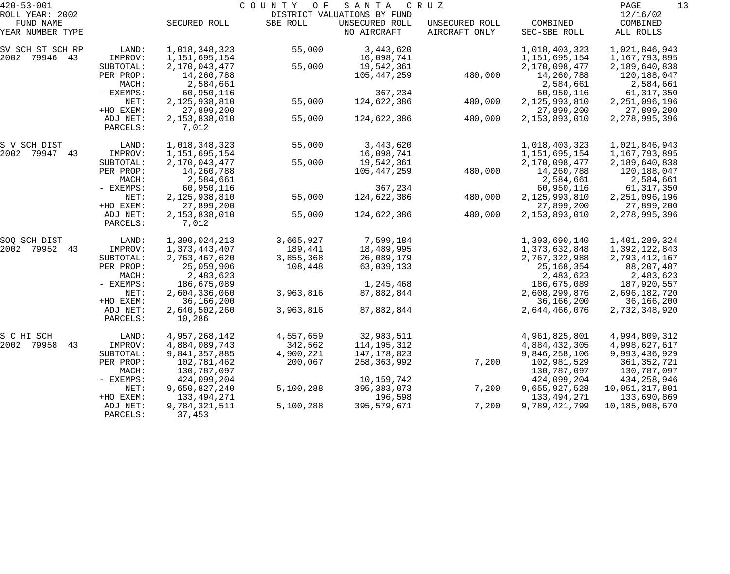420-53-001 COUNTY OF SANTA CRUZ

ROLL YEAR: 2002 DISTRICT VALUATIONS BY FUND 12/16/02

| FUND NAME YEAR NUMBER TYPE | | SECURED ROLL | SBE ROLL | UNSECURED ROLL NO AIRCRAFT | UNSECURED ROLL AIRCRAFT ONLY | COMBINED SEC-SBE ROLL | COMBINED ALL ROLLS |
|---|---|---|---|---|---|---|---|
| SV SCH ST SCH RP | LAND: | 1,018,348,323 | 55,000 | 3,443,620 | | 1,018,403,323 | 1,021,846,943 |
| 2002 79946 43 | IMPROV: | 1,151,695,154 | | 16,098,741 | | 1,151,695,154 | 1,167,793,895 |
| | SUBTOTAL: | 2,170,043,477 | 55,000 | 19,542,361 | | 2,170,098,477 | 2,189,640,838 |
| | PER PROP: | 14,260,788 | | 105,447,259 | 480,000 | 14,260,788 | 120,188,047 |
| | MACH: | 2,584,661 | | | | 2,584,661 | 2,584,661 |
| | - EXEMPS: | 60,950,116 | | 367,234 | | 60,950,116 | 61,317,350 |
| | NET: | 2,125,938,810 | 55,000 | 124,622,386 | 480,000 | 2,125,993,810 | 2,251,096,196 |
| | +HO EXEM: | 27,899,200 | | | | 27,899,200 | 27,899,200 |
| | ADJ NET: | 2,153,838,010 | 55,000 | 124,622,386 | 480,000 | 2,153,893,010 | 2,278,995,396 |
| | PARCELS: | 7,012 | | | | | |
| S V SCH DIST | LAND: | 1,018,348,323 | 55,000 | 3,443,620 | | 1,018,403,323 | 1,021,846,943 |
| 2002 79947 43 | IMPROV: | 1,151,695,154 | | 16,098,741 | | 1,151,695,154 | 1,167,793,895 |
| | SUBTOTAL: | 2,170,043,477 | 55,000 | 19,542,361 | | 2,170,098,477 | 2,189,640,838 |
| | PER PROP: | 14,260,788 | | 105,447,259 | 480,000 | 14,260,788 | 120,188,047 |
| | MACH: | 2,584,661 | | | | 2,584,661 | 2,584,661 |
| | - EXEMPS: | 60,950,116 | | 367,234 | | 60,950,116 | 61,317,350 |
| | NET: | 2,125,938,810 | 55,000 | 124,622,386 | 480,000 | 2,125,993,810 | 2,251,096,196 |
| | +HO EXEM: | 27,899,200 | | | | 27,899,200 | 27,899,200 |
| | ADJ NET: | 2,153,838,010 | 55,000 | 124,622,386 | 480,000 | 2,153,893,010 | 2,278,995,396 |
| | PARCELS: | 7,012 | | | | | |
| SOQ SCH DIST | LAND: | 1,390,024,213 | 3,665,927 | 7,599,184 | | 1,393,690,140 | 1,401,289,324 |
| 2002 79952 43 | IMPROV: | 1,373,443,407 | 189,441 | 18,489,995 | | 1,373,632,848 | 1,392,122,843 |
| | SUBTOTAL: | 2,763,467,620 | 3,855,368 | 26,089,179 | | 2,767,322,988 | 2,793,412,167 |
| | PER PROP: | 25,059,906 | 108,448 | 63,039,133 | | 25,168,354 | 88,207,487 |
| | MACH: | 2,483,623 | | | | 2,483,623 | 2,483,623 |
| | - EXEMPS: | 186,675,089 | | 1,245,468 | | 186,675,089 | 187,920,557 |
| | NET: | 2,604,336,060 | 3,963,816 | 87,882,844 | | 2,608,299,876 | 2,696,182,720 |
| | +HO EXEM: | 36,166,200 | | | | 36,166,200 | 36,166,200 |
| | ADJ NET: | 2,640,502,260 | 3,963,816 | 87,882,844 | | 2,644,466,076 | 2,732,348,920 |
| | PARCELS: | 10,286 | | | | | |
| S C HI SCH | LAND: | 4,957,268,142 | 4,557,659 | 32,983,511 | | 4,961,825,801 | 4,994,809,312 |
| 2002 79958 43 | IMPROV: | 4,884,089,743 | 342,562 | 114,195,312 | | 4,884,432,305 | 4,998,627,617 |
| | SUBTOTAL: | 9,841,357,885 | 4,900,221 | 147,178,823 | | 9,846,258,106 | 9,993,436,929 |
| | PER PROP: | 102,781,462 | 200,067 | 258,363,992 | 7,200 | 102,981,529 | 361,352,721 |
| | MACH: | 130,787,097 | | | | 130,787,097 | 130,787,097 |
| | - EXEMPS: | 424,099,204 | | 10,159,742 | | 424,099,204 | 434,258,946 |
| | NET: | 9,650,827,240 | 5,100,288 | 395,383,073 | 7,200 | 9,655,927,528 | 10,051,317,801 |
| | +HO EXEM: | 133,494,271 | | 196,598 | | 133,494,271 | 133,690,869 |
| | ADJ NET: | 9,784,321,511 | 5,100,288 | 395,579,671 | 7,200 | 9,789,421,799 | 10,185,008,670 |
| | PARCELS: | 37,453 | | | | | |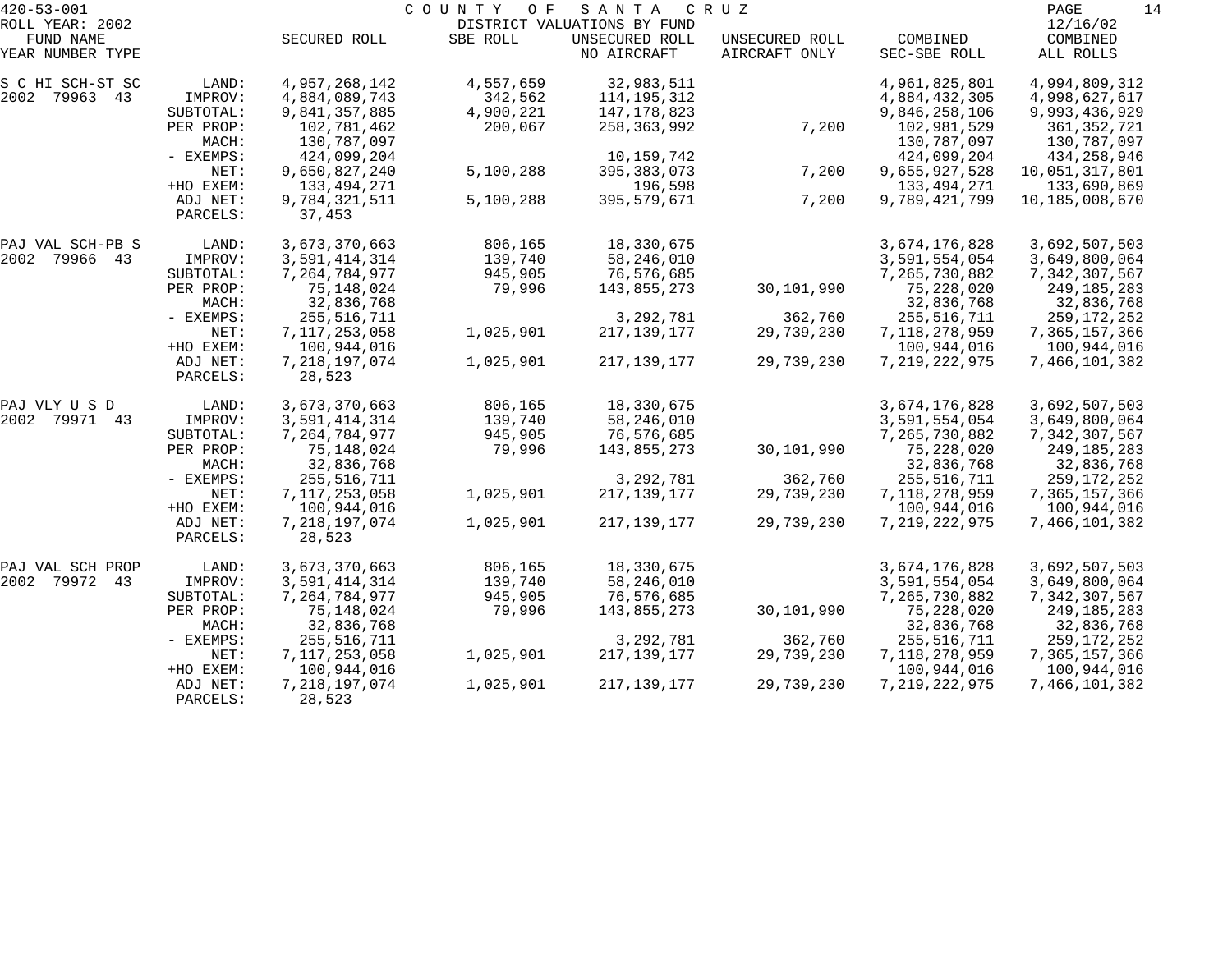420-53-001 COUNTY OF SANTA CRUZ

ROLL YEAR: 2002 DISTRICT VALUATIONS BY FUND 12/16/02

| FUND NAME<br>YEAR NUMBER TYPE | | SECURED ROLL | SBE ROLL | UNSECURED ROLL<br>NO AIRCRAFT | UNSECURED ROLL<br>AIRCRAFT ONLY | COMBINED<br>SEC-SBE ROLL | COMBINED<br>ALL ROLLS |
|---|---|---|---|---|---|---|---|
| S C HI SCH-ST SC | LAND: | 4,957,268,142 | 4,557,659 | 32,983,511 | | 4,961,825,801 | 4,994,809,312 |
| 2002 79963 43 | IMPROV: | 4,884,089,743 | 342,562 | 114,195,312 | | 4,884,432,305 | 4,998,627,617 |
| | SUBTOTAL: | 9,841,357,885 | 4,900,221 | 147,178,823 | | 9,846,258,106 | 9,993,436,929 |
| | PER PROP: | 102,781,462 | 200,067 | 258,363,992 | 7,200 | 102,981,529 | 361,352,721 |
| | MACH: | 130,787,097 | | | | 130,787,097 | 130,787,097 |
| | - EXEMPS: | 424,099,204 | | 10,159,742 | | 424,099,204 | 434,258,946 |
| | NET: | 9,650,827,240 | 5,100,288 | 395,383,073 | 7,200 | 9,655,927,528 | 10,051,317,801 |
| | +HO EXEM: | 133,494,271 | | 196,598 | | 133,494,271 | 133,690,869 |
| | ADJ NET: | 9,784,321,511 | 5,100,288 | 395,579,671 | 7,200 | 9,789,421,799 | 10,185,008,670 |
| | PARCELS: | 37,453 | | | | | |
| PAJ VAL SCH-PB S | LAND: | 3,673,370,663 | 806,165 | 18,330,675 | | 3,674,176,828 | 3,692,507,503 |
| 2002 79966 43 | IMPROV: | 3,591,414,314 | 139,740 | 58,246,010 | | 3,591,554,054 | 3,649,800,064 |
| | SUBTOTAL: | 7,264,784,977 | 945,905 | 76,576,685 | | 7,265,730,882 | 7,342,307,567 |
| | PER PROP: | 75,148,024 | 79,996 | 143,855,273 | 30,101,990 | 75,228,020 | 249,185,283 |
| | MACH: | 32,836,768 | | | | 32,836,768 | 32,836,768 |
| | - EXEMPS: | 255,516,711 | | 3,292,781 | 362,760 | 255,516,711 | 259,172,252 |
| | NET: | 7,117,253,058 | 1,025,901 | 217,139,177 | 29,739,230 | 7,118,278,959 | 7,365,157,366 |
| | +HO EXEM: | 100,944,016 | | | | 100,944,016 | 100,944,016 |
| | ADJ NET: | 7,218,197,074 | 1,025,901 | 217,139,177 | 29,739,230 | 7,219,222,975 | 7,466,101,382 |
| | PARCELS: | 28,523 | | | | | |
| PAJ VLY U S D | LAND: | 3,673,370,663 | 806,165 | 18,330,675 | | 3,674,176,828 | 3,692,507,503 |
| 2002 79971 43 | IMPROV: | 3,591,414,314 | 139,740 | 58,246,010 | | 3,591,554,054 | 3,649,800,064 |
| | SUBTOTAL: | 7,264,784,977 | 945,905 | 76,576,685 | | 7,265,730,882 | 7,342,307,567 |
| | PER PROP: | 75,148,024 | 79,996 | 143,855,273 | 30,101,990 | 75,228,020 | 249,185,283 |
| | MACH: | 32,836,768 | | | | 32,836,768 | 32,836,768 |
| | - EXEMPS: | 255,516,711 | | 3,292,781 | 362,760 | 255,516,711 | 259,172,252 |
| | NET: | 7,117,253,058 | 1,025,901 | 217,139,177 | 29,739,230 | 7,118,278,959 | 7,365,157,366 |
| | +HO EXEM: | 100,944,016 | | | | 100,944,016 | 100,944,016 |
| | ADJ NET: | 7,218,197,074 | 1,025,901 | 217,139,177 | 29,739,230 | 7,219,222,975 | 7,466,101,382 |
| | PARCELS: | 28,523 | | | | | |
| PAJ VAL SCH PROP | LAND: | 3,673,370,663 | 806,165 | 18,330,675 | | 3,674,176,828 | 3,692,507,503 |
| 2002 79972 43 | IMPROV: | 3,591,414,314 | 139,740 | 58,246,010 | | 3,591,554,054 | 3,649,800,064 |
| | SUBTOTAL: | 7,264,784,977 | 945,905 | 76,576,685 | | 7,265,730,882 | 7,342,307,567 |
| | PER PROP: | 75,148,024 | 79,996 | 143,855,273 | 30,101,990 | 75,228,020 | 249,185,283 |
| | MACH: | 32,836,768 | | | | 32,836,768 | 32,836,768 |
| | - EXEMPS: | 255,516,711 | | 3,292,781 | 362,760 | 255,516,711 | 259,172,252 |
| | NET: | 7,117,253,058 | 1,025,901 | 217,139,177 | 29,739,230 | 7,118,278,959 | 7,365,157,366 |
| | +HO EXEM: | 100,944,016 | | | | 100,944,016 | 100,944,016 |
| | ADJ NET: | 7,218,197,074 | 1,025,901 | 217,139,177 | 29,739,230 | 7,219,222,975 | 7,466,101,382 |
| | PARCELS: | 28,523 | | | | | |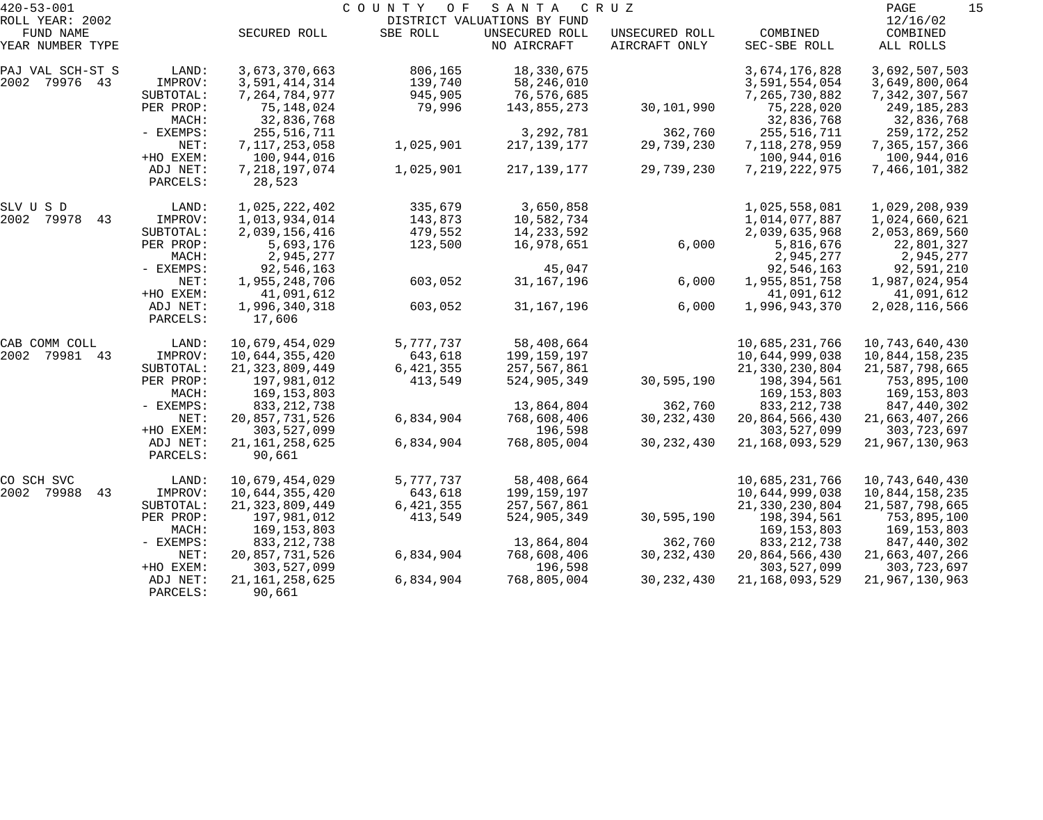420-53-001 COUNTY OF SANTA CRUZ
ROLL YEAR: 2002 DISTRICT VALUATIONS BY FUND 12/16/02

| FUND NAME YEAR NUMBER TYPE | | SECURED ROLL | SBE ROLL | UNSECURED ROLL NO AIRCRAFT | UNSECURED ROLL AIRCRAFT ONLY | COMBINED SEC-SBE ROLL | COMBINED ALL ROLLS |
|---|---|---|---|---|---|---|---|
| PAJ VAL SCH-ST S | LAND: | 3,673,370,663 | 806,165 | 18,330,675 | | 3,674,176,828 | 3,692,507,503 |
| 2002 79976 43 | IMPROV: | 3,591,414,314 | 139,740 | 58,246,010 | | 3,591,554,054 | 3,649,800,064 |
| | SUBTOTAL: | 7,264,784,977 | 945,905 | 76,576,685 | | 7,265,730,882 | 7,342,307,567 |
| | PER PROP: | 75,148,024 | 79,996 | 143,855,273 | 30,101,990 | 75,228,020 | 249,185,283 |
| | MACH: | 32,836,768 | | | | 32,836,768 | 32,836,768 |
| | - EXEMPS: | 255,516,711 | | 3,292,781 | 362,760 | 255,516,711 | 259,172,252 |
| | NET: | 7,117,253,058 | 1,025,901 | 217,139,177 | 29,739,230 | 7,118,278,959 | 7,365,157,366 |
| | +HO EXEM: | 100,944,016 | | | | 100,944,016 | 100,944,016 |
| | ADJ NET: | 7,218,197,074 | 1,025,901 | 217,139,177 | 29,739,230 | 7,219,222,975 | 7,466,101,382 |
| | PARCELS: | 28,523 | | | | | |
| SLV U S D | LAND: | 1,025,222,402 | 335,679 | 3,650,858 | | 1,025,558,081 | 1,029,208,939 |
| 2002 79978 43 | IMPROV: | 1,013,934,014 | 143,873 | 10,582,734 | | 1,014,077,887 | 1,024,660,621 |
| | SUBTOTAL: | 2,039,156,416 | 479,552 | 14,233,592 | | 2,039,635,968 | 2,053,869,560 |
| | PER PROP: | 5,693,176 | 123,500 | 16,978,651 | 6,000 | 5,816,676 | 22,801,327 |
| | MACH: | 2,945,277 | | | | 2,945,277 | 2,945,277 |
| | - EXEMPS: | 92,546,163 | | 45,047 | | 92,546,163 | 92,591,210 |
| | NET: | 1,955,248,706 | 603,052 | 31,167,196 | 6,000 | 1,955,851,758 | 1,987,024,954 |
| | +HO EXEM: | 41,091,612 | | | | 41,091,612 | 41,091,612 |
| | ADJ NET: | 1,996,340,318 | 603,052 | 31,167,196 | 6,000 | 1,996,943,370 | 2,028,116,566 |
| | PARCELS: | 17,606 | | | | | |
| CAB COMM COLL | LAND: | 10,679,454,029 | 5,777,737 | 58,408,664 | | 10,685,231,766 | 10,743,640,430 |
| 2002 79981 43 | IMPROV: | 10,644,355,420 | 643,618 | 199,159,197 | | 10,644,999,038 | 10,844,158,235 |
| | SUBTOTAL: | 21,323,809,449 | 6,421,355 | 257,567,861 | | 21,330,230,804 | 21,587,798,665 |
| | PER PROP: | 197,981,012 | 413,549 | 524,905,349 | 30,595,190 | 198,394,561 | 753,895,100 |
| | MACH: | 169,153,803 | | | | 169,153,803 | 169,153,803 |
| | - EXEMPS: | 833,212,738 | | 13,864,804 | 362,760 | 833,212,738 | 847,440,302 |
| | NET: | 20,857,731,526 | 6,834,904 | 768,608,406 | 30,232,430 | 20,864,566,430 | 21,663,407,266 |
| | +HO EXEM: | 303,527,099 | | 196,598 | | 303,527,099 | 303,723,697 |
| | ADJ NET: | 21,161,258,625 | 6,834,904 | 768,805,004 | 30,232,430 | 21,168,093,529 | 21,967,130,963 |
| | PARCELS: | 90,661 | | | | | |
| CO SCH SVC | LAND: | 10,679,454,029 | 5,777,737 | 58,408,664 | | 10,685,231,766 | 10,743,640,430 |
| 2002 79988 43 | IMPROV: | 10,644,355,420 | 643,618 | 199,159,197 | | 10,644,999,038 | 10,844,158,235 |
| | SUBTOTAL: | 21,323,809,449 | 6,421,355 | 257,567,861 | | 21,330,230,804 | 21,587,798,665 |
| | PER PROP: | 197,981,012 | 413,549 | 524,905,349 | 30,595,190 | 198,394,561 | 753,895,100 |
| | MACH: | 169,153,803 | | | | 169,153,803 | 169,153,803 |
| | - EXEMPS: | 833,212,738 | | 13,864,804 | 362,760 | 833,212,738 | 847,440,302 |
| | NET: | 20,857,731,526 | 6,834,904 | 768,608,406 | 30,232,430 | 20,864,566,430 | 21,663,407,266 |
| | +HO EXEM: | 303,527,099 | | 196,598 | | 303,527,099 | 303,723,697 |
| | ADJ NET: | 21,161,258,625 | 6,834,904 | 768,805,004 | 30,232,430 | 21,168,093,529 | 21,967,130,963 |
| | PARCELS: | 90,661 | | | | | |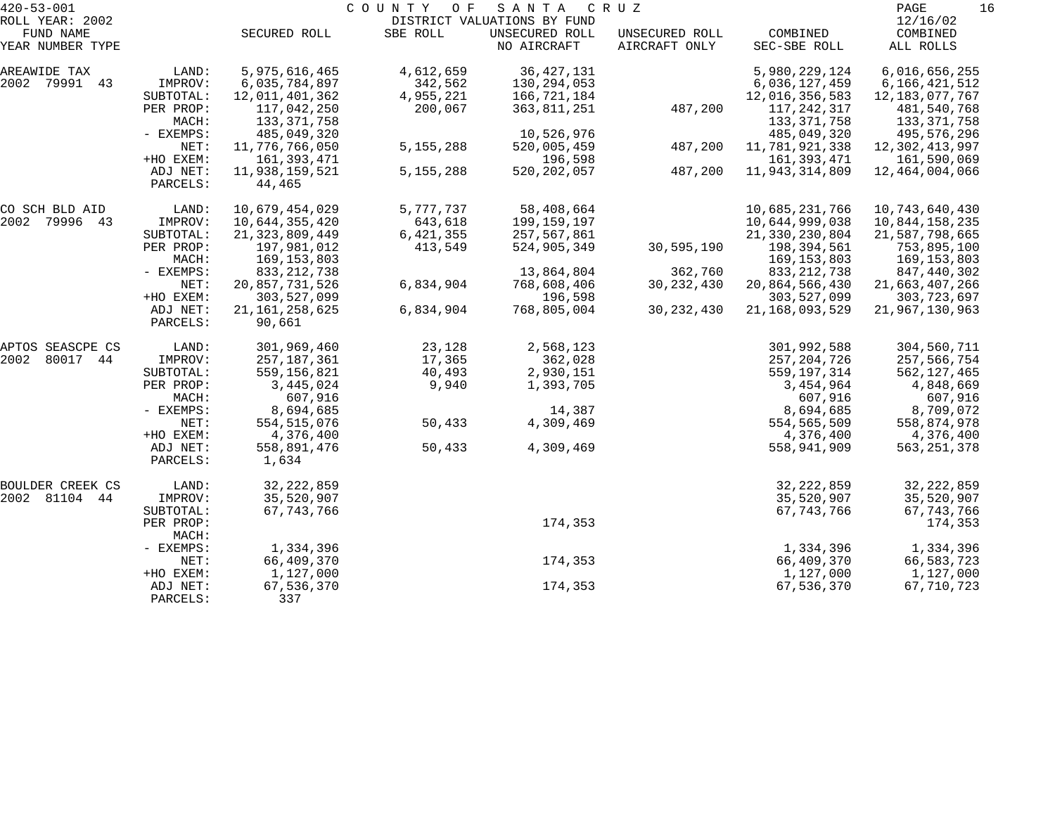420-53-001 COUNTY OF SANTA CRUZ
ROLL YEAR: 2002 DISTRICT VALUATIONS BY FUND 12/16/02

| FUND NAME YEAR NUMBER TYPE | | SECURED ROLL | SBE ROLL | UNSECURED ROLL NO AIRCRAFT | UNSECURED ROLL AIRCRAFT ONLY | COMBINED SEC-SBE ROLL | COMBINED ALL ROLLS |
|---|---|---|---|---|---|---|---|
| AREAWIDE TAX | LAND: | 5,975,616,465 | 4,612,659 | 36,427,131 | | 5,980,229,124 | 6,016,656,255 |
| 2002 79991 43 | IMPROV: | 6,035,784,897 | 342,562 | 130,294,053 | | 6,036,127,459 | 6,166,421,512 |
| | SUBTOTAL: | 12,011,401,362 | 4,955,221 | 166,721,184 | | 12,016,356,583 | 12,183,077,767 |
| | PER PROP: | 117,042,250 | 200,067 | 363,811,251 | 487,200 | 117,242,317 | 481,540,768 |
| | MACH: | 133,371,758 | | | | 133,371,758 | 133,371,758 |
| | - EXEMPS: | 485,049,320 | | 10,526,976 | | 485,049,320 | 495,576,296 |
| | NET: | 11,776,766,050 | 5,155,288 | 520,005,459 | 487,200 | 11,781,921,338 | 12,302,413,997 |
| | +HO EXEM: | 161,393,471 | | 196,598 | | 161,393,471 | 161,590,069 |
| | ADJ NET: | 11,938,159,521 | 5,155,288 | 520,202,057 | 487,200 | 11,943,314,809 | 12,464,004,066 |
| | PARCELS: | 44,465 | | | | | |
| CO SCH BLD AID | LAND: | 10,679,454,029 | 5,777,737 | 58,408,664 | | 10,685,231,766 | 10,743,640,430 |
| 2002 79996 43 | IMPROV: | 10,644,355,420 | 643,618 | 199,159,197 | | 10,644,999,038 | 10,844,158,235 |
| | SUBTOTAL: | 21,323,809,449 | 6,421,355 | 257,567,861 | | 21,330,230,804 | 21,587,798,665 |
| | PER PROP: | 197,981,012 | 413,549 | 524,905,349 | 30,595,190 | 198,394,561 | 753,895,100 |
| | MACH: | 169,153,803 | | | | 169,153,803 | 169,153,803 |
| | - EXEMPS: | 833,212,738 | | 13,864,804 | 362,760 | 833,212,738 | 847,440,302 |
| | NET: | 20,857,731,526 | 6,834,904 | 768,608,406 | 30,232,430 | 20,864,566,430 | 21,663,407,266 |
| | +HO EXEM: | 303,527,099 | | 196,598 | | 303,527,099 | 303,723,697 |
| | ADJ NET: | 21,161,258,625 | 6,834,904 | 768,805,004 | 30,232,430 | 21,168,093,529 | 21,967,130,963 |
| | PARCELS: | 90,661 | | | | | |
| APTOS SEASCPE CS | LAND: | 301,969,460 | 23,128 | 2,568,123 | | 301,992,588 | 304,560,711 |
| 2002 80017 44 | IMPROV: | 257,187,361 | 17,365 | 362,028 | | 257,204,726 | 257,566,754 |
| | SUBTOTAL: | 559,156,821 | 40,493 | 2,930,151 | | 559,197,314 | 562,127,465 |
| | PER PROP: | 3,445,024 | 9,940 | 1,393,705 | | 3,454,964 | 4,848,669 |
| | MACH: | 607,916 | | | | 607,916 | 607,916 |
| | - EXEMPS: | 8,694,685 | | 14,387 | | 8,694,685 | 8,709,072 |
| | NET: | 554,515,076 | 50,433 | 4,309,469 | | 554,565,509 | 558,874,978 |
| | +HO EXEM: | 4,376,400 | | | | 4,376,400 | 4,376,400 |
| | ADJ NET: | 558,891,476 | 50,433 | 4,309,469 | | 558,941,909 | 563,251,378 |
| | PARCELS: | 1,634 | | | | | |
| BOULDER CREEK CS | LAND: | 32,222,859 | | | | 32,222,859 | 32,222,859 |
| 2002 81104 44 | IMPROV: | 35,520,907 | | | | 35,520,907 | 35,520,907 |
| | SUBTOTAL: | 67,743,766 | | | | 67,743,766 | 67,743,766 |
| | PER PROP: | | | 174,353 | | | 174,353 |
| | MACH: | | | | | | |
| | - EXEMPS: | 1,334,396 | | | | 1,334,396 | 1,334,396 |
| | NET: | 66,409,370 | | 174,353 | | 66,409,370 | 66,583,723 |
| | +HO EXEM: | 1,127,000 | | | | 1,127,000 | 1,127,000 |
| | ADJ NET: | 67,536,370 | | 174,353 | | 67,536,370 | 67,710,723 |
| | PARCELS: | 337 | | | | | |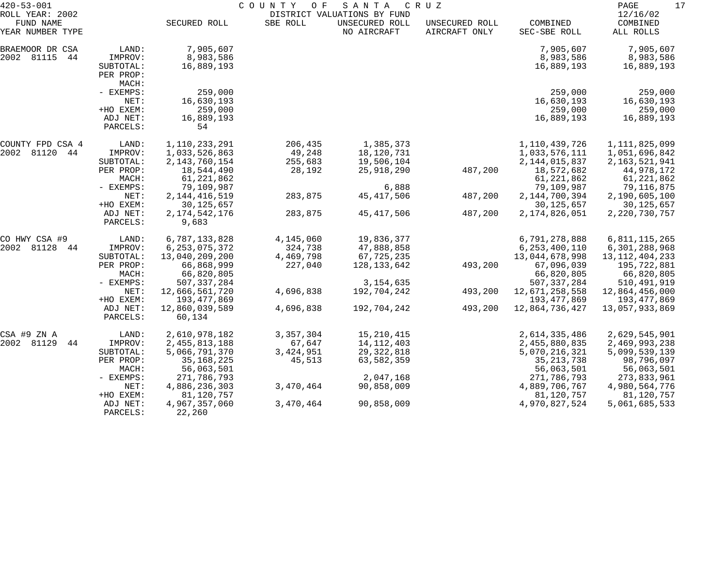420-53-001 COUNTY OF SANTA CRUZ
ROLL YEAR: 2002 DISTRICT VALUATIONS BY FUND 12/16/02

| FUND NAME YEAR NUMBER TYPE | | SECURED ROLL | SBE ROLL | UNSECURED ROLL NO AIRCRAFT | UNSECURED ROLL AIRCRAFT ONLY | COMBINED SEC-SBE ROLL | COMBINED ALL ROLLS |
|---|---|---|---|---|---|---|---|
| BRAEMOOR DR CSA | LAND: | 7,905,607 | | | | 7,905,607 | 7,905,607 |
| 2002 81115 44 | IMPROV: | 8,983,586 | | | | 8,983,586 | 8,983,586 |
| | SUBTOTAL: | 16,889,193 | | | | 16,889,193 | 16,889,193 |
| | PER PROP: | | | | | | |
| | MACH: | | | | | | |
| | - EXEMPS: | 259,000 | | | | 259,000 | 259,000 |
| | NET: | 16,630,193 | | | | 16,630,193 | 16,630,193 |
| | +HO EXEM: | 259,000 | | | | 259,000 | 259,000 |
| | ADJ NET: | 16,889,193 | | | | 16,889,193 | 16,889,193 |
| | PARCELS: | 54 | | | | | |
| COUNTY FPD CSA 4 | LAND: | 1,110,233,291 | 206,435 | 1,385,373 | | 1,110,439,726 | 1,111,825,099 |
| 2002 81120 44 | IMPROV: | 1,033,526,863 | 49,248 | 18,120,731 | | 1,033,576,111 | 1,051,696,842 |
| | SUBTOTAL: | 2,143,760,154 | 255,683 | 19,506,104 | | 2,144,015,837 | 2,163,521,941 |
| | PER PROP: | 18,544,490 | 28,192 | 25,918,290 | 487,200 | 18,572,682 | 44,978,172 |
| | MACH: | 61,221,862 | | | | 61,221,862 | 61,221,862 |
| | - EXEMPS: | 79,109,987 | | 6,888 | | 79,109,987 | 79,116,875 |
| | NET: | 2,144,416,519 | 283,875 | 45,417,506 | 487,200 | 2,144,700,394 | 2,190,605,100 |
| | +HO EXEM: | 30,125,657 | | | | 30,125,657 | 30,125,657 |
| | ADJ NET: | 2,174,542,176 | 283,875 | 45,417,506 | 487,200 | 2,174,826,051 | 2,220,730,757 |
| | PARCELS: | 9,683 | | | | | |
| CO HWY CSA #9 | LAND: | 6,787,133,828 | 4,145,060 | 19,836,377 | | 6,791,278,888 | 6,811,115,265 |
| 2002 81128 44 | IMPROV: | 6,253,075,372 | 324,738 | 47,888,858 | | 6,253,400,110 | 6,301,288,968 |
| | SUBTOTAL: | 13,040,209,200 | 4,469,798 | 67,725,235 | | 13,044,678,998 | 13,112,404,233 |
| | PER PROP: | 66,868,999 | 227,040 | 128,133,642 | 493,200 | 67,096,039 | 195,722,881 |
| | MACH: | 66,820,805 | | | | 66,820,805 | 66,820,805 |
| | - EXEMPS: | 507,337,284 | | 3,154,635 | | 507,337,284 | 510,491,919 |
| | NET: | 12,666,561,720 | 4,696,838 | 192,704,242 | 493,200 | 12,671,258,558 | 12,864,456,000 |
| | +HO EXEM: | 193,477,869 | | | | 193,477,869 | 193,477,869 |
| | ADJ NET: | 12,860,039,589 | 4,696,838 | 192,704,242 | 493,200 | 12,864,736,427 | 13,057,933,869 |
| | PARCELS: | 60,134 | | | | | |
| CSA #9 ZN A | LAND: | 2,610,978,182 | 3,357,304 | 15,210,415 | | 2,614,335,486 | 2,629,545,901 |
| 2002 81129 44 | IMPROV: | 2,455,813,188 | 67,647 | 14,112,403 | | 2,455,880,835 | 2,469,993,238 |
| | SUBTOTAL: | 5,066,791,370 | 3,424,951 | 29,322,818 | | 5,070,216,321 | 5,099,539,139 |
| | PER PROP: | 35,168,225 | 45,513 | 63,582,359 | | 35,213,738 | 98,796,097 |
| | MACH: | 56,063,501 | | | | 56,063,501 | 56,063,501 |
| | - EXEMPS: | 271,786,793 | | 2,047,168 | | 271,786,793 | 273,833,961 |
| | NET: | 4,886,236,303 | 3,470,464 | 90,858,009 | | 4,889,706,767 | 4,980,564,776 |
| | +HO EXEM: | 81,120,757 | | | | 81,120,757 | 81,120,757 |
| | ADJ NET: | 4,967,357,060 | 3,470,464 | 90,858,009 | | 4,970,827,524 | 5,061,685,533 |
| | PARCELS: | 22,260 | | | | | |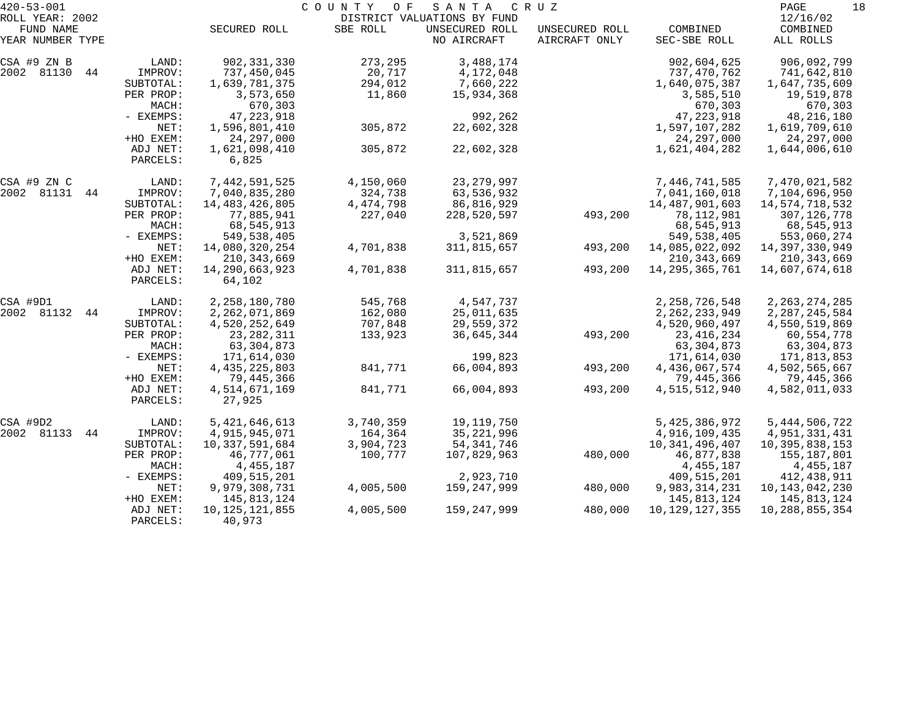420-53-001 COUNTY OF SANTA CRUZ
ROLL YEAR: 2002 DISTRICT VALUATIONS BY FUND 12/16/02

| FUND NAME YEAR NUMBER TYPE | | SECURED ROLL | SBE ROLL | UNSECURED ROLL NO AIRCRAFT | UNSECURED ROLL AIRCRAFT ONLY | COMBINED SEC-SBE ROLL | COMBINED ALL ROLLS |
|---|---|---|---|---|---|---|---|
| CSA #9 ZN B | LAND: | 902,331,330 | 273,295 | 3,488,174 | | 902,604,625 | 906,092,799 |
| 2002 81130 44 | IMPROV: | 737,450,045 | 20,717 | 4,172,048 | | 737,470,762 | 741,642,810 |
| | SUBTOTAL: | 1,639,781,375 | 294,012 | 7,660,222 | | 1,640,075,387 | 1,647,735,609 |
| | PER PROP: | 3,573,650 | 11,860 | 15,934,368 | | 3,585,510 | 19,519,878 |
| | MACH: | 670,303 | | | | 670,303 | 670,303 |
| | - EXEMPS: | 47,223,918 | | 992,262 | | 47,223,918 | 48,216,180 |
| | NET: | 1,596,801,410 | 305,872 | 22,602,328 | | 1,597,107,282 | 1,619,709,610 |
| | +HO EXEM: | 24,297,000 | | | | 24,297,000 | 24,297,000 |
| | ADJ NET: | 1,621,098,410 | 305,872 | 22,602,328 | | 1,621,404,282 | 1,644,006,610 |
| | PARCELS: | 6,825 | | | | | |
| CSA #9 ZN C | LAND: | 7,442,591,525 | 4,150,060 | 23,279,997 | | 7,446,741,585 | 7,470,021,582 |
| 2002 81131 44 | IMPROV: | 7,040,835,280 | 324,738 | 63,536,932 | | 7,041,160,018 | 7,104,696,950 |
| | SUBTOTAL: | 14,483,426,805 | 4,474,798 | 86,816,929 | | 14,487,901,603 | 14,574,718,532 |
| | PER PROP: | 77,885,941 | 227,040 | 228,520,597 | 493,200 | 78,112,981 | 307,126,778 |
| | MACH: | 68,545,913 | | | | 68,545,913 | 68,545,913 |
| | - EXEMPS: | 549,538,405 | | 3,521,869 | | 549,538,405 | 553,060,274 |
| | NET: | 14,080,320,254 | 4,701,838 | 311,815,657 | 493,200 | 14,085,022,092 | 14,397,330,949 |
| | +HO EXEM: | 210,343,669 | | | | 210,343,669 | 210,343,669 |
| | ADJ NET: | 14,290,663,923 | 4,701,838 | 311,815,657 | 493,200 | 14,295,365,761 | 14,607,674,618 |
| | PARCELS: | 64,102 | | | | | |
| CSA #9D1 | LAND: | 2,258,180,780 | 545,768 | 4,547,737 | | 2,258,726,548 | 2,263,274,285 |
| 2002 81132 44 | IMPROV: | 2,262,071,869 | 162,080 | 25,011,635 | | 2,262,233,949 | 2,287,245,584 |
| | SUBTOTAL: | 4,520,252,649 | 707,848 | 29,559,372 | | 4,520,960,497 | 4,550,519,869 |
| | PER PROP: | 23,282,311 | 133,923 | 36,645,344 | 493,200 | 23,416,234 | 60,554,778 |
| | MACH: | 63,304,873 | | | | 63,304,873 | 63,304,873 |
| | - EXEMPS: | 171,614,030 | | 199,823 | | 171,614,030 | 171,813,853 |
| | NET: | 4,435,225,803 | 841,771 | 66,004,893 | 493,200 | 4,436,067,574 | 4,502,565,667 |
| | +HO EXEM: | 79,445,366 | | | | 79,445,366 | 79,445,366 |
| | ADJ NET: | 4,514,671,169 | 841,771 | 66,004,893 | 493,200 | 4,515,512,940 | 4,582,011,033 |
| | PARCELS: | 27,925 | | | | | |
| CSA #9D2 | LAND: | 5,421,646,613 | 3,740,359 | 19,119,750 | | 5,425,386,972 | 5,444,506,722 |
| 2002 81133 44 | IMPROV: | 4,915,945,071 | 164,364 | 35,221,996 | | 4,916,109,435 | 4,951,331,431 |
| | SUBTOTAL: | 10,337,591,684 | 3,904,723 | 54,341,746 | | 10,341,496,407 | 10,395,838,153 |
| | PER PROP: | 46,777,061 | 100,777 | 107,829,963 | 480,000 | 46,877,838 | 155,187,801 |
| | MACH: | 4,455,187 | | | | 4,455,187 | 4,455,187 |
| | - EXEMPS: | 409,515,201 | | 2,923,710 | | 409,515,201 | 412,438,911 |
| | NET: | 9,979,308,731 | 4,005,500 | 159,247,999 | 480,000 | 9,983,314,231 | 10,143,042,230 |
| | +HO EXEM: | 145,813,124 | | | | 145,813,124 | 145,813,124 |
| | ADJ NET: | 10,125,121,855 | 4,005,500 | 159,247,999 | 480,000 | 10,129,127,355 | 10,288,855,354 |
| | PARCELS: | 40,973 | | | | | |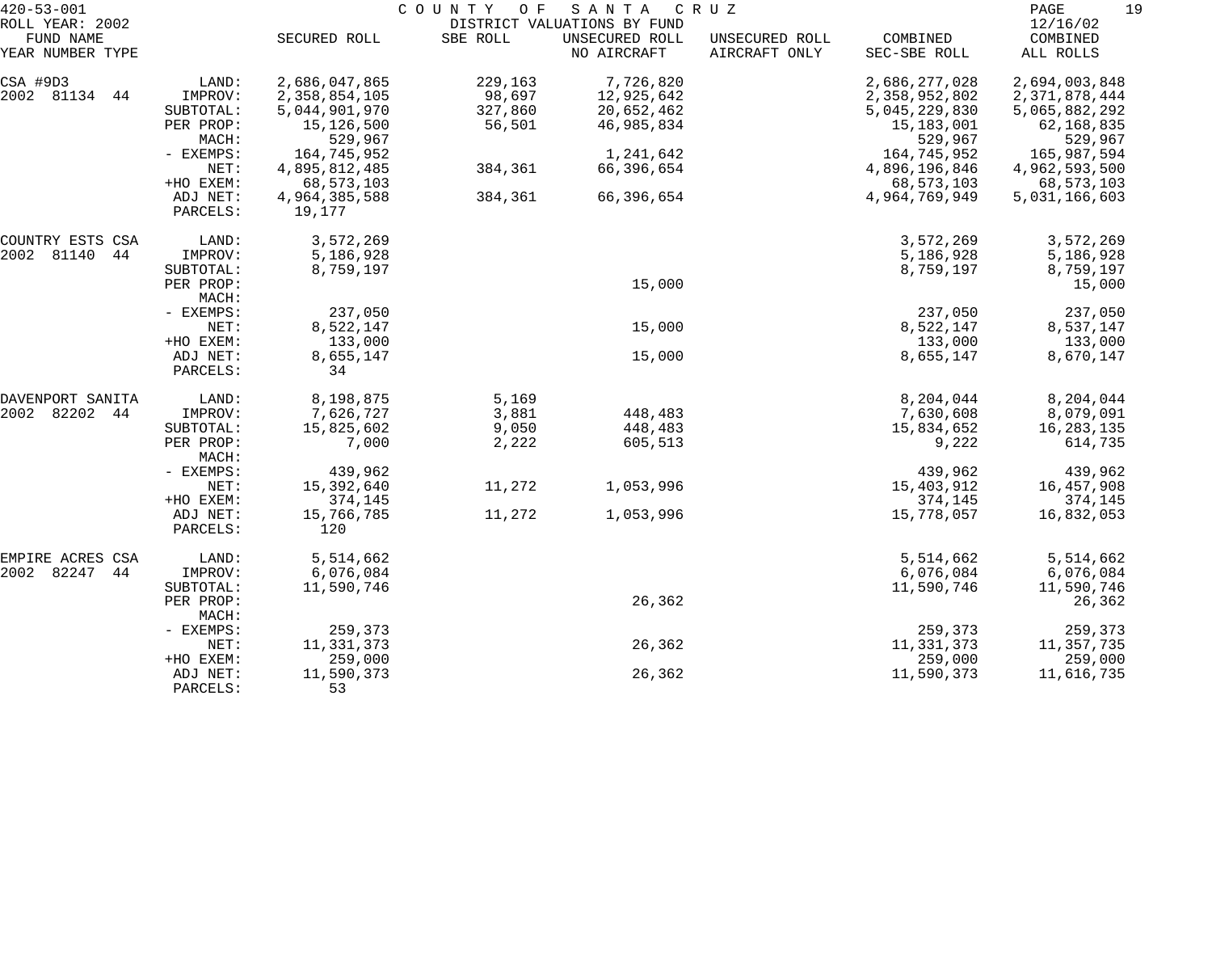420-53-001 COUNTY OF SANTA CRUZ
ROLL YEAR: 2002 DISTRICT VALUATIONS BY FUND 12/16/02

| FUND NAME YEAR NUMBER TYPE | | SECURED ROLL | SBE ROLL | UNSECURED ROLL NO AIRCRAFT | UNSECURED ROLL AIRCRAFT ONLY | COMBINED SEC-SBE ROLL | COMBINED ALL ROLLS |
|---|---|---|---|---|---|---|---|
| CSA #9D3 | LAND: | 2,686,047,865 | 229,163 | 7,726,820 | | 2,686,277,028 | 2,694,003,848 |
| 2002 81134 44 | IMPROV: | 2,358,854,105 | 98,697 | 12,925,642 | | 2,358,952,802 | 2,371,878,444 |
| | SUBTOTAL: | 5,044,901,970 | 327,860 | 20,652,462 | | 5,045,229,830 | 5,065,882,292 |
| | PER PROP: | 15,126,500 | 56,501 | 46,985,834 | | 15,183,001 | 62,168,835 |
| | MACH: | 529,967 | | | | 529,967 | 529,967 |
| | - EXEMPS: | 164,745,952 | | 1,241,642 | | 164,745,952 | 165,987,594 |
| | NET: | 4,895,812,485 | 384,361 | 66,396,654 | | 4,896,196,846 | 4,962,593,500 |
| | +HO EXEM: | 68,573,103 | | | | 68,573,103 | 68,573,103 |
| | ADJ NET: | 4,964,385,588 | 384,361 | 66,396,654 | | 4,964,769,949 | 5,031,166,603 |
| | PARCELS: | 19,177 | | | | | |
| COUNTRY ESTS CSA | LAND: | 3,572,269 | | | | 3,572,269 | 3,572,269 |
| 2002 81140 44 | IMPROV: | 5,186,928 | | | | 5,186,928 | 5,186,928 |
| | SUBTOTAL: | 8,759,197 | | | | 8,759,197 | 8,759,197 |
| | PER PROP: | | | 15,000 | | | 15,000 |
| | MACH: | | | | | | |
| | - EXEMPS: | 237,050 | | | | 237,050 | 237,050 |
| | NET: | 8,522,147 | | 15,000 | | 8,522,147 | 8,537,147 |
| | +HO EXEM: | 133,000 | | | | 133,000 | 133,000 |
| | ADJ NET: | 8,655,147 | | 15,000 | | 8,655,147 | 8,670,147 |
| | PARCELS: | 34 | | | | | |
| DAVENPORT SANITA | LAND: | 8,198,875 | 5,169 | | | 8,204,044 | 8,204,044 |
| 2002 82202 44 | IMPROV: | 7,626,727 | 3,881 | 448,483 | | 7,630,608 | 8,079,091 |
| | SUBTOTAL: | 15,825,602 | 9,050 | 448,483 | | 15,834,652 | 16,283,135 |
| | PER PROP: | 7,000 | 2,222 | 605,513 | | 9,222 | 614,735 |
| | MACH: | | | | | | |
| | - EXEMPS: | 439,962 | | | | 439,962 | 439,962 |
| | NET: | 15,392,640 | 11,272 | 1,053,996 | | 15,403,912 | 16,457,908 |
| | +HO EXEM: | 374,145 | | | | 374,145 | 374,145 |
| | ADJ NET: | 15,766,785 | 11,272 | 1,053,996 | | 15,778,057 | 16,832,053 |
| | PARCELS: | 120 | | | | | |
| EMPIRE ACRES CSA | LAND: | 5,514,662 | | | | 5,514,662 | 5,514,662 |
| 2002 82247 44 | IMPROV: | 6,076,084 | | | | 6,076,084 | 6,076,084 |
| | SUBTOTAL: | 11,590,746 | | | | 11,590,746 | 11,590,746 |
| | PER PROP: | | | 26,362 | | | 26,362 |
| | MACH: | | | | | | |
| | - EXEMPS: | 259,373 | | | | 259,373 | 259,373 |
| | NET: | 11,331,373 | | 26,362 | | 11,331,373 | 11,357,735 |
| | +HO EXEM: | 259,000 | | | | 259,000 | 259,000 |
| | ADJ NET: | 11,590,373 | | 26,362 | | 11,590,373 | 11,616,735 |
| | PARCELS: | 53 | | | | | |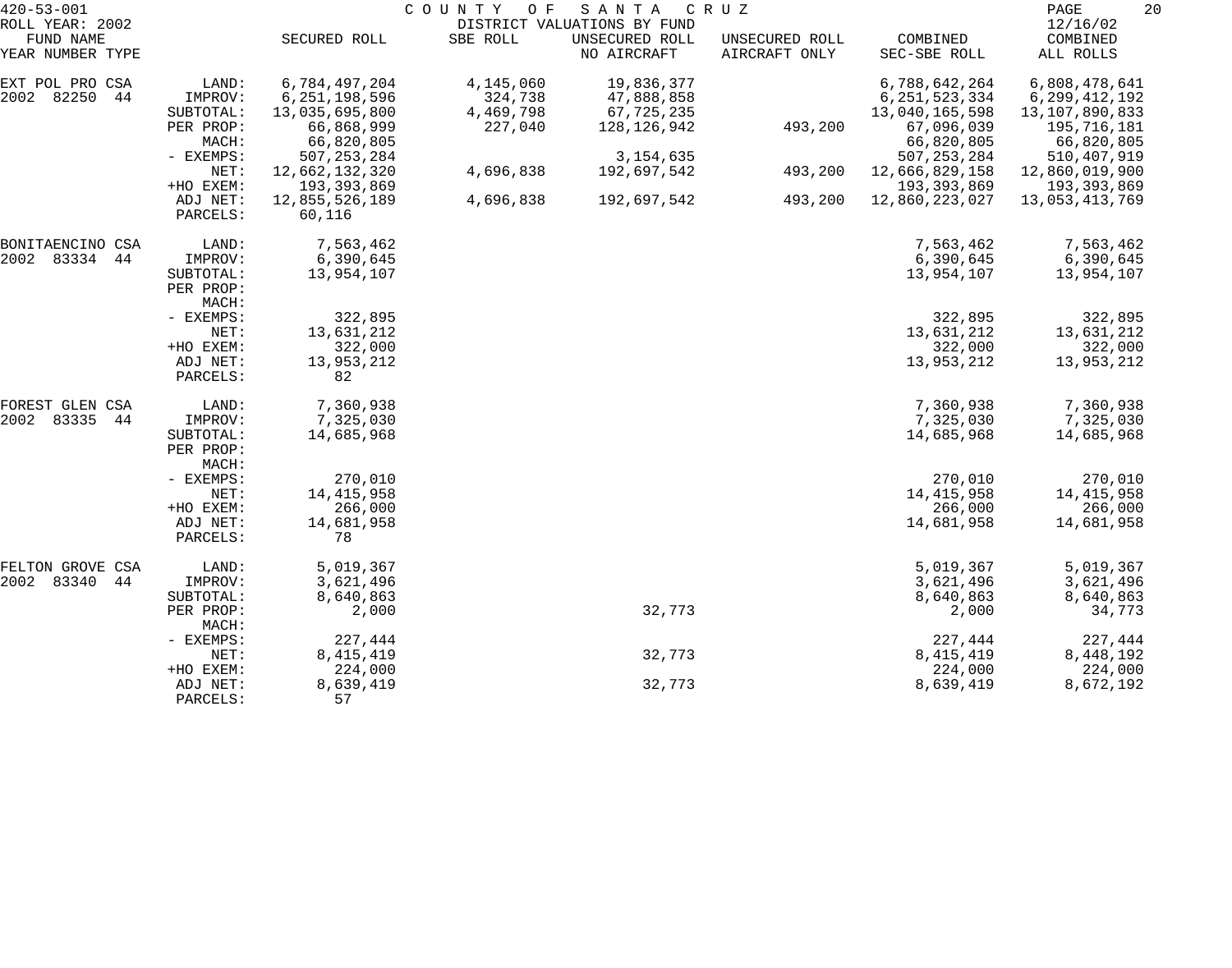420-53-001 COUNTY OF SANTA CRUZ
ROLL YEAR: 2002 DISTRICT VALUATIONS BY FUND 12/16/02

| FUND NAME YEAR NUMBER TYPE | | SECURED ROLL | SBE ROLL | UNSECURED ROLL NO AIRCRAFT | UNSECURED ROLL AIRCRAFT ONLY | COMBINED SEC-SBE ROLL | COMBINED ALL ROLLS |
|---|---|---|---|---|---|---|---|
| EXT POL PRO CSA | LAND: | 6,784,497,204 | 4,145,060 | 19,836,377 | | 6,788,642,264 | 6,808,478,641 |
| 2002 82250 44 | IMPROV: | 6,251,198,596 | 324,738 | 47,888,858 | | 6,251,523,334 | 6,299,412,192 |
| | SUBTOTAL: | 13,035,695,800 | 4,469,798 | 67,725,235 | | 13,040,165,598 | 13,107,890,833 |
| | PER PROP: | 66,868,999 | 227,040 | 128,126,942 | 493,200 | 67,096,039 | 195,716,181 |
| | MACH: | 66,820,805 | | | | 66,820,805 | 66,820,805 |
| | - EXEMPS: | 507,253,284 | | 3,154,635 | | 507,253,284 | 510,407,919 |
| | NET: | 12,662,132,320 | 4,696,838 | 192,697,542 | 493,200 | 12,666,829,158 | 12,860,019,900 |
| | +HO EXEM: | 193,393,869 | | | | 193,393,869 | 193,393,869 |
| | ADJ NET: | 12,855,526,189 | 4,696,838 | 192,697,542 | 493,200 | 12,860,223,027 | 13,053,413,769 |
| | PARCELS: | 60,116 | | | | | |
| BONITAENCINO CSA | LAND: | 7,563,462 | | | | 7,563,462 | 7,563,462 |
| 2002 83334 44 | IMPROV: | 6,390,645 | | | | 6,390,645 | 6,390,645 |
| | SUBTOTAL: | 13,954,107 | | | | 13,954,107 | 13,954,107 |
| | PER PROP: | | | | | | |
| | MACH: | | | | | | |
| | - EXEMPS: | 322,895 | | | | 322,895 | 322,895 |
| | NET: | 13,631,212 | | | | 13,631,212 | 13,631,212 |
| | +HO EXEM: | 322,000 | | | | 322,000 | 322,000 |
| | ADJ NET: | 13,953,212 | | | | 13,953,212 | 13,953,212 |
| | PARCELS: | 82 | | | | | |
| FOREST GLEN CSA | LAND: | 7,360,938 | | | | 7,360,938 | 7,360,938 |
| 2002 83335 44 | IMPROV: | 7,325,030 | | | | 7,325,030 | 7,325,030 |
| | SUBTOTAL: | 14,685,968 | | | | 14,685,968 | 14,685,968 |
| | PER PROP: | | | | | | |
| | MACH: | | | | | | |
| | - EXEMPS: | 270,010 | | | | 270,010 | 270,010 |
| | NET: | 14,415,958 | | | | 14,415,958 | 14,415,958 |
| | +HO EXEM: | 266,000 | | | | 266,000 | 266,000 |
| | ADJ NET: | 14,681,958 | | | | 14,681,958 | 14,681,958 |
| | PARCELS: | 78 | | | | | |
| FELTON GROVE CSA | LAND: | 5,019,367 | | | | 5,019,367 | 5,019,367 |
| 2002 83340 44 | IMPROV: | 3,621,496 | | | | 3,621,496 | 3,621,496 |
| | SUBTOTAL: | 8,640,863 | | | | 8,640,863 | 8,640,863 |
| | PER PROP: | 2,000 | | 32,773 | | 2,000 | 34,773 |
| | MACH: | | | | | | |
| | - EXEMPS: | 227,444 | | | | 227,444 | 227,444 |
| | NET: | 8,415,419 | | 32,773 | | 8,415,419 | 8,448,192 |
| | +HO EXEM: | 224,000 | | | | 224,000 | 224,000 |
| | ADJ NET: | 8,639,419 | | 32,773 | | 8,639,419 | 8,672,192 |
| | PARCELS: | 57 | | | | | |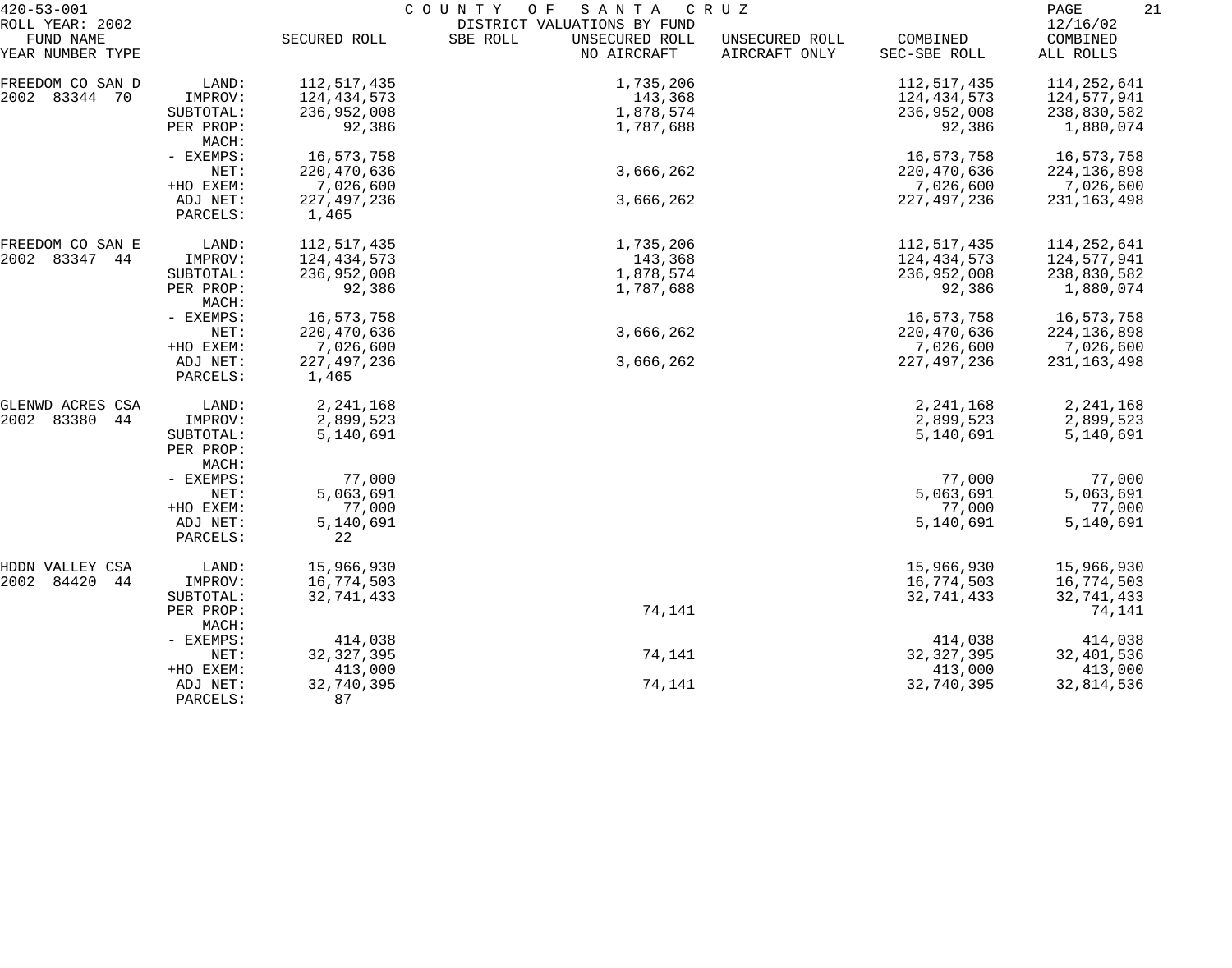420-53-001 COUNTY OF SANTA CRUZ
ROLL YEAR: 2002 DISTRICT VALUATIONS BY FUND 12/16/02

| FUND NAME YEAR NUMBER TYPE | | SECURED ROLL | SBE ROLL | UNSECURED ROLL NO AIRCRAFT | UNSECURED ROLL AIRCRAFT ONLY | COMBINED SEC-SBE ROLL | COMBINED ALL ROLLS |
|---|---|---|---|---|---|---|---|
| FREEDOM CO SAN D | LAND: | 112,517,435 | | 1,735,206 | | 112,517,435 | 114,252,641 |
| 2002 83344 70 | IMPROV: | 124,434,573 | | 143,368 | | 124,434,573 | 124,577,941 |
| | SUBTOTAL: | 236,952,008 | | 1,878,574 | | 236,952,008 | 238,830,582 |
| | PER PROP: | 92,386 | | 1,787,688 | | 92,386 | 1,880,074 |
| | MACH: | | | | | | |
| | - EXEMPS: | 16,573,758 | | | | 16,573,758 | 16,573,758 |
| | NET: | 220,470,636 | | 3,666,262 | | 220,470,636 | 224,136,898 |
| | +HO EXEM: | 7,026,600 | | | | 7,026,600 | 7,026,600 |
| | ADJ NET: | 227,497,236 | | 3,666,262 | | 227,497,236 | 231,163,498 |
| | PARCELS: | 1,465 | | | | | |
| FREEDOM CO SAN E | LAND: | 112,517,435 | | 1,735,206 | | 112,517,435 | 114,252,641 |
| 2002 83347 44 | IMPROV: | 124,434,573 | | 143,368 | | 124,434,573 | 124,577,941 |
| | SUBTOTAL: | 236,952,008 | | 1,878,574 | | 236,952,008 | 238,830,582 |
| | PER PROP: | 92,386 | | 1,787,688 | | 92,386 | 1,880,074 |
| | MACH: | | | | | | |
| | - EXEMPS: | 16,573,758 | | | | 16,573,758 | 16,573,758 |
| | NET: | 220,470,636 | | 3,666,262 | | 220,470,636 | 224,136,898 |
| | +HO EXEM: | 7,026,600 | | | | 7,026,600 | 7,026,600 |
| | ADJ NET: | 227,497,236 | | 3,666,262 | | 227,497,236 | 231,163,498 |
| | PARCELS: | 1,465 | | | | | |
| GLENWD ACRES CSA | LAND: | 2,241,168 | | | | 2,241,168 | 2,241,168 |
| 2002 83380 44 | IMPROV: | 2,899,523 | | | | 2,899,523 | 2,899,523 |
| | SUBTOTAL: | 5,140,691 | | | | 5,140,691 | 5,140,691 |
| | PER PROP: | | | | | | |
| | MACH: | | | | | | |
| | - EXEMPS: | 77,000 | | | | 77,000 | 77,000 |
| | NET: | 5,063,691 | | | | 5,063,691 | 5,063,691 |
| | +HO EXEM: | 77,000 | | | | 77,000 | 77,000 |
| | ADJ NET: | 5,140,691 | | | | 5,140,691 | 5,140,691 |
| | PARCELS: | 22 | | | | | |
| HDDN VALLEY CSA | LAND: | 15,966,930 | | | | 15,966,930 | 15,966,930 |
| 2002 84420 44 | IMPROV: | 16,774,503 | | | | 16,774,503 | 16,774,503 |
| | SUBTOTAL: | 32,741,433 | | | | 32,741,433 | 32,741,433 |
| | PER PROP: | | | 74,141 | | | 74,141 |
| | MACH: | | | | | | |
| | - EXEMPS: | 414,038 | | | | 414,038 | 414,038 |
| | NET: | 32,327,395 | | 74,141 | | 32,327,395 | 32,401,536 |
| | +HO EXEM: | 413,000 | | | | 413,000 | 413,000 |
| | ADJ NET: | 32,740,395 | | 74,141 | | 32,740,395 | 32,814,536 |
| | PARCELS: | 87 | | | | | |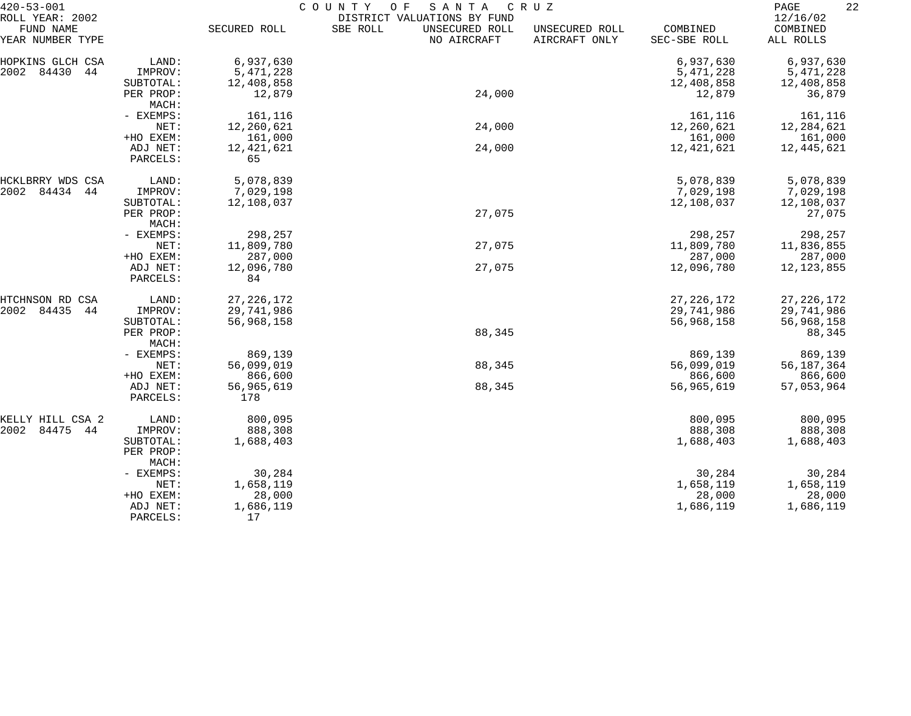420-53-001 COUNTY OF SANTA CRUZ
ROLL YEAR: 2002 DISTRICT VALUATIONS BY FUND 12/16/02

| FUND NAME YEAR NUMBER TYPE | | SECURED ROLL | SBE ROLL | UNSECURED ROLL NO AIRCRAFT | UNSECURED ROLL AIRCRAFT ONLY | COMBINED SEC-SBE ROLL | COMBINED ALL ROLLS |
|---|---|---|---|---|---|---|---|
| HOPKINS GLCH CSA | LAND: | 6,937,630 | | | | 6,937,630 | 6,937,630 |
| 2002 84430 44 | IMPROV: | 5,471,228 | | | | 5,471,228 | 5,471,228 |
| | SUBTOTAL: | 12,408,858 | | | | 12,408,858 | 12,408,858 |
| | PER PROP: | 12,879 | | 24,000 | | 12,879 | 36,879 |
| | MACH: | | | | | | |
| | - EXEMPS: | 161,116 | | | | 161,116 | 161,116 |
| | NET: | 12,260,621 | | 24,000 | | 12,260,621 | 12,284,621 |
| | +HO EXEM: | 161,000 | | | | 161,000 | 161,000 |
| | ADJ NET: | 12,421,621 | | 24,000 | | 12,421,621 | 12,445,621 |
| | PARCELS: | 65 | | | | | |
| HCKLBRRY WDS CSA | LAND: | 5,078,839 | | | | 5,078,839 | 5,078,839 |
| 2002 84434 44 | IMPROV: | 7,029,198 | | | | 7,029,198 | 7,029,198 |
| | SUBTOTAL: | 12,108,037 | | | | 12,108,037 | 12,108,037 |
| | PER PROP: | | | 27,075 | | | 27,075 |
| | MACH: | | | | | | |
| | - EXEMPS: | 298,257 | | | | 298,257 | 298,257 |
| | NET: | 11,809,780 | | 27,075 | | 11,809,780 | 11,836,855 |
| | +HO EXEM: | 287,000 | | | | 287,000 | 287,000 |
| | ADJ NET: | 12,096,780 | | 27,075 | | 12,096,780 | 12,123,855 |
| | PARCELS: | 84 | | | | | |
| HTCHNSON RD CSA | LAND: | 27,226,172 | | | | 27,226,172 | 27,226,172 |
| 2002 84435 44 | IMPROV: | 29,741,986 | | | | 29,741,986 | 29,741,986 |
| | SUBTOTAL: | 56,968,158 | | | | 56,968,158 | 56,968,158 |
| | PER PROP: | | | 88,345 | | | 88,345 |
| | MACH: | | | | | | |
| | - EXEMPS: | 869,139 | | | | 869,139 | 869,139 |
| | NET: | 56,099,019 | | 88,345 | | 56,099,019 | 56,187,364 |
| | +HO EXEM: | 866,600 | | | | 866,600 | 866,600 |
| | ADJ NET: | 56,965,619 | | 88,345 | | 56,965,619 | 57,053,964 |
| | PARCELS: | 178 | | | | | |
| KELLY HILL CSA 2 | LAND: | 800,095 | | | | 800,095 | 800,095 |
| 2002 84475 44 | IMPROV: | 888,308 | | | | 888,308 | 888,308 |
| | SUBTOTAL: | 1,688,403 | | | | 1,688,403 | 1,688,403 |
| | PER PROP: | | | | | | |
| | MACH: | | | | | | |
| | - EXEMPS: | 30,284 | | | | 30,284 | 30,284 |
| | NET: | 1,658,119 | | | | 1,658,119 | 1,658,119 |
| | +HO EXEM: | 28,000 | | | | 28,000 | 28,000 |
| | ADJ NET: | 1,686,119 | | | | 1,686,119 | 1,686,119 |
| | PARCELS: | 17 | | | | | |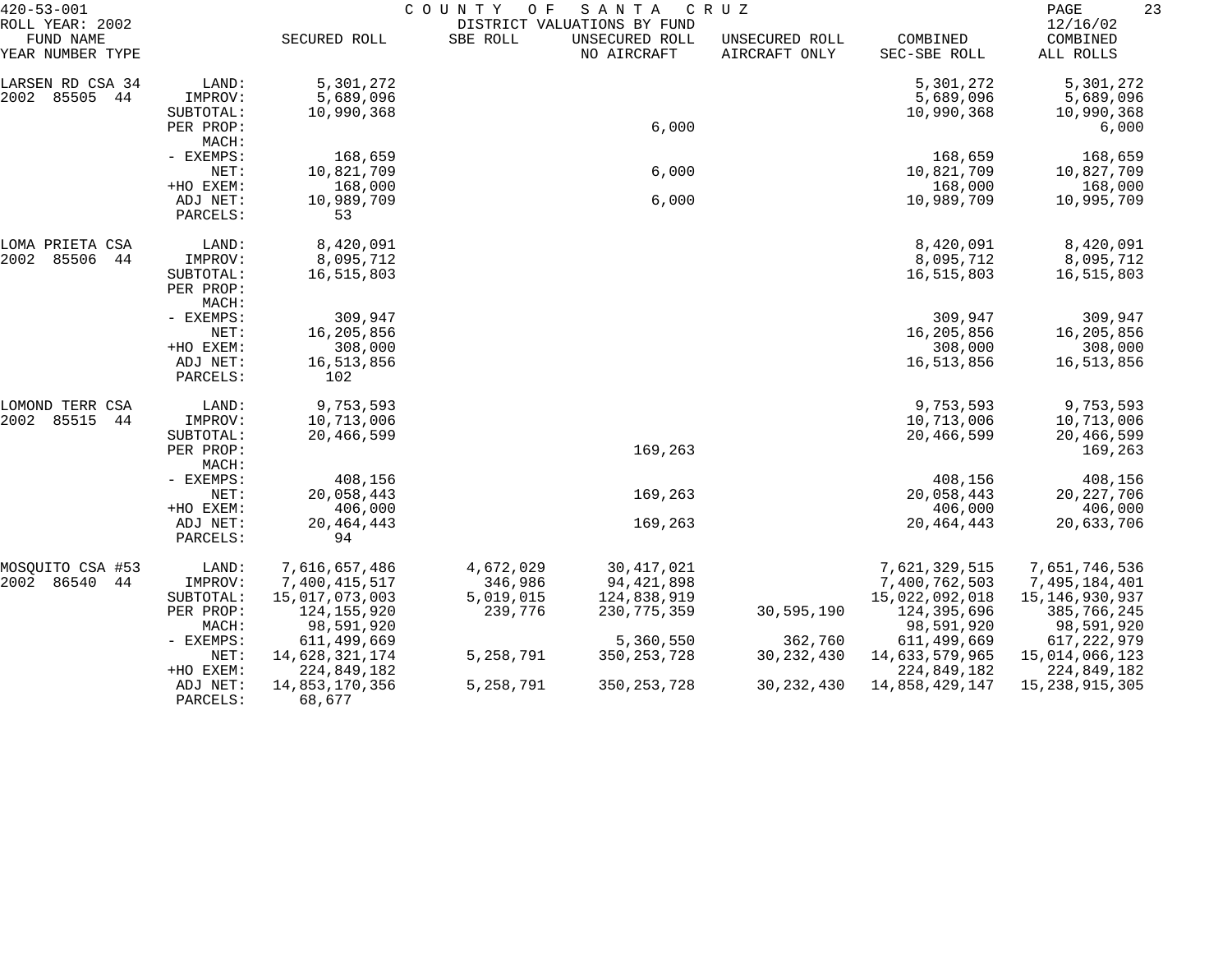420-53-001 COUNTY OF SANTA CRUZ
ROLL YEAR: 2002 DISTRICT VALUATIONS BY FUND 12/16/02

| FUND NAME<br>YEAR NUMBER TYPE | | SECURED ROLL | SBE ROLL | UNSECURED ROLL<br>NO AIRCRAFT | UNSECURED ROLL<br>AIRCRAFT ONLY | COMBINED<br>SEC-SBE ROLL | COMBINED<br>ALL ROLLS |
|---|---|---|---|---|---|---|---|
| LARSEN RD CSA 34 | LAND: | 5,301,272 | | | | 5,301,272 | 5,301,272 |
| 2002 85505 44 | IMPROV: | 5,689,096 | | | | 5,689,096 | 5,689,096 |
| | SUBTOTAL: | 10,990,368 | | | | 10,990,368 | 10,990,368 |
| | PER PROP: | | | 6,000 | | | 6,000 |
| | MACH: | | | | | | |
| | - EXEMPS: | 168,659 | | | | 168,659 | 168,659 |
| | NET: | 10,821,709 | | 6,000 | | 10,821,709 | 10,827,709 |
| | +HO EXEM: | 168,000 | | | | 168,000 | 168,000 |
| | ADJ NET: | 10,989,709 | | 6,000 | | 10,989,709 | 10,995,709 |
| | PARCELS: | 53 | | | | | |
| LOMA PRIETA CSA | LAND: | 8,420,091 | | | | 8,420,091 | 8,420,091 |
| 2002 85506 44 | IMPROV: | 8,095,712 | | | | 8,095,712 | 8,095,712 |
| | SUBTOTAL: | 16,515,803 | | | | 16,515,803 | 16,515,803 |
| | PER PROP: | | | | | | |
| | MACH: | | | | | | |
| | - EXEMPS: | 309,947 | | | | 309,947 | 309,947 |
| | NET: | 16,205,856 | | | | 16,205,856 | 16,205,856 |
| | +HO EXEM: | 308,000 | | | | 308,000 | 308,000 |
| | ADJ NET: | 16,513,856 | | | | 16,513,856 | 16,513,856 |
| | PARCELS: | 102 | | | | | |
| LOMOND TERR CSA | LAND: | 9,753,593 | | | | 9,753,593 | 9,753,593 |
| 2002 85515 44 | IMPROV: | 10,713,006 | | | | 10,713,006 | 10,713,006 |
| | SUBTOTAL: | 20,466,599 | | | | 20,466,599 | 20,466,599 |
| | PER PROP: | | | 169,263 | | | 169,263 |
| | MACH: | | | | | | |
| | - EXEMPS: | 408,156 | | | | 408,156 | 408,156 |
| | NET: | 20,058,443 | | 169,263 | | 20,058,443 | 20,227,706 |
| | +HO EXEM: | 406,000 | | | | 406,000 | 406,000 |
| | ADJ NET: | 20,464,443 | | 169,263 | | 20,464,443 | 20,633,706 |
| | PARCELS: | 94 | | | | | |
| MOSQUITO CSA #53 | LAND: | 7,616,657,486 | 4,672,029 | 30,417,021 | | 7,621,329,515 | 7,651,746,536 |
| 2002 86540 44 | IMPROV: | 7,400,415,517 | 346,986 | 94,421,898 | | 7,400,762,503 | 7,495,184,401 |
| | SUBTOTAL: | 15,017,073,003 | 5,019,015 | 124,838,919 | | 15,022,092,018 | 15,146,930,937 |
| | PER PROP: | 124,155,920 | 239,776 | 230,775,359 | 30,595,190 | 124,395,696 | 385,766,245 |
| | MACH: | 98,591,920 | | | | 98,591,920 | 98,591,920 |
| | - EXEMPS: | 611,499,669 | | 5,360,550 | 362,760 | 611,499,669 | 617,222,979 |
| | NET: | 14,628,321,174 | 5,258,791 | 350,253,728 | 30,232,430 | 14,633,579,965 | 15,014,066,123 |
| | +HO EXEM: | 224,849,182 | | | | 224,849,182 | 224,849,182 |
| | ADJ NET: | 14,853,170,356 | 5,258,791 | 350,253,728 | 30,232,430 | 14,858,429,147 | 15,238,915,305 |
| | PARCELS: | 68,677 | | | | | |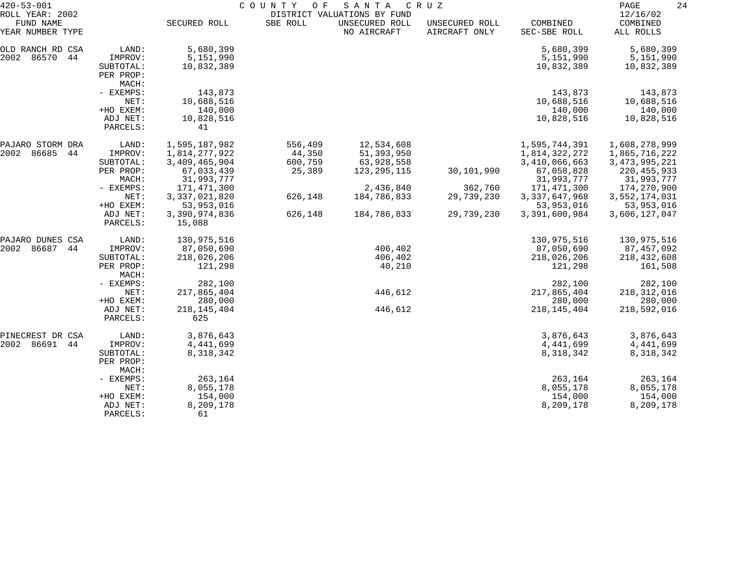420-53-001 COUNTY OF SANTA CRUZ
ROLL YEAR: 2002 DISTRICT VALUATIONS BY FUND 12/16/02

| FUND NAME YEAR NUMBER TYPE | | SECURED ROLL | SBE ROLL | UNSECURED ROLL NO AIRCRAFT | UNSECURED ROLL AIRCRAFT ONLY | COMBINED SEC-SBE ROLL | COMBINED ALL ROLLS |
|---|---|---|---|---|---|---|---|
| OLD RANCH RD CSA | LAND: | 5,680,399 | | | | 5,680,399 | 5,680,399 |
| 2002 86570 44 | IMPROV: | 5,151,990 | | | | 5,151,990 | 5,151,990 |
| | SUBTOTAL: | 10,832,389 | | | | 10,832,389 | 10,832,389 |
| | PER PROP: | | | | | | |
| | MACH: | | | | | | |
| | - EXEMPS: | 143,873 | | | | 143,873 | 143,873 |
| | NET: | 10,688,516 | | | | 10,688,516 | 10,688,516 |
| | +HO EXEM: | 140,000 | | | | 140,000 | 140,000 |
| | ADJ NET: | 10,828,516 | | | | 10,828,516 | 10,828,516 |
| | PARCELS: | 41 | | | | | |
| PAJARO STORM DRA | LAND: | 1,595,187,982 | 556,409 | 12,534,608 | | 1,595,744,391 | 1,608,278,999 |
| 2002 86685 44 | IMPROV: | 1,814,277,922 | 44,350 | 51,393,950 | | 1,814,322,272 | 1,865,716,222 |
| | SUBTOTAL: | 3,409,465,904 | 600,759 | 63,928,558 | | 3,410,066,663 | 3,473,995,221 |
| | PER PROP: | 67,033,439 | 25,389 | 123,295,115 | 30,101,990 | 67,058,828 | 220,455,933 |
| | MACH: | 31,993,777 | | | | 31,993,777 | 31,993,777 |
| | - EXEMPS: | 171,471,300 | | 2,436,840 | 362,760 | 171,471,300 | 174,270,900 |
| | NET: | 3,337,021,820 | 626,148 | 184,786,833 | 29,739,230 | 3,337,647,968 | 3,552,174,031 |
| | +HO EXEM: | 53,953,016 | | | | 53,953,016 | 53,953,016 |
| | ADJ NET: | 3,390,974,836 | 626,148 | 184,786,833 | 29,739,230 | 3,391,600,984 | 3,606,127,047 |
| | PARCELS: | 15,088 | | | | | |
| PAJARO DUNES CSA | LAND: | 130,975,516 | | | | 130,975,516 | 130,975,516 |
| 2002 86687 44 | IMPROV: | 87,050,690 | | 406,402 | | 87,050,690 | 87,457,092 |
| | SUBTOTAL: | 218,026,206 | | 406,402 | | 218,026,206 | 218,432,608 |
| | PER PROP: | 121,298 | | 40,210 | | 121,298 | 161,508 |
| | MACH: | | | | | | |
| | - EXEMPS: | 282,100 | | | | 282,100 | 282,100 |
| | NET: | 217,865,404 | | 446,612 | | 217,865,404 | 218,312,016 |
| | +HO EXEM: | 280,000 | | | | 280,000 | 280,000 |
| | ADJ NET: | 218,145,404 | | 446,612 | | 218,145,404 | 218,592,016 |
| | PARCELS: | 625 | | | | | |
| PINECREST DR CSA | LAND: | 3,876,643 | | | | 3,876,643 | 3,876,643 |
| 2002 86691 44 | IMPROV: | 4,441,699 | | | | 4,441,699 | 4,441,699 |
| | SUBTOTAL: | 8,318,342 | | | | 8,318,342 | 8,318,342 |
| | PER PROP: | | | | | | |
| | MACH: | | | | | | |
| | - EXEMPS: | 263,164 | | | | 263,164 | 263,164 |
| | NET: | 8,055,178 | | | | 8,055,178 | 8,055,178 |
| | +HO EXEM: | 154,000 | | | | 154,000 | 154,000 |
| | ADJ NET: | 8,209,178 | | | | 8,209,178 | 8,209,178 |
| | PARCELS: | 61 | | | | | |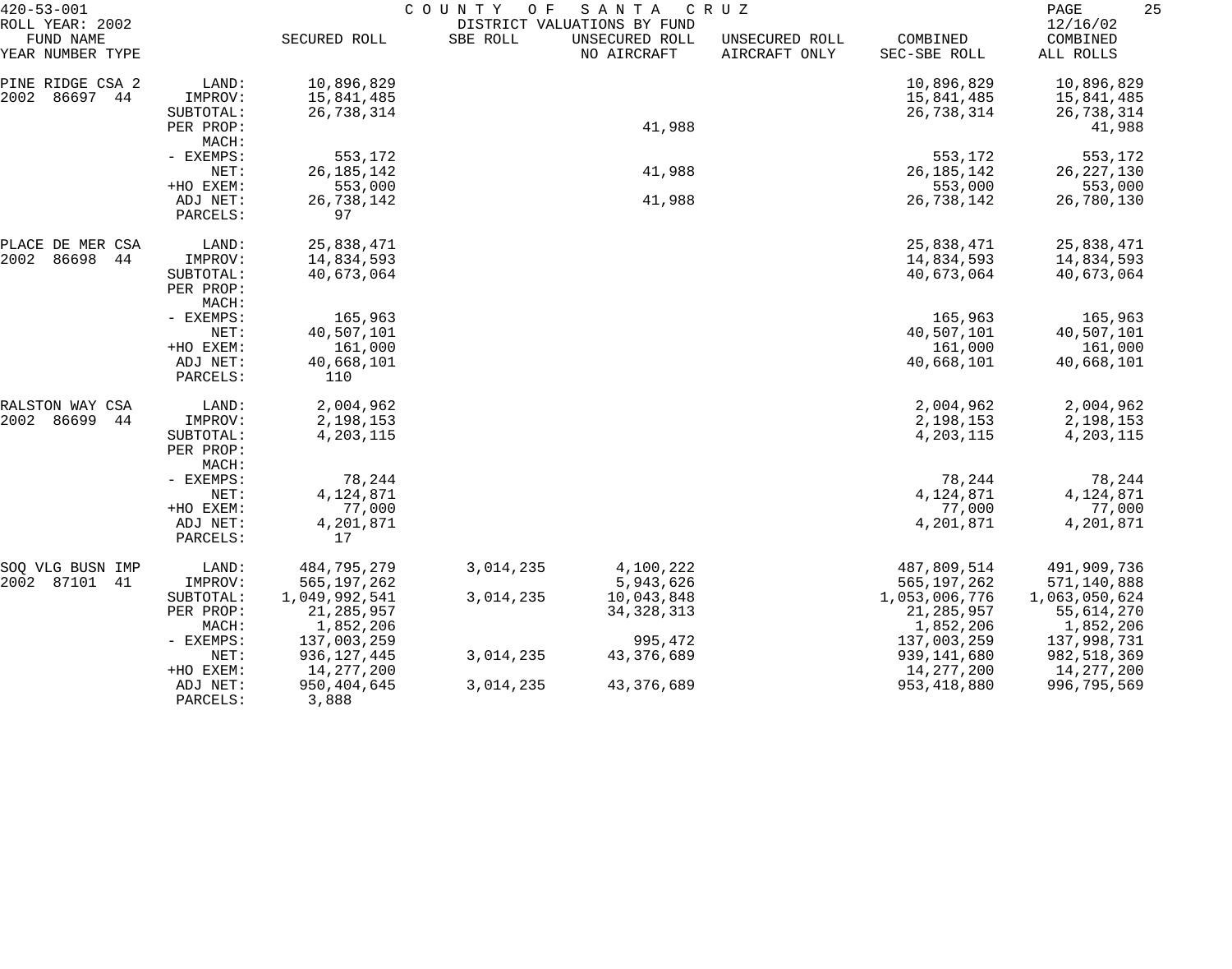420-53-001 COUNTY OF SANTA CRUZ
ROLL YEAR: 2002 DISTRICT VALUATIONS BY FUND 12/16/02

| FUND NAME YEAR NUMBER TYPE | | SECURED ROLL | SBE ROLL | UNSECURED ROLL NO AIRCRAFT | UNSECURED ROLL AIRCRAFT ONLY | COMBINED SEC-SBE ROLL | COMBINED ALL ROLLS |
|---|---|---|---|---|---|---|---|
| PINE RIDGE CSA 2 | LAND: | 10,896,829 | | | | 10,896,829 | 10,896,829 |
| 2002 86697 44 | IMPROV: | 15,841,485 | | | | 15,841,485 | 15,841,485 |
| | SUBTOTAL: | 26,738,314 | | | | 26,738,314 | 26,738,314 |
| | PER PROP: | | | 41,988 | | | 41,988 |
| | MACH: | | | | | | |
| | - EXEMPS: | 553,172 | | | | 553,172 | 553,172 |
| | NET: | 26,185,142 | | 41,988 | | 26,185,142 | 26,227,130 |
| | +HO EXEM: | 553,000 | | | | 553,000 | 553,000 |
| | ADJ NET: | 26,738,142 | | 41,988 | | 26,738,142 | 26,780,130 |
| | PARCELS: | 97 | | | | | |
| PLACE DE MER CSA | LAND: | 25,838,471 | | | | 25,838,471 | 25,838,471 |
| 2002 86698 44 | IMPROV: | 14,834,593 | | | | 14,834,593 | 14,834,593 |
| | SUBTOTAL: | 40,673,064 | | | | 40,673,064 | 40,673,064 |
| | PER PROP: | | | | | | |
| | MACH: | | | | | | |
| | - EXEMPS: | 165,963 | | | | 165,963 | 165,963 |
| | NET: | 40,507,101 | | | | 40,507,101 | 40,507,101 |
| | +HO EXEM: | 161,000 | | | | 161,000 | 161,000 |
| | ADJ NET: | 40,668,101 | | | | 40,668,101 | 40,668,101 |
| | PARCELS: | 110 | | | | | |
| RALSTON WAY CSA | LAND: | 2,004,962 | | | | 2,004,962 | 2,004,962 |
| 2002 86699 44 | IMPROV: | 2,198,153 | | | | 2,198,153 | 2,198,153 |
| | SUBTOTAL: | 4,203,115 | | | | 4,203,115 | 4,203,115 |
| | PER PROP: | | | | | | |
| | MACH: | | | | | | |
| | - EXEMPS: | 78,244 | | | | 78,244 | 78,244 |
| | NET: | 4,124,871 | | | | 4,124,871 | 4,124,871 |
| | +HO EXEM: | 77,000 | | | | 77,000 | 77,000 |
| | ADJ NET: | 4,201,871 | | | | 4,201,871 | 4,201,871 |
| | PARCELS: | 17 | | | | | |
| SOQ VLG BUSN IMP | LAND: | 484,795,279 | 3,014,235 | 4,100,222 | | 487,809,514 | 491,909,736 |
| 2002 87101 41 | IMPROV: | 565,197,262 | | 5,943,626 | | 565,197,262 | 571,140,888 |
| | SUBTOTAL: | 1,049,992,541 | 3,014,235 | 10,043,848 | | 1,053,006,776 | 1,063,050,624 |
| | PER PROP: | 21,285,957 | | 34,328,313 | | 21,285,957 | 55,614,270 |
| | MACH: | 1,852,206 | | | | 1,852,206 | 1,852,206 |
| | - EXEMPS: | 137,003,259 | | 995,472 | | 137,003,259 | 137,998,731 |
| | NET: | 936,127,445 | 3,014,235 | 43,376,689 | | 939,141,680 | 982,518,369 |
| | +HO EXEM: | 14,277,200 | | | | 14,277,200 | 14,277,200 |
| | ADJ NET: | 950,404,645 | 3,014,235 | 43,376,689 | | 953,418,880 | 996,795,569 |
| | PARCELS: | 3,888 | | | | | |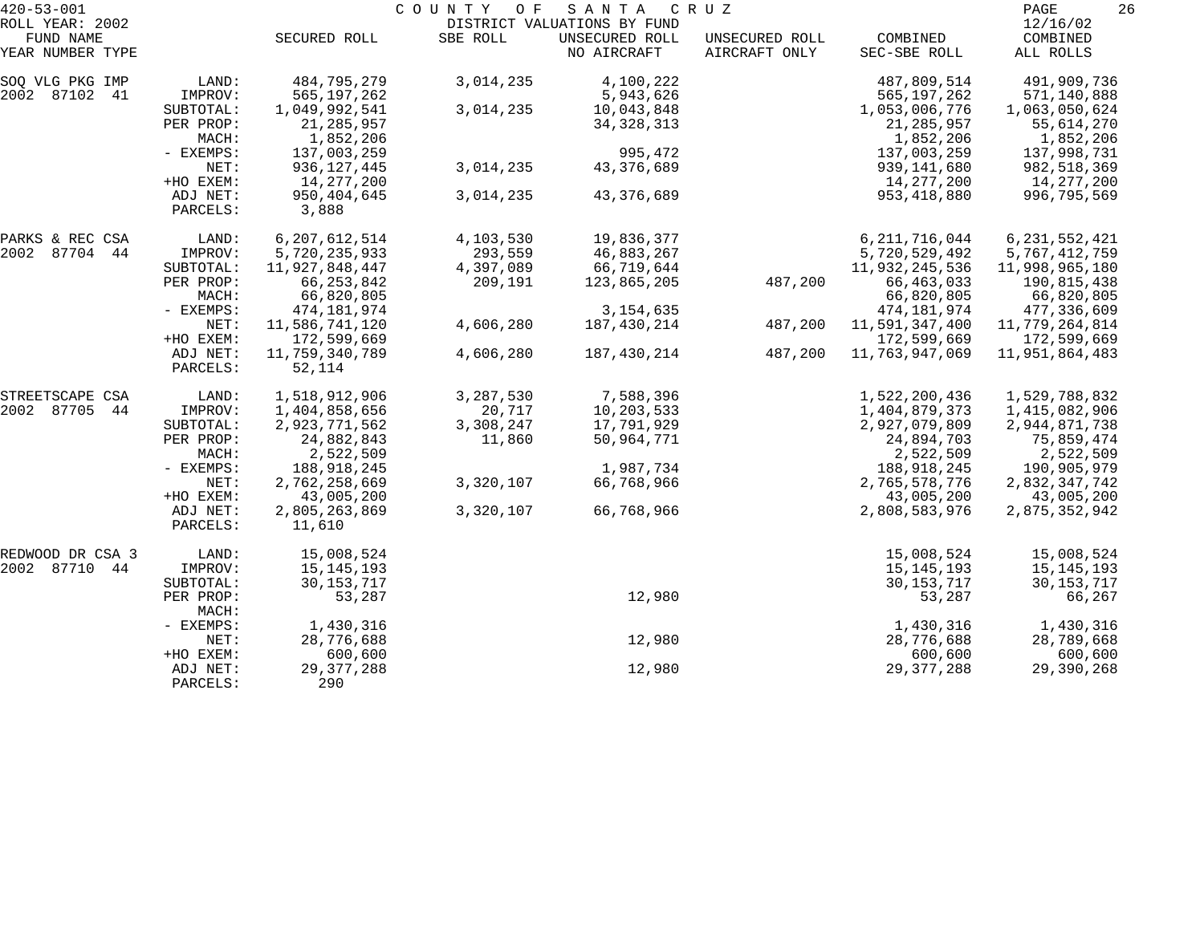420-53-001 COUNTY OF SANTA CRUZ

ROLL YEAR: 2002 DISTRICT VALUATIONS BY FUND 12/16/02

| FUND NAME YEAR NUMBER TYPE | | SECURED ROLL | SBE ROLL | UNSECURED ROLL NO AIRCRAFT | UNSECURED ROLL AIRCRAFT ONLY | COMBINED SEC-SBE ROLL | COMBINED ALL ROLLS |
|---|---|---|---|---|---|---|---|
| SOQ VLG PKG IMP | LAND: | 484,795,279 | 3,014,235 | 4,100,222 | | 487,809,514 | 491,909,736 |
| 2002 87102 41 | IMPROV: | 565,197,262 | | 5,943,626 | | 565,197,262 | 571,140,888 |
| | SUBTOTAL: | 1,049,992,541 | 3,014,235 | 10,043,848 | | 1,053,006,776 | 1,063,050,624 |
| | PER PROP: | 21,285,957 | | 34,328,313 | | 21,285,957 | 55,614,270 |
| | MACH: | 1,852,206 | | | | 1,852,206 | 1,852,206 |
| | - EXEMPS: | 137,003,259 | | 995,472 | | 137,003,259 | 137,998,731 |
| | NET: | 936,127,445 | 3,014,235 | 43,376,689 | | 939,141,680 | 982,518,369 |
| | +HO EXEM: | 14,277,200 | | | | 14,277,200 | 14,277,200 |
| | ADJ NET: | 950,404,645 | 3,014,235 | 43,376,689 | | 953,418,880 | 996,795,569 |
| | PARCELS: | 3,888 | | | | | |
| PARKS & REC CSA | LAND: | 6,207,612,514 | 4,103,530 | 19,836,377 | | 6,211,716,044 | 6,231,552,421 |
| 2002 87704 44 | IMPROV: | 5,720,235,933 | 293,559 | 46,883,267 | | 5,720,529,492 | 5,767,412,759 |
| | SUBTOTAL: | 11,927,848,447 | 4,397,089 | 66,719,644 | | 11,932,245,536 | 11,998,965,180 |
| | PER PROP: | 66,253,842 | 209,191 | 123,865,205 | 487,200 | 66,463,033 | 190,815,438 |
| | MACH: | 66,820,805 | | | | 66,820,805 | 66,820,805 |
| | - EXEMPS: | 474,181,974 | | 3,154,635 | | 474,181,974 | 477,336,609 |
| | NET: | 11,586,741,120 | 4,606,280 | 187,430,214 | 487,200 | 11,591,347,400 | 11,779,264,814 |
| | +HO EXEM: | 172,599,669 | | | | 172,599,669 | 172,599,669 |
| | ADJ NET: | 11,759,340,789 | 4,606,280 | 187,430,214 | 487,200 | 11,763,947,069 | 11,951,864,483 |
| | PARCELS: | 52,114 | | | | | |
| STREETSCAPE CSA | LAND: | 1,518,912,906 | 3,287,530 | 7,588,396 | | 1,522,200,436 | 1,529,788,832 |
| 2002 87705 44 | IMPROV: | 1,404,858,656 | 20,717 | 10,203,533 | | 1,404,879,373 | 1,415,082,906 |
| | SUBTOTAL: | 2,923,771,562 | 3,308,247 | 17,791,929 | | 2,927,079,809 | 2,944,871,738 |
| | PER PROP: | 24,882,843 | 11,860 | 50,964,771 | | 24,894,703 | 75,859,474 |
| | MACH: | 2,522,509 | | | | 2,522,509 | 2,522,509 |
| | - EXEMPS: | 188,918,245 | | 1,987,734 | | 188,918,245 | 190,905,979 |
| | NET: | 2,762,258,669 | 3,320,107 | 66,768,966 | | 2,765,578,776 | 2,832,347,742 |
| | +HO EXEM: | 43,005,200 | | | | 43,005,200 | 43,005,200 |
| | ADJ NET: | 2,805,263,869 | 3,320,107 | 66,768,966 | | 2,808,583,976 | 2,875,352,942 |
| | PARCELS: | 11,610 | | | | | |
| REDWOOD DR CSA 3 | LAND: | 15,008,524 | | | | 15,008,524 | 15,008,524 |
| 2002 87710 44 | IMPROV: | 15,145,193 | | | | 15,145,193 | 15,145,193 |
| | SUBTOTAL: | 30,153,717 | | | | 30,153,717 | 30,153,717 |
| | PER PROP: | 53,287 | | 12,980 | | 53,287 | 66,267 |
| | MACH: | | | | | | |
| | - EXEMPS: | 1,430,316 | | | | 1,430,316 | 1,430,316 |
| | NET: | 28,776,688 | | 12,980 | | 28,776,688 | 28,789,668 |
| | +HO EXEM: | 600,600 | | | | 600,600 | 600,600 |
| | ADJ NET: | 29,377,288 | | 12,980 | | 29,377,288 | 29,390,268 |
| | PARCELS: | 290 | | | | | |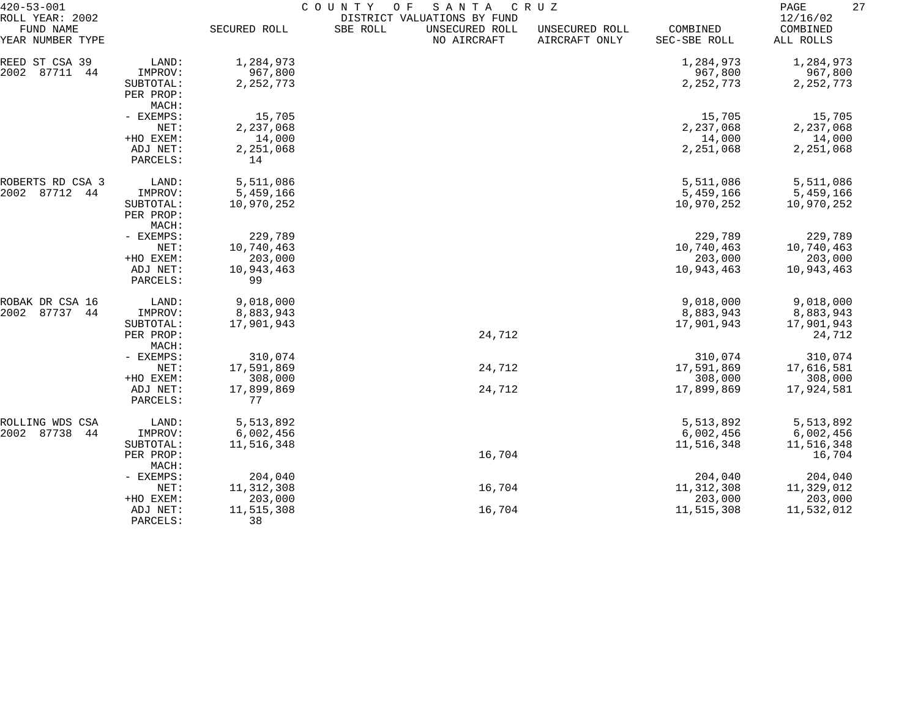420-53-001 COUNTY OF SANTA CRUZ

ROLL YEAR: 2002 DISTRICT VALUATIONS BY FUND 12/16/02

| FUND NAME YEAR NUMBER TYPE | | SECURED ROLL | SBE ROLL | UNSECURED ROLL NO AIRCRAFT | UNSECURED ROLL AIRCRAFT ONLY | COMBINED SEC-SBE ROLL | COMBINED ALL ROLLS |
|---|---|---|---|---|---|---|---|
| REED ST CSA 39 | LAND: | 1,284,973 | | | | 1,284,973 | 1,284,973 |
| 2002 87711 44 | IMPROV: | 967,800 | | | | 967,800 | 967,800 |
| | SUBTOTAL: | 2,252,773 | | | | 2,252,773 | 2,252,773 |
| | PER PROP: | | | | | | |
| | MACH: | | | | | | |
| | - EXEMPS: | 15,705 | | | | 15,705 | 15,705 |
| | NET: | 2,237,068 | | | | 2,237,068 | 2,237,068 |
| | +HO EXEM: | 14,000 | | | | 14,000 | 14,000 |
| | ADJ NET: | 2,251,068 | | | | 2,251,068 | 2,251,068 |
| | PARCELS: | 14 | | | | | |
| ROBERTS RD CSA 3 | LAND: | 5,511,086 | | | | 5,511,086 | 5,511,086 |
| 2002 87712 44 | IMPROV: | 5,459,166 | | | | 5,459,166 | 5,459,166 |
| | SUBTOTAL: | 10,970,252 | | | | 10,970,252 | 10,970,252 |
| | PER PROP: | | | | | | |
| | MACH: | | | | | | |
| | - EXEMPS: | 229,789 | | | | 229,789 | 229,789 |
| | NET: | 10,740,463 | | | | 10,740,463 | 10,740,463 |
| | +HO EXEM: | 203,000 | | | | 203,000 | 203,000 |
| | ADJ NET: | 10,943,463 | | | | 10,943,463 | 10,943,463 |
| | PARCELS: | 99 | | | | | |
| ROBAK DR CSA 16 | LAND: | 9,018,000 | | | | 9,018,000 | 9,018,000 |
| 2002 87737 44 | IMPROV: | 8,883,943 | | | | 8,883,943 | 8,883,943 |
| | SUBTOTAL: | 17,901,943 | | | | 17,901,943 | 17,901,943 |
| | PER PROP: | | | 24,712 | | | 24,712 |
| | MACH: | | | | | | |
| | - EXEMPS: | 310,074 | | | | 310,074 | 310,074 |
| | NET: | 17,591,869 | | 24,712 | | 17,591,869 | 17,616,581 |
| | +HO EXEM: | 308,000 | | | | 308,000 | 308,000 |
| | ADJ NET: | 17,899,869 | | 24,712 | | 17,899,869 | 17,924,581 |
| | PARCELS: | 77 | | | | | |
| ROLLING WDS CSA | LAND: | 5,513,892 | | | | 5,513,892 | 5,513,892 |
| 2002 87738 44 | IMPROV: | 6,002,456 | | | | 6,002,456 | 6,002,456 |
| | SUBTOTAL: | 11,516,348 | | | | 11,516,348 | 11,516,348 |
| | PER PROP: | | | 16,704 | | | 16,704 |
| | MACH: | | | | | | |
| | - EXEMPS: | 204,040 | | | | 204,040 | 204,040 |
| | NET: | 11,312,308 | | 16,704 | | 11,312,308 | 11,329,012 |
| | +HO EXEM: | 203,000 | | | | 203,000 | 203,000 |
| | ADJ NET: | 11,515,308 | | 16,704 | | 11,515,308 | 11,532,012 |
| | PARCELS: | 38 | | | | | |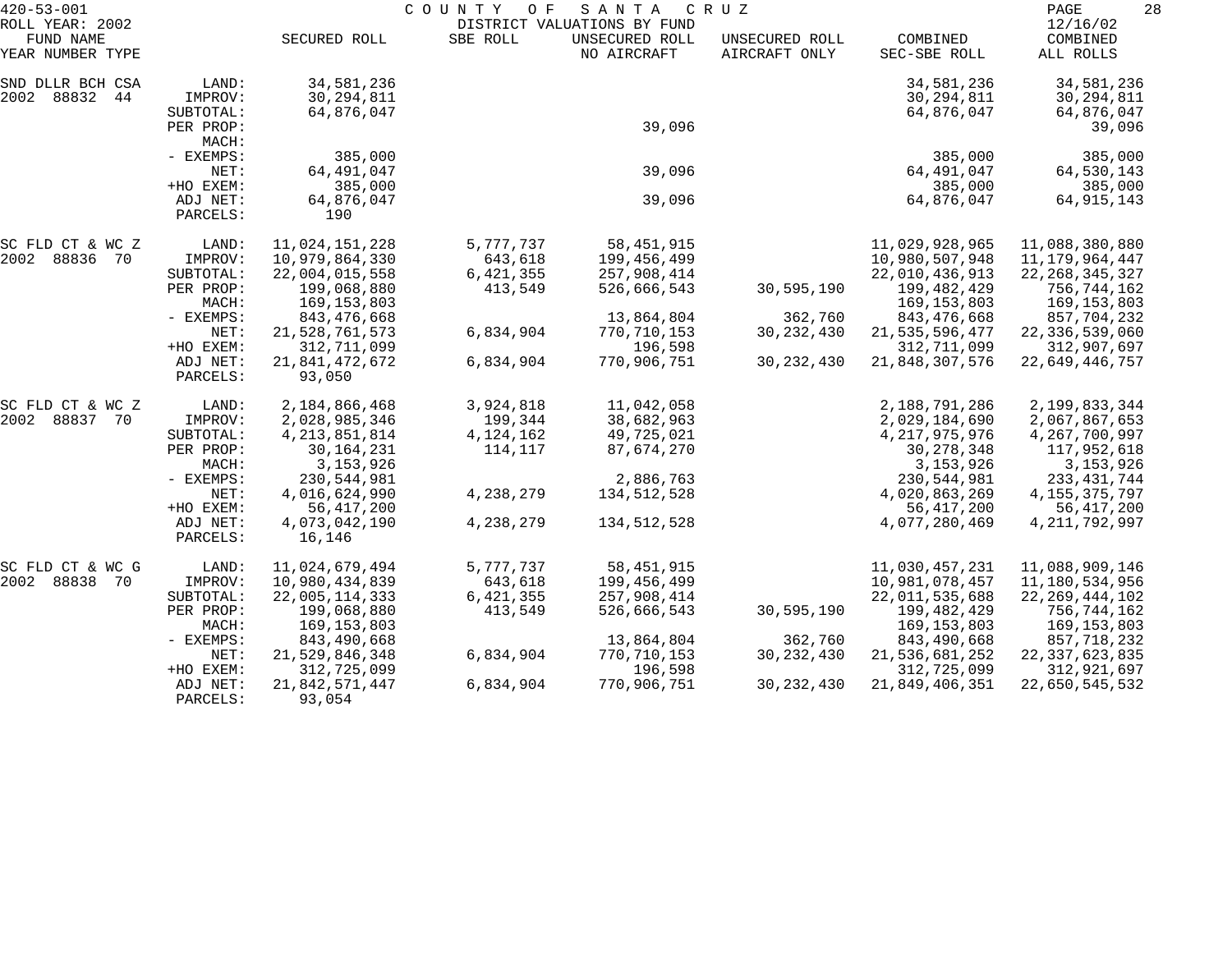420-53-001 COUNTY OF SANTA CRUZ
ROLL YEAR: 2002 DISTRICT VALUATIONS BY FUND 12/16/02

| FUND NAME YEAR NUMBER TYPE | | SECURED ROLL | SBE ROLL | UNSECURED ROLL NO AIRCRAFT | UNSECURED ROLL AIRCRAFT ONLY | COMBINED SEC-SBE ROLL | COMBINED ALL ROLLS |
|---|---|---|---|---|---|---|---|
| SND DLLR BCH CSA | LAND: | 34,581,236 | | | | 34,581,236 | 34,581,236 |
| 2002 88832 44 | IMPROV: | 30,294,811 | | | | 30,294,811 | 30,294,811 |
| | SUBTOTAL: | 64,876,047 | | | | 64,876,047 | 64,876,047 |
| | PER PROP: | | | 39,096 | | | 39,096 |
| | MACH: | | | | | | |
| | - EXEMPS: | 385,000 | | | | 385,000 | 385,000 |
| | NET: | 64,491,047 | | 39,096 | | 64,491,047 | 64,530,143 |
| | +HO EXEM: | 385,000 | | | | 385,000 | 385,000 |
| | ADJ NET: | 64,876,047 | | 39,096 | | 64,876,047 | 64,915,143 |
| | PARCELS: | 190 | | | | | |
| SC FLD CT & WC Z | LAND: | 11,024,151,228 | 5,777,737 | 58,451,915 | | 11,029,928,965 | 11,088,380,880 |
| 2002 88836 70 | IMPROV: | 10,979,864,330 | 643,618 | 199,456,499 | | 10,980,507,948 | 11,179,964,447 |
| | SUBTOTAL: | 22,004,015,558 | 6,421,355 | 257,908,414 | | 22,010,436,913 | 22,268,345,327 |
| | PER PROP: | 199,068,880 | 413,549 | 526,666,543 | 30,595,190 | 199,482,429 | 756,744,162 |
| | MACH: | 169,153,803 | | | | 169,153,803 | 169,153,803 |
| | - EXEMPS: | 843,476,668 | | 13,864,804 | 362,760 | 843,476,668 | 857,704,232 |
| | NET: | 21,528,761,573 | 6,834,904 | 770,710,153 | 30,232,430 | 21,535,596,477 | 22,336,539,060 |
| | +HO EXEM: | 312,711,099 | | 196,598 | | 312,711,099 | 312,907,697 |
| | ADJ NET: | 21,841,472,672 | 6,834,904 | 770,906,751 | 30,232,430 | 21,848,307,576 | 22,649,446,757 |
| | PARCELS: | 93,050 | | | | | |
| SC FLD CT & WC Z | LAND: | 2,184,866,468 | 3,924,818 | 11,042,058 | | 2,188,791,286 | 2,199,833,344 |
| 2002 88837 70 | IMPROV: | 2,028,985,346 | 199,344 | 38,682,963 | | 2,029,184,690 | 2,067,867,653 |
| | SUBTOTAL: | 4,213,851,814 | 4,124,162 | 49,725,021 | | 4,217,975,976 | 4,267,700,997 |
| | PER PROP: | 30,164,231 | 114,117 | 87,674,270 | | 30,278,348 | 117,952,618 |
| | MACH: | 3,153,926 | | | | 3,153,926 | 3,153,926 |
| | - EXEMPS: | 230,544,981 | | 2,886,763 | | 230,544,981 | 233,431,744 |
| | NET: | 4,016,624,990 | 4,238,279 | 134,512,528 | | 4,020,863,269 | 4,155,375,797 |
| | +HO EXEM: | 56,417,200 | | | | 56,417,200 | 56,417,200 |
| | ADJ NET: | 4,073,042,190 | 4,238,279 | 134,512,528 | | 4,077,280,469 | 4,211,792,997 |
| | PARCELS: | 16,146 | | | | | |
| SC FLD CT & WC G | LAND: | 11,024,679,494 | 5,777,737 | 58,451,915 | | 11,030,457,231 | 11,088,909,146 |
| 2002 88838 70 | IMPROV: | 10,980,434,839 | 643,618 | 199,456,499 | | 10,981,078,457 | 11,180,534,956 |
| | SUBTOTAL: | 22,005,114,333 | 6,421,355 | 257,908,414 | | 22,011,535,688 | 22,269,444,102 |
| | PER PROP: | 199,068,880 | 413,549 | 526,666,543 | 30,595,190 | 199,482,429 | 756,744,162 |
| | MACH: | 169,153,803 | | | | 169,153,803 | 169,153,803 |
| | - EXEMPS: | 843,490,668 | | 13,864,804 | 362,760 | 843,490,668 | 857,718,232 |
| | NET: | 21,529,846,348 | 6,834,904 | 770,710,153 | 30,232,430 | 21,536,681,252 | 22,337,623,835 |
| | +HO EXEM: | 312,725,099 | | 196,598 | | 312,725,099 | 312,921,697 |
| | ADJ NET: | 21,842,571,447 | 6,834,904 | 770,906,751 | 30,232,430 | 21,849,406,351 | 22,650,545,532 |
| | PARCELS: | 93,054 | | | | | |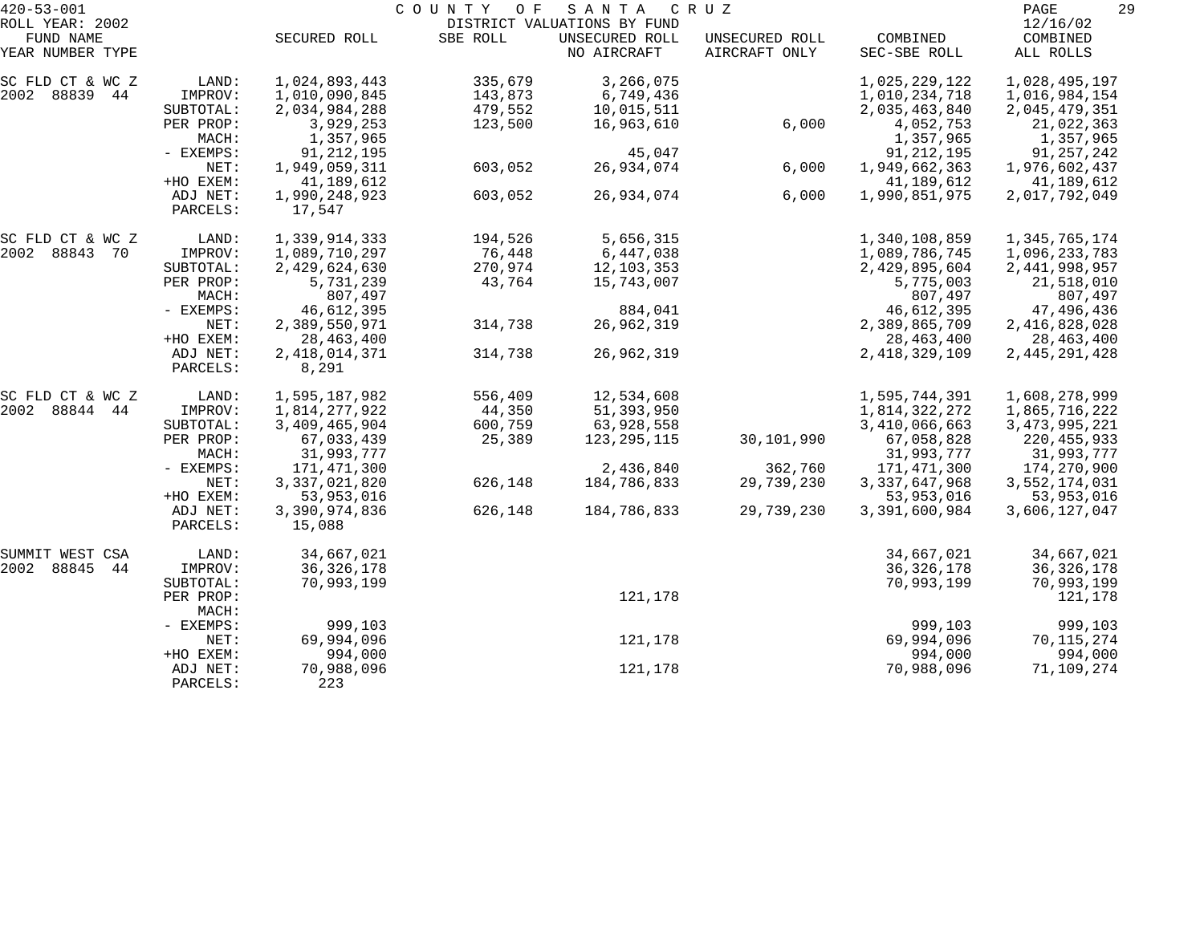420-53-001 COUNTY OF SANTA CRUZ
ROLL YEAR: 2002 DISTRICT VALUATIONS BY FUND 12/16/02

| FUND NAME YEAR NUMBER TYPE | | SECURED ROLL | SBE ROLL | UNSECURED ROLL NO AIRCRAFT | UNSECURED ROLL AIRCRAFT ONLY | COMBINED SEC-SBE ROLL | COMBINED ALL ROLLS |
|---|---|---|---|---|---|---|---|
| SC FLD CT & WC Z | LAND: | 1,024,893,443 | 335,679 | 3,266,075 | | 1,025,229,122 | 1,028,495,197 |
| 2002 88839 44 | IMPROV: | 1,010,090,845 | 143,873 | 6,749,436 | | 1,010,234,718 | 1,016,984,154 |
| | SUBTOTAL: | 2,034,984,288 | 479,552 | 10,015,511 | | 2,035,463,840 | 2,045,479,351 |
| | PER PROP: | 3,929,253 | 123,500 | 16,963,610 | 6,000 | 4,052,753 | 21,022,363 |
| | MACH: | 1,357,965 | | | | 1,357,965 | 1,357,965 |
| | - EXEMPS: | 91,212,195 | | 45,047 | | 91,212,195 | 91,257,242 |
| | NET: | 1,949,059,311 | 603,052 | 26,934,074 | 6,000 | 1,949,662,363 | 1,976,602,437 |
| | +HO EXEM: | 41,189,612 | | | | 41,189,612 | 41,189,612 |
| | ADJ NET: | 1,990,248,923 | 603,052 | 26,934,074 | 6,000 | 1,990,851,975 | 2,017,792,049 |
| | PARCELS: | 17,547 | | | | | |
| SC FLD CT & WC Z | LAND: | 1,339,914,333 | 194,526 | 5,656,315 | | 1,340,108,859 | 1,345,765,174 |
| 2002 88843 70 | IMPROV: | 1,089,710,297 | 76,448 | 6,447,038 | | 1,089,786,745 | 1,096,233,783 |
| | SUBTOTAL: | 2,429,624,630 | 270,974 | 12,103,353 | | 2,429,895,604 | 2,441,998,957 |
| | PER PROP: | 5,731,239 | 43,764 | 15,743,007 | | 5,775,003 | 21,518,010 |
| | MACH: | 807,497 | | | | 807,497 | 807,497 |
| | - EXEMPS: | 46,612,395 | | 884,041 | | 46,612,395 | 47,496,436 |
| | NET: | 2,389,550,971 | 314,738 | 26,962,319 | | 2,389,865,709 | 2,416,828,028 |
| | +HO EXEM: | 28,463,400 | | | | 28,463,400 | 28,463,400 |
| | ADJ NET: | 2,418,014,371 | 314,738 | 26,962,319 | | 2,418,329,109 | 2,445,291,428 |
| | PARCELS: | 8,291 | | | | | |
| SC FLD CT & WC Z | LAND: | 1,595,187,982 | 556,409 | 12,534,608 | | 1,595,744,391 | 1,608,278,999 |
| 2002 88844 44 | IMPROV: | 1,814,277,922 | 44,350 | 51,393,950 | | 1,814,322,272 | 1,865,716,222 |
| | SUBTOTAL: | 3,409,465,904 | 600,759 | 63,928,558 | | 3,410,066,663 | 3,473,995,221 |
| | PER PROP: | 67,033,439 | 25,389 | 123,295,115 | 30,101,990 | 67,058,828 | 220,455,933 |
| | MACH: | 31,993,777 | | | | 31,993,777 | 31,993,777 |
| | - EXEMPS: | 171,471,300 | | 2,436,840 | 362,760 | 171,471,300 | 174,270,900 |
| | NET: | 3,337,021,820 | 626,148 | 184,786,833 | 29,739,230 | 3,337,647,968 | 3,552,174,031 |
| | +HO EXEM: | 53,953,016 | | | | 53,953,016 | 53,953,016 |
| | ADJ NET: | 3,390,974,836 | 626,148 | 184,786,833 | 29,739,230 | 3,391,600,984 | 3,606,127,047 |
| | PARCELS: | 15,088 | | | | | |
| SUMMIT WEST CSA | LAND: | 34,667,021 | | | | 34,667,021 | 34,667,021 |
| 2002 88845 44 | IMPROV: | 36,326,178 | | | | 36,326,178 | 36,326,178 |
| | SUBTOTAL: | 70,993,199 | | | | 70,993,199 | 70,993,199 |
| | PER PROP: | | | 121,178 | | | 121,178 |
| | MACH: | | | | | | |
| | - EXEMPS: | 999,103 | | | | 999,103 | 999,103 |
| | NET: | 69,994,096 | | 121,178 | | 69,994,096 | 70,115,274 |
| | +HO EXEM: | 994,000 | | | | 994,000 | 994,000 |
| | ADJ NET: | 70,988,096 | | 121,178 | | 70,988,096 | 71,109,274 |
| | PARCELS: | 223 | | | | | |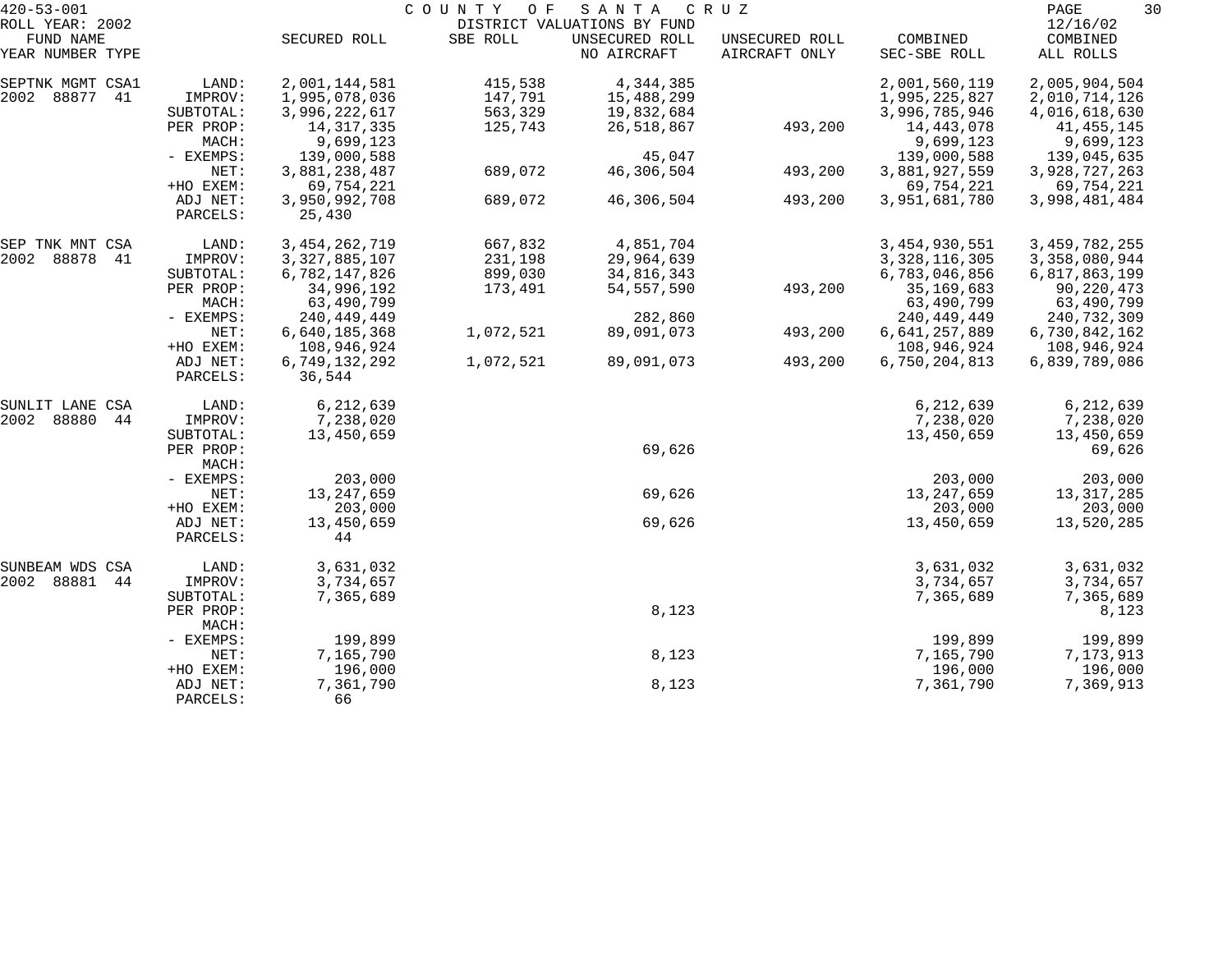420-53-001 COUNTY OF SANTA CRUZ
ROLL YEAR: 2002 DISTRICT VALUATIONS BY FUND 12/16/02

| FUND NAME YEAR NUMBER TYPE | | SECURED ROLL | SBE ROLL | UNSECURED ROLL NO AIRCRAFT | UNSECURED ROLL AIRCRAFT ONLY | COMBINED SEC-SBE ROLL | COMBINED ALL ROLLS |
|---|---|---|---|---|---|---|---|
| SEPTNK MGMT CSA1 | LAND: | 2,001,144,581 | 415,538 | 4,344,385 | | 2,001,560,119 | 2,005,904,504 |
| 2002 88877 41 | IMPROV: | 1,995,078,036 | 147,791 | 15,488,299 | | 1,995,225,827 | 2,010,714,126 |
| | SUBTOTAL: | 3,996,222,617 | 563,329 | 19,832,684 | | 3,996,785,946 | 4,016,618,630 |
| | PER PROP: | 14,317,335 | 125,743 | 26,518,867 | 493,200 | 14,443,078 | 41,455,145 |
| | MACH: | 9,699,123 | | | | 9,699,123 | 9,699,123 |
| | - EXEMPS: | 139,000,588 | | 45,047 | | 139,000,588 | 139,045,635 |
| | NET: | 3,881,238,487 | 689,072 | 46,306,504 | 493,200 | 3,881,927,559 | 3,928,727,263 |
| | +HO EXEM: | 69,754,221 | | | | 69,754,221 | 69,754,221 |
| | ADJ NET: | 3,950,992,708 | 689,072 | 46,306,504 | 493,200 | 3,951,681,780 | 3,998,481,484 |
| | PARCELS: | 25,430 | | | | | |
| SEP TNK MNT CSA | LAND: | 3,454,262,719 | 667,832 | 4,851,704 | | 3,454,930,551 | 3,459,782,255 |
| 2002 88878 41 | IMPROV: | 3,327,885,107 | 231,198 | 29,964,639 | | 3,328,116,305 | 3,358,080,944 |
| | SUBTOTAL: | 6,782,147,826 | 899,030 | 34,816,343 | | 6,783,046,856 | 6,817,863,199 |
| | PER PROP: | 34,996,192 | 173,491 | 54,557,590 | 493,200 | 35,169,683 | 90,220,473 |
| | MACH: | 63,490,799 | | | | 63,490,799 | 63,490,799 |
| | - EXEMPS: | 240,449,449 | | 282,860 | | 240,449,449 | 240,732,309 |
| | NET: | 6,640,185,368 | 1,072,521 | 89,091,073 | 493,200 | 6,641,257,889 | 6,730,842,162 |
| | +HO EXEM: | 108,946,924 | | | | 108,946,924 | 108,946,924 |
| | ADJ NET: | 6,749,132,292 | 1,072,521 | 89,091,073 | 493,200 | 6,750,204,813 | 6,839,789,086 |
| | PARCELS: | 36,544 | | | | | |
| SUNLIT LANE CSA | LAND: | 6,212,639 | | | | 6,212,639 | 6,212,639 |
| 2002 88880 44 | IMPROV: | 7,238,020 | | | | 7,238,020 | 7,238,020 |
| | SUBTOTAL: | 13,450,659 | | | | 13,450,659 | 13,450,659 |
| | PER PROP: | | | 69,626 | | | 69,626 |
| | MACH: | | | | | | |
| | - EXEMPS: | 203,000 | | | | 203,000 | 203,000 |
| | NET: | 13,247,659 | | 69,626 | | 13,247,659 | 13,317,285 |
| | +HO EXEM: | 203,000 | | | | 203,000 | 203,000 |
| | ADJ NET: | 13,450,659 | | 69,626 | | 13,450,659 | 13,520,285 |
| | PARCELS: | 44 | | | | | |
| SUNBEAM WDS CSA | LAND: | 3,631,032 | | | | 3,631,032 | 3,631,032 |
| 2002 88881 44 | IMPROV: | 3,734,657 | | | | 3,734,657 | 3,734,657 |
| | SUBTOTAL: | 7,365,689 | | | | 7,365,689 | 7,365,689 |
| | PER PROP: | | | 8,123 | | | 8,123 |
| | MACH: | | | | | | |
| | - EXEMPS: | 199,899 | | | | 199,899 | 199,899 |
| | NET: | 7,165,790 | | 8,123 | | 7,165,790 | 7,173,913 |
| | +HO EXEM: | 196,000 | | | | 196,000 | 196,000 |
| | ADJ NET: | 7,361,790 | | 8,123 | | 7,361,790 | 7,369,913 |
| | PARCELS: | 66 | | | | | |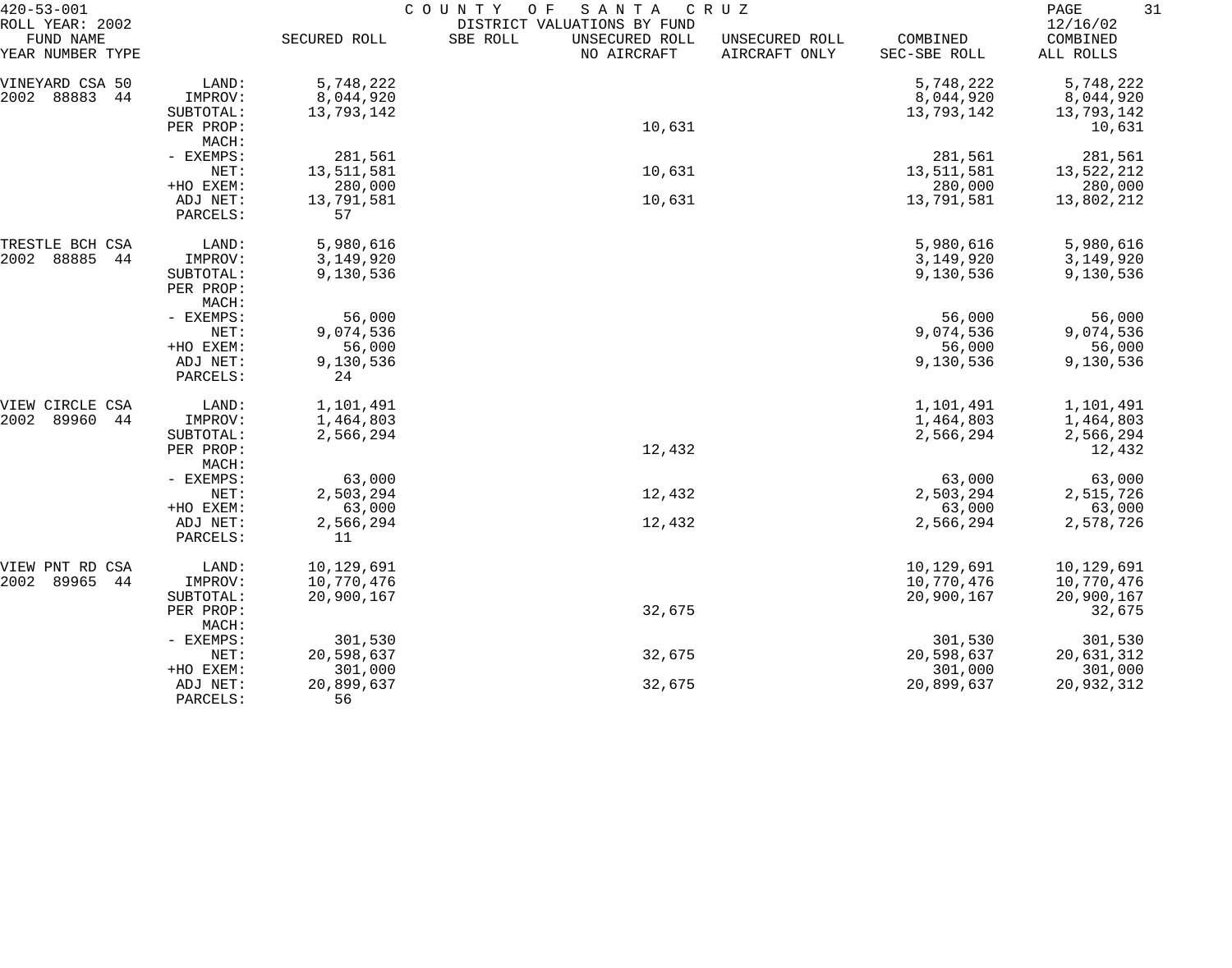420-53-001 COUNTY OF SANTA CRUZ
ROLL YEAR: 2002 DISTRICT VALUATIONS BY FUND 12/16/02

| FUND NAME YEAR NUMBER TYPE | | SECURED ROLL | SBE ROLL | UNSECURED ROLL NO AIRCRAFT | UNSECURED ROLL AIRCRAFT ONLY | COMBINED SEC-SBE ROLL | COMBINED ALL ROLLS |
|---|---|---|---|---|---|---|---|
| VINEYARD CSA 50 | LAND: | 5,748,222 | | | | 5,748,222 | 5,748,222 |
| 2002 88883 44 | IMPROV: | 8,044,920 | | | | 8,044,920 | 8,044,920 |
| | SUBTOTAL: | 13,793,142 | | | | 13,793,142 | 13,793,142 |
| | PER PROP: | | | 10,631 | | | 10,631 |
| | MACH: | | | | | | |
| | - EXEMPS: | 281,561 | | | | 281,561 | 281,561 |
| | NET: | 13,511,581 | | 10,631 | | 13,511,581 | 13,522,212 |
| | +HO EXEM: | 280,000 | | | | 280,000 | 280,000 |
| | ADJ NET: | 13,791,581 | | 10,631 | | 13,791,581 | 13,802,212 |
| | PARCELS: | 57 | | | | | |
| TRESTLE BCH CSA | LAND: | 5,980,616 | | | | 5,980,616 | 5,980,616 |
| 2002 88885 44 | IMPROV: | 3,149,920 | | | | 3,149,920 | 3,149,920 |
| | SUBTOTAL: | 9,130,536 | | | | 9,130,536 | 9,130,536 |
| | PER PROP: | | | | | | |
| | MACH: | | | | | | |
| | - EXEMPS: | 56,000 | | | | 56,000 | 56,000 |
| | NET: | 9,074,536 | | | | 9,074,536 | 9,074,536 |
| | +HO EXEM: | 56,000 | | | | 56,000 | 56,000 |
| | ADJ NET: | 9,130,536 | | | | 9,130,536 | 9,130,536 |
| | PARCELS: | 24 | | | | | |
| VIEW CIRCLE CSA | LAND: | 1,101,491 | | | | 1,101,491 | 1,101,491 |
| 2002 89960 44 | IMPROV: | 1,464,803 | | | | 1,464,803 | 1,464,803 |
| | SUBTOTAL: | 2,566,294 | | | | 2,566,294 | 2,566,294 |
| | PER PROP: | | | 12,432 | | | 12,432 |
| | MACH: | | | | | | |
| | - EXEMPS: | 63,000 | | | | 63,000 | 63,000 |
| | NET: | 2,503,294 | | 12,432 | | 2,503,294 | 2,515,726 |
| | +HO EXEM: | 63,000 | | | | 63,000 | 63,000 |
| | ADJ NET: | 2,566,294 | | 12,432 | | 2,566,294 | 2,578,726 |
| | PARCELS: | 11 | | | | | |
| VIEW PNT RD CSA | LAND: | 10,129,691 | | | | 10,129,691 | 10,129,691 |
| 2002 89965 44 | IMPROV: | 10,770,476 | | | | 10,770,476 | 10,770,476 |
| | SUBTOTAL: | 20,900,167 | | | | 20,900,167 | 20,900,167 |
| | PER PROP: | | | 32,675 | | | 32,675 |
| | MACH: | | | | | | |
| | - EXEMPS: | 301,530 | | | | 301,530 | 301,530 |
| | NET: | 20,598,637 | | 32,675 | | 20,598,637 | 20,631,312 |
| | +HO EXEM: | 301,000 | | | | 301,000 | 301,000 |
| | ADJ NET: | 20,899,637 | | 32,675 | | 20,899,637 | 20,932,312 |
| | PARCELS: | 56 | | | | | |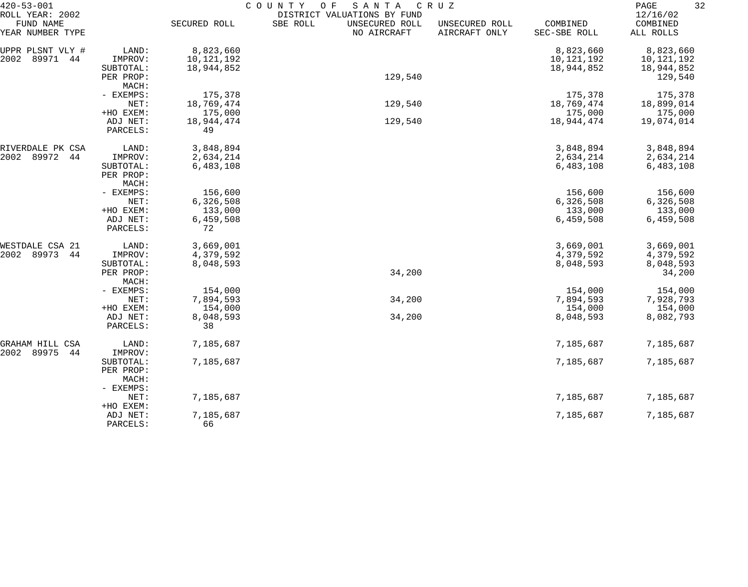420-53-001 COUNTY OF SANTA CRUZ
ROLL YEAR: 2002 DISTRICT VALUATIONS BY FUND 12/16/02

| FUND NAME YEAR NUMBER TYPE | | SECURED ROLL | SBE ROLL | UNSECURED ROLL NO AIRCRAFT | UNSECURED ROLL AIRCRAFT ONLY | COMBINED SEC-SBE ROLL | COMBINED ALL ROLLS |
|---|---|---|---|---|---|---|---|
| UPPR PLSNT VLY # | LAND: | 8,823,660 | | | | 8,823,660 | 8,823,660 |
| 2002 89971 44 | IMPROV: | 10,121,192 | | | | 10,121,192 | 10,121,192 |
| | SUBTOTAL: | 18,944,852 | | | | 18,944,852 | 18,944,852 |
| | PER PROP: | | | 129,540 | | | 129,540 |
| | MACH: | | | | | | |
| | - EXEMPS: | 175,378 | | | | 175,378 | 175,378 |
| | NET: | 18,769,474 | | 129,540 | | 18,769,474 | 18,899,014 |
| | +HO EXEM: | 175,000 | | | | 175,000 | 175,000 |
| | ADJ NET: | 18,944,474 | | 129,540 | | 18,944,474 | 19,074,014 |
| | PARCELS: | 49 | | | | | |
| RIVERDALE PK CSA | LAND: | 3,848,894 | | | | 3,848,894 | 3,848,894 |
| 2002 89972 44 | IMPROV: | 2,634,214 | | | | 2,634,214 | 2,634,214 |
| | SUBTOTAL: | 6,483,108 | | | | 6,483,108 | 6,483,108 |
| | PER PROP: | | | | | | |
| | MACH: | | | | | | |
| | - EXEMPS: | 156,600 | | | | 156,600 | 156,600 |
| | NET: | 6,326,508 | | | | 6,326,508 | 6,326,508 |
| | +HO EXEM: | 133,000 | | | | 133,000 | 133,000 |
| | ADJ NET: | 6,459,508 | | | | 6,459,508 | 6,459,508 |
| | PARCELS: | 72 | | | | | |
| WESTDALE CSA 21 | LAND: | 3,669,001 | | | | 3,669,001 | 3,669,001 |
| 2002 89973 44 | IMPROV: | 4,379,592 | | | | 4,379,592 | 4,379,592 |
| | SUBTOTAL: | 8,048,593 | | | | 8,048,593 | 8,048,593 |
| | PER PROP: | | | 34,200 | | | 34,200 |
| | MACH: | | | | | | |
| | - EXEMPS: | 154,000 | | | | 154,000 | 154,000 |
| | NET: | 7,894,593 | | 34,200 | | 7,894,593 | 7,928,793 |
| | +HO EXEM: | 154,000 | | | | 154,000 | 154,000 |
| | ADJ NET: | 8,048,593 | | 34,200 | | 8,048,593 | 8,082,793 |
| | PARCELS: | 38 | | | | | |
| GRAHAM HILL CSA | LAND: | 7,185,687 | | | | 7,185,687 | 7,185,687 |
| 2002 89975 44 | IMPROV: | | | | | | |
| | SUBTOTAL: | 7,185,687 | | | | 7,185,687 | 7,185,687 |
| | PER PROP: | | | | | | |
| | MACH: | | | | | | |
| | - EXEMPS: | | | | | | |
| | NET: | 7,185,687 | | | | 7,185,687 | 7,185,687 |
| | +HO EXEM: | | | | | | |
| | ADJ NET: | 7,185,687 | | | | 7,185,687 | 7,185,687 |
| | PARCELS: | 66 | | | | | |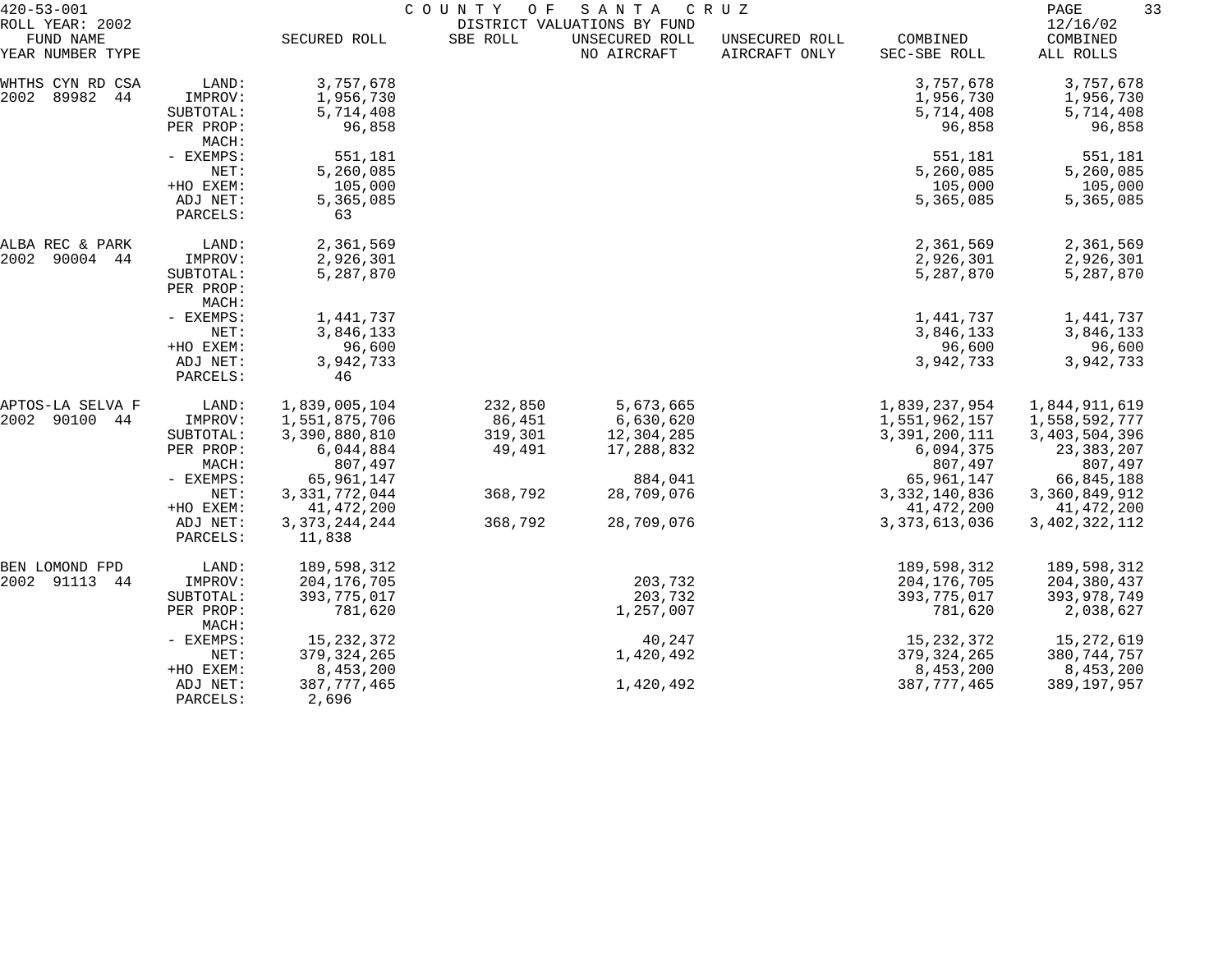420-53-001 COUNTY OF SANTA CRUZ

ROLL YEAR: 2002 DISTRICT VALUATIONS BY FUND 12/16/02

| FUND NAME YEAR NUMBER TYPE | | SECURED ROLL | SBE ROLL | UNSECURED ROLL NO AIRCRAFT | UNSECURED ROLL AIRCRAFT ONLY | COMBINED SEC-SBE ROLL | COMBINED ALL ROLLS |
|---|---|---|---|---|---|---|---|
| WHTHS CYN RD CSA | LAND: | 3,757,678 | | | | 3,757,678 | 3,757,678 |
| 2002 89982 44 | IMPROV: | 1,956,730 | | | | 1,956,730 | 1,956,730 |
| | SUBTOTAL: | 5,714,408 | | | | 5,714,408 | 5,714,408 |
| | PER PROP: | 96,858 | | | | 96,858 | 96,858 |
| | MACH: | | | | | | |
| | - EXEMPS: | 551,181 | | | | 551,181 | 551,181 |
| | NET: | 5,260,085 | | | | 5,260,085 | 5,260,085 |
| | +HO EXEM: | 105,000 | | | | 105,000 | 105,000 |
| | ADJ NET: | 5,365,085 | | | | 5,365,085 | 5,365,085 |
| | PARCELS: | 63 | | | | | |
| ALBA REC & PARK | LAND: | 2,361,569 | | | | 2,361,569 | 2,361,569 |
| 2002 90004 44 | IMPROV: | 2,926,301 | | | | 2,926,301 | 2,926,301 |
| | SUBTOTAL: | 5,287,870 | | | | 5,287,870 | 5,287,870 |
| | PER PROP: | | | | | | |
| | MACH: | | | | | | |
| | - EXEMPS: | 1,441,737 | | | | 1,441,737 | 1,441,737 |
| | NET: | 3,846,133 | | | | 3,846,133 | 3,846,133 |
| | +HO EXEM: | 96,600 | | | | 96,600 | 96,600 |
| | ADJ NET: | 3,942,733 | | | | 3,942,733 | 3,942,733 |
| | PARCELS: | 46 | | | | | |
| APTOS-LA SELVA F | LAND: | 1,839,005,104 | 232,850 | 5,673,665 | | 1,839,237,954 | 1,844,911,619 |
| 2002 90100 44 | IMPROV: | 1,551,875,706 | 86,451 | 6,630,620 | | 1,551,962,157 | 1,558,592,777 |
| | SUBTOTAL: | 3,390,880,810 | 319,301 | 12,304,285 | | 3,391,200,111 | 3,403,504,396 |
| | PER PROP: | 6,044,884 | 49,491 | 17,288,832 | | 6,094,375 | 23,383,207 |
| | MACH: | 807,497 | | | | 807,497 | 807,497 |
| | - EXEMPS: | 65,961,147 | | 884,041 | | 65,961,147 | 66,845,188 |
| | NET: | 3,331,772,044 | 368,792 | 28,709,076 | | 3,332,140,836 | 3,360,849,912 |
| | +HO EXEM: | 41,472,200 | | | | 41,472,200 | 41,472,200 |
| | ADJ NET: | 3,373,244,244 | 368,792 | 28,709,076 | | 3,373,613,036 | 3,402,322,112 |
| | PARCELS: | 11,838 | | | | | |
| BEN LOMOND FPD | LAND: | 189,598,312 | | | | 189,598,312 | 189,598,312 |
| 2002 91113 44 | IMPROV: | 204,176,705 | | 203,732 | | 204,176,705 | 204,380,437 |
| | SUBTOTAL: | 393,775,017 | | 203,732 | | 393,775,017 | 393,978,749 |
| | PER PROP: | 781,620 | | 1,257,007 | | 781,620 | 2,038,627 |
| | MACH: | | | | | | |
| | - EXEMPS: | 15,232,372 | | 40,247 | | 15,232,372 | 15,272,619 |
| | NET: | 379,324,265 | | 1,420,492 | | 379,324,265 | 380,744,757 |
| | +HO EXEM: | 8,453,200 | | | | 8,453,200 | 8,453,200 |
| | ADJ NET: | 387,777,465 | | 1,420,492 | | 387,777,465 | 389,197,957 |
| | PARCELS: | 2,696 | | | | | |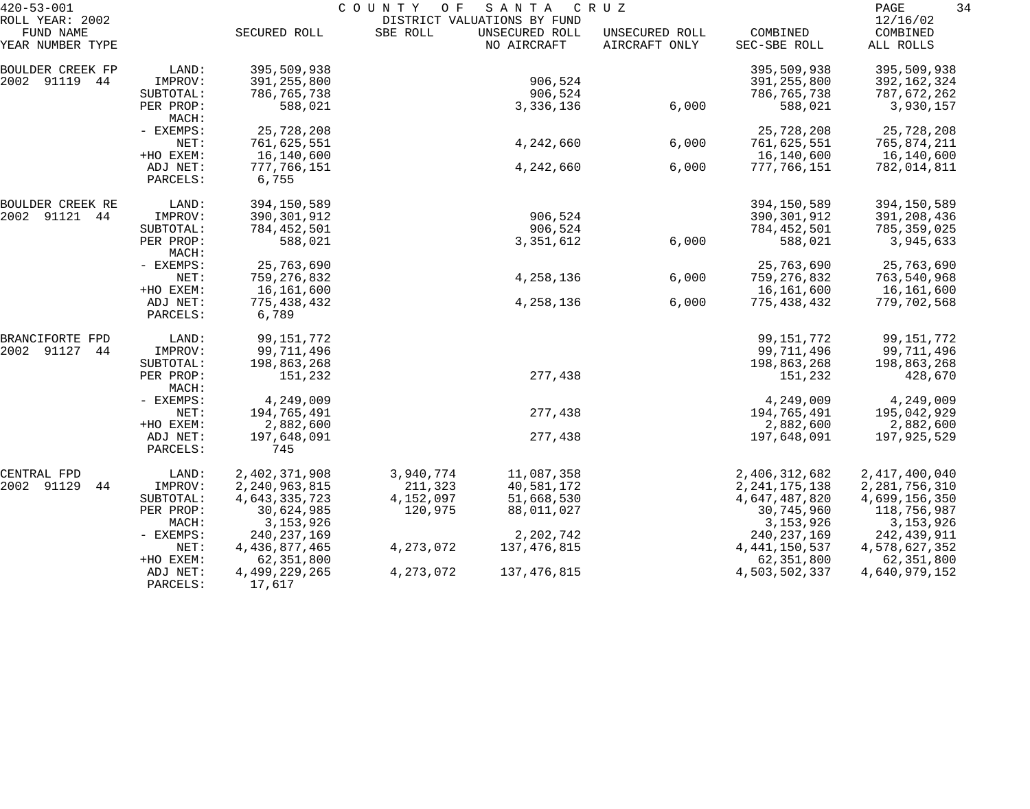420-53-001 COUNTY OF SANTA CRUZ

ROLL YEAR: 2002 DISTRICT VALUATIONS BY FUND 12/16/02

| FUND NAME YEAR NUMBER TYPE | | SECURED ROLL | SBE ROLL | UNSECURED ROLL NO AIRCRAFT | UNSECURED ROLL AIRCRAFT ONLY | COMBINED SEC-SBE ROLL | COMBINED ALL ROLLS |
|---|---|---|---|---|---|---|---|
| BOULDER CREEK FP | LAND: | 395,509,938 | | | | 395,509,938 | 395,509,938 |
| 2002 91119 44 | IMPROV: | 391,255,800 | | 906,524 | | 391,255,800 | 392,162,324 |
| | SUBTOTAL: | 786,765,738 | | 906,524 | | 786,765,738 | 787,672,262 |
| | PER PROP: | 588,021 | | 3,336,136 | 6,000 | 588,021 | 3,930,157 |
| | MACH: | | | | | | |
| | - EXEMPS: | 25,728,208 | | | | 25,728,208 | 25,728,208 |
| | NET: | 761,625,551 | | 4,242,660 | 6,000 | 761,625,551 | 765,874,211 |
| | +HO EXEM: | 16,140,600 | | | | 16,140,600 | 16,140,600 |
| | ADJ NET: | 777,766,151 | | 4,242,660 | 6,000 | 777,766,151 | 782,014,811 |
| | PARCELS: | 6,755 | | | | | |
| BOULDER CREEK RE | LAND: | 394,150,589 | | | | 394,150,589 | 394,150,589 |
| 2002 91121 44 | IMPROV: | 390,301,912 | | 906,524 | | 390,301,912 | 391,208,436 |
| | SUBTOTAL: | 784,452,501 | | 906,524 | | 784,452,501 | 785,359,025 |
| | PER PROP: | 588,021 | | 3,351,612 | 6,000 | 588,021 | 3,945,633 |
| | MACH: | | | | | | |
| | - EXEMPS: | 25,763,690 | | | | 25,763,690 | 25,763,690 |
| | NET: | 759,276,832 | | 4,258,136 | 6,000 | 759,276,832 | 763,540,968 |
| | +HO EXEM: | 16,161,600 | | | | 16,161,600 | 16,161,600 |
| | ADJ NET: | 775,438,432 | | 4,258,136 | 6,000 | 775,438,432 | 779,702,568 |
| | PARCELS: | 6,789 | | | | | |
| BRANCIFORTE FPD | LAND: | 99,151,772 | | | | 99,151,772 | 99,151,772 |
| 2002 91127 44 | IMPROV: | 99,711,496 | | | | 99,711,496 | 99,711,496 |
| | SUBTOTAL: | 198,863,268 | | | | 198,863,268 | 198,863,268 |
| | PER PROP: | 151,232 | | 277,438 | | 151,232 | 428,670 |
| | MACH: | | | | | | |
| | - EXEMPS: | 4,249,009 | | | | 4,249,009 | 4,249,009 |
| | NET: | 194,765,491 | | 277,438 | | 194,765,491 | 195,042,929 |
| | +HO EXEM: | 2,882,600 | | | | 2,882,600 | 2,882,600 |
| | ADJ NET: | 197,648,091 | | 277,438 | | 197,648,091 | 197,925,529 |
| | PARCELS: | 745 | | | | | |
| CENTRAL FPD | LAND: | 2,402,371,908 | 3,940,774 | 11,087,358 | | 2,406,312,682 | 2,417,400,040 |
| 2002 91129 44 | IMPROV: | 2,240,963,815 | 211,323 | 40,581,172 | | 2,241,175,138 | 2,281,756,310 |
| | SUBTOTAL: | 4,643,335,723 | 4,152,097 | 51,668,530 | | 4,647,487,820 | 4,699,156,350 |
| | PER PROP: | 30,624,985 | 120,975 | 88,011,027 | | 30,745,960 | 118,756,987 |
| | MACH: | 3,153,926 | | | | 3,153,926 | 3,153,926 |
| | - EXEMPS: | 240,237,169 | | 2,202,742 | | 240,237,169 | 242,439,911 |
| | NET: | 4,436,877,465 | 4,273,072 | 137,476,815 | | 4,441,150,537 | 4,578,627,352 |
| | +HO EXEM: | 62,351,800 | | | | 62,351,800 | 62,351,800 |
| | ADJ NET: | 4,499,229,265 | 4,273,072 | 137,476,815 | | 4,503,502,337 | 4,640,979,152 |
| | PARCELS: | 17,617 | | | | | |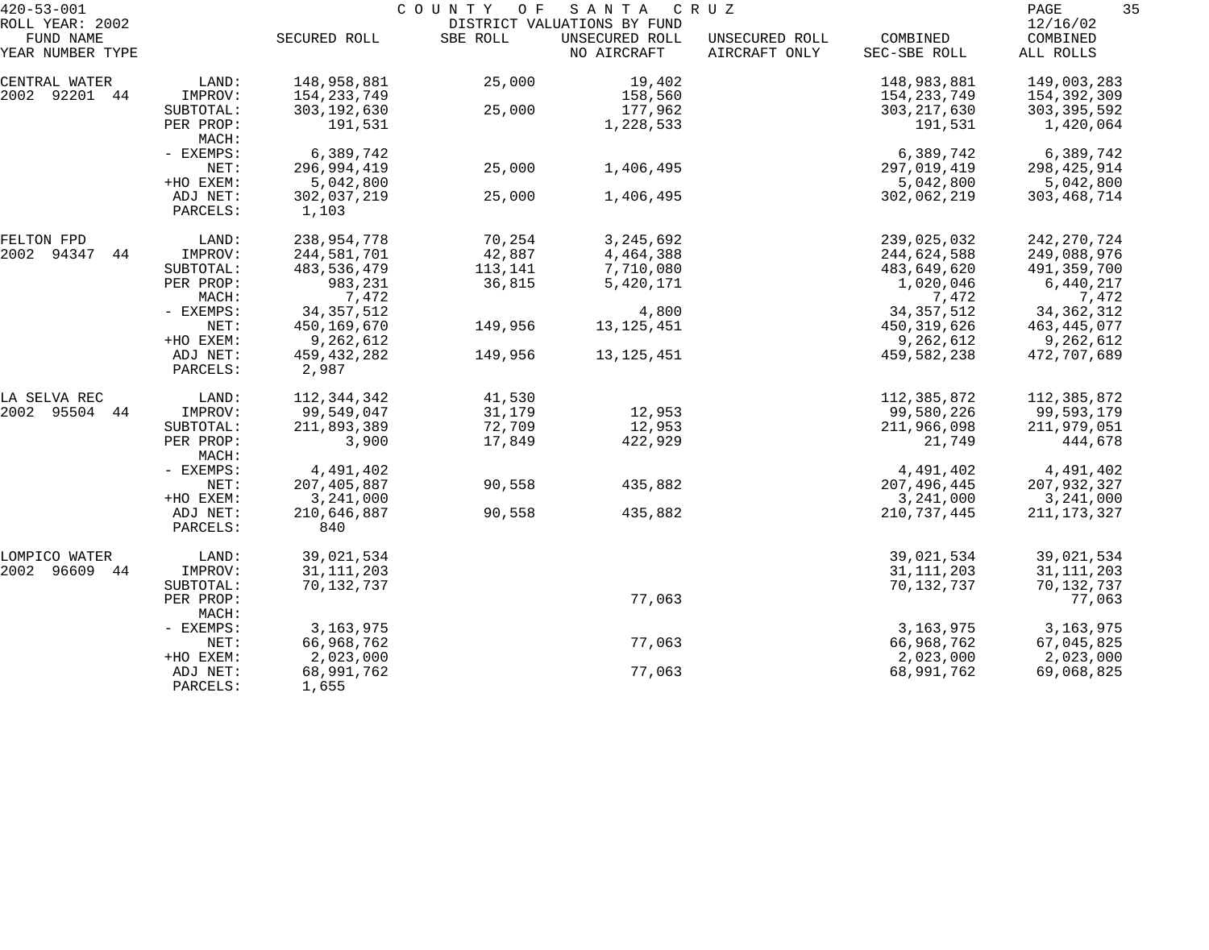420-53-001 COUNTY OF SANTA CRUZ
ROLL YEAR: 2002 DISTRICT VALUATIONS BY FUND 12/16/02

| FUND NAME YEAR NUMBER TYPE | | SECURED ROLL | SBE ROLL | UNSECURED ROLL NO AIRCRAFT | UNSECURED ROLL AIRCRAFT ONLY | COMBINED SEC-SBE ROLL | COMBINED ALL ROLLS |
|---|---|---|---|---|---|---|---|
| CENTRAL WATER | LAND: | 148,958,881 | 25,000 | 19,402 | | 148,983,881 | 149,003,283 |
| 2002 92201 44 | IMPROV: | 154,233,749 | | 158,560 | | 154,233,749 | 154,392,309 |
| | SUBTOTAL: | 303,192,630 | 25,000 | 177,962 | | 303,217,630 | 303,395,592 |
| | PER PROP: | 191,531 | | 1,228,533 | | 191,531 | 1,420,064 |
| | MACH: | | | | | | |
| | - EXEMPS: | 6,389,742 | | | | 6,389,742 | 6,389,742 |
| | NET: | 296,994,419 | 25,000 | 1,406,495 | | 297,019,419 | 298,425,914 |
| | +HO EXEM: | 5,042,800 | | | | 5,042,800 | 5,042,800 |
| | ADJ NET: | 302,037,219 | 25,000 | 1,406,495 | | 302,062,219 | 303,468,714 |
| | PARCELS: | 1,103 | | | | | |
| FELTON FPD | LAND: | 238,954,778 | 70,254 | 3,245,692 | | 239,025,032 | 242,270,724 |
| 2002 94347 44 | IMPROV: | 244,581,701 | 42,887 | 4,464,388 | | 244,624,588 | 249,088,976 |
| | SUBTOTAL: | 483,536,479 | 113,141 | 7,710,080 | | 483,649,620 | 491,359,700 |
| | PER PROP: | 983,231 | 36,815 | 5,420,171 | | 1,020,046 | 6,440,217 |
| | MACH: | 7,472 | | | | 7,472 | 7,472 |
| | - EXEMPS: | 34,357,512 | | 4,800 | | 34,357,512 | 34,362,312 |
| | NET: | 450,169,670 | 149,956 | 13,125,451 | | 450,319,626 | 463,445,077 |
| | +HO EXEM: | 9,262,612 | | | | 9,262,612 | 9,262,612 |
| | ADJ NET: | 459,432,282 | 149,956 | 13,125,451 | | 459,582,238 | 472,707,689 |
| | PARCELS: | 2,987 | | | | | |
| LA SELVA REC | LAND: | 112,344,342 | 41,530 | | | 112,385,872 | 112,385,872 |
| 2002 95504 44 | IMPROV: | 99,549,047 | 31,179 | 12,953 | | 99,580,226 | 99,593,179 |
| | SUBTOTAL: | 211,893,389 | 72,709 | 12,953 | | 211,966,098 | 211,979,051 |
| | PER PROP: | 3,900 | 17,849 | 422,929 | | 21,749 | 444,678 |
| | MACH: | | | | | | |
| | - EXEMPS: | 4,491,402 | | | | 4,491,402 | 4,491,402 |
| | NET: | 207,405,887 | 90,558 | 435,882 | | 207,496,445 | 207,932,327 |
| | +HO EXEM: | 3,241,000 | | | | 3,241,000 | 3,241,000 |
| | ADJ NET: | 210,646,887 | 90,558 | 435,882 | | 210,737,445 | 211,173,327 |
| | PARCELS: | 840 | | | | | |
| LOMPICO WATER | LAND: | 39,021,534 | | | | 39,021,534 | 39,021,534 |
| 2002 96609 44 | IMPROV: | 31,111,203 | | | | 31,111,203 | 31,111,203 |
| | SUBTOTAL: | 70,132,737 | | | | 70,132,737 | 70,132,737 |
| | PER PROP: | | | 77,063 | | | 77,063 |
| | MACH: | | | | | | |
| | - EXEMPS: | 3,163,975 | | | | 3,163,975 | 3,163,975 |
| | NET: | 66,968,762 | | 77,063 | | 66,968,762 | 67,045,825 |
| | +HO EXEM: | 2,023,000 | | | | 2,023,000 | 2,023,000 |
| | ADJ NET: | 68,991,762 | | 77,063 | | 68,991,762 | 69,068,825 |
| | PARCELS: | 1,655 | | | | | |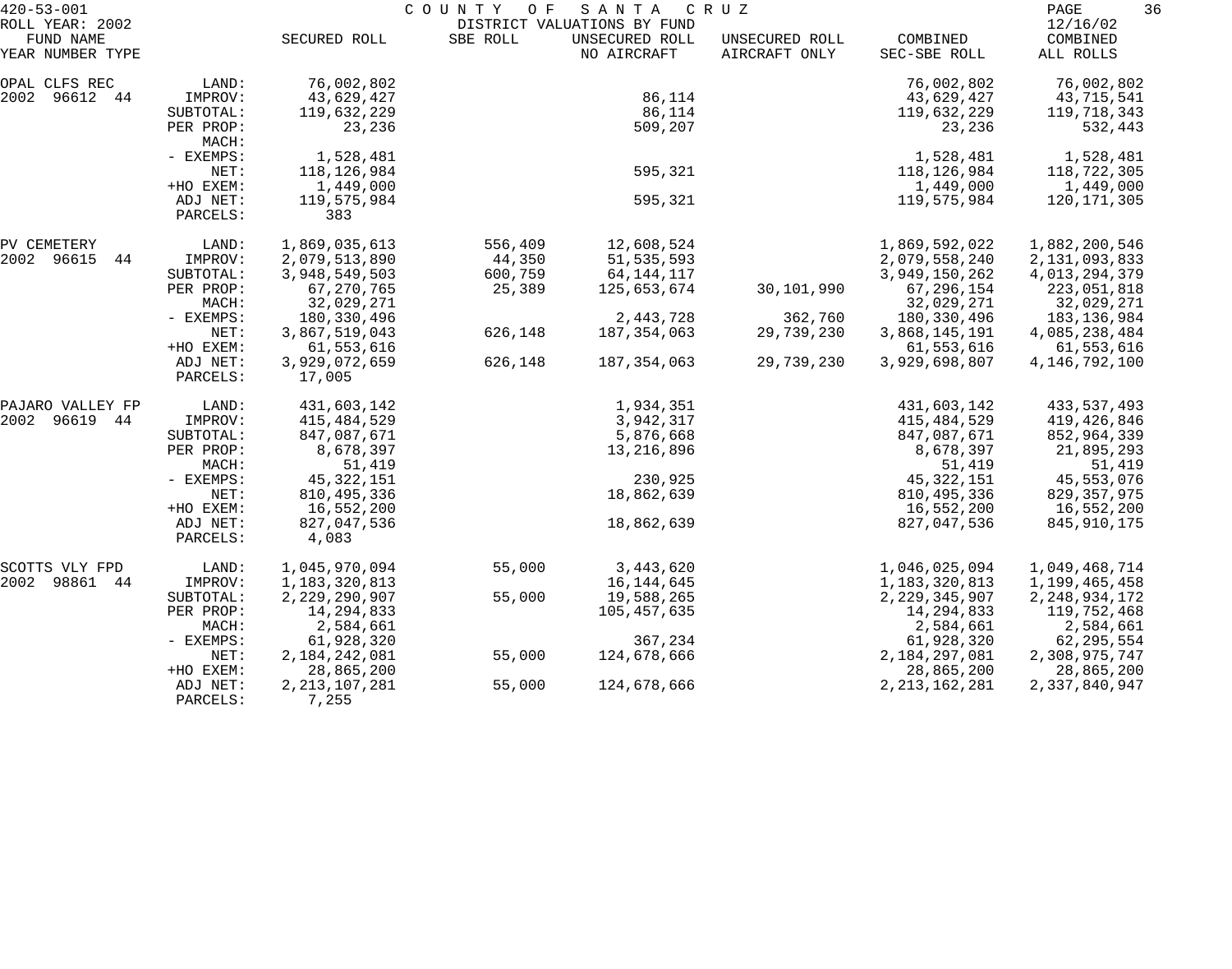420-53-001 COUNTY OF SANTA CRUZ

ROLL YEAR: 2002 DISTRICT VALUATIONS BY FUND 12/16/02

| FUND NAME YEAR NUMBER TYPE | | SECURED ROLL | SBE ROLL | UNSECURED ROLL NO AIRCRAFT | UNSECURED ROLL AIRCRAFT ONLY | COMBINED SEC-SBE ROLL | COMBINED ALL ROLLS |
|---|---|---|---|---|---|---|---|
| OPAL CLFS REC | LAND: | 76,002,802 | | | | 76,002,802 | 76,002,802 |
| 2002 96612 44 | IMPROV: | 43,629,427 | | 86,114 | | 43,629,427 | 43,715,541 |
| | SUBTOTAL: | 119,632,229 | | 86,114 | | 119,632,229 | 119,718,343 |
| | PER PROP: | 23,236 | | 509,207 | | 23,236 | 532,443 |
| | MACH: | | | | | | |
| | - EXEMPS: | 1,528,481 | | | | 1,528,481 | 1,528,481 |
| | NET: | 118,126,984 | | 595,321 | | 118,126,984 | 118,722,305 |
| | +HO EXEM: | 1,449,000 | | | | 1,449,000 | 1,449,000 |
| | ADJ NET: | 119,575,984 | | 595,321 | | 119,575,984 | 120,171,305 |
| | PARCELS: | 383 | | | | | |
| PV CEMETERY | LAND: | 1,869,035,613 | 556,409 | 12,608,524 | | 1,869,592,022 | 1,882,200,546 |
| 2002 96615 44 | IMPROV: | 2,079,513,890 | 44,350 | 51,535,593 | | 2,079,558,240 | 2,131,093,833 |
| | SUBTOTAL: | 3,948,549,503 | 600,759 | 64,144,117 | | 3,949,150,262 | 4,013,294,379 |
| | PER PROP: | 67,270,765 | 25,389 | 125,653,674 | 30,101,990 | 67,296,154 | 223,051,818 |
| | MACH: | 32,029,271 | | | | 32,029,271 | 32,029,271 |
| | - EXEMPS: | 180,330,496 | | 2,443,728 | 362,760 | 180,330,496 | 183,136,984 |
| | NET: | 3,867,519,043 | 626,148 | 187,354,063 | 29,739,230 | 3,868,145,191 | 4,085,238,484 |
| | +HO EXEM: | 61,553,616 | | | | 61,553,616 | 61,553,616 |
| | ADJ NET: | 3,929,072,659 | 626,148 | 187,354,063 | 29,739,230 | 3,929,698,807 | 4,146,792,100 |
| | PARCELS: | 17,005 | | | | | |
| PAJARO VALLEY FP | LAND: | 431,603,142 | | 1,934,351 | | 431,603,142 | 433,537,493 |
| 2002 96619 44 | IMPROV: | 415,484,529 | | 3,942,317 | | 415,484,529 | 419,426,846 |
| | SUBTOTAL: | 847,087,671 | | 5,876,668 | | 847,087,671 | 852,964,339 |
| | PER PROP: | 8,678,397 | | 13,216,896 | | 8,678,397 | 21,895,293 |
| | MACH: | 51,419 | | | | 51,419 | 51,419 |
| | - EXEMPS: | 45,322,151 | | 230,925 | | 45,322,151 | 45,553,076 |
| | NET: | 810,495,336 | | 18,862,639 | | 810,495,336 | 829,357,975 |
| | +HO EXEM: | 16,552,200 | | | | 16,552,200 | 16,552,200 |
| | ADJ NET: | 827,047,536 | | 18,862,639 | | 827,047,536 | 845,910,175 |
| | PARCELS: | 4,083 | | | | | |
| SCOTTS VLY FPD | LAND: | 1,045,970,094 | 55,000 | 3,443,620 | | 1,046,025,094 | 1,049,468,714 |
| 2002 98861 44 | IMPROV: | 1,183,320,813 | | 16,144,645 | | 1,183,320,813 | 1,199,465,458 |
| | SUBTOTAL: | 2,229,290,907 | 55,000 | 19,588,265 | | 2,229,345,907 | 2,248,934,172 |
| | PER PROP: | 14,294,833 | | 105,457,635 | | 14,294,833 | 119,752,468 |
| | MACH: | 2,584,661 | | | | 2,584,661 | 2,584,661 |
| | - EXEMPS: | 61,928,320 | | 367,234 | | 61,928,320 | 62,295,554 |
| | NET: | 2,184,242,081 | 55,000 | 124,678,666 | | 2,184,297,081 | 2,308,975,747 |
| | +HO EXEM: | 28,865,200 | | | | 28,865,200 | 28,865,200 |
| | ADJ NET: | 2,213,107,281 | 55,000 | 124,678,666 | | 2,213,162,281 | 2,337,840,947 |
| | PARCELS: | 7,255 | | | | | |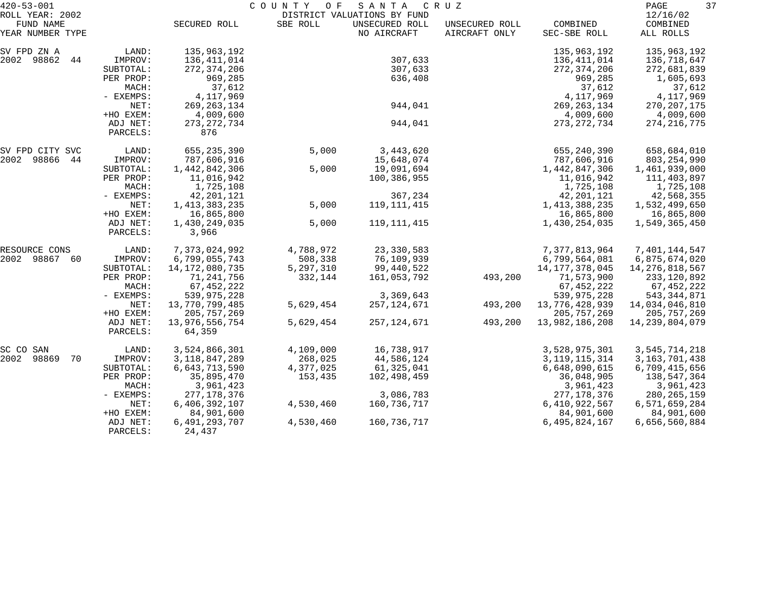420-53-001 COUNTY OF SANTA CRUZ

ROLL YEAR: 2002 DISTRICT VALUATIONS BY FUND 12/16/02

| FUND NAME YEAR NUMBER TYPE | | SECURED ROLL | SBE ROLL | UNSECURED ROLL NO AIRCRAFT | UNSECURED ROLL AIRCRAFT ONLY | COMBINED SEC-SBE ROLL | COMBINED ALL ROLLS |
|---|---|---|---|---|---|---|---|
| SV FPD ZN A | LAND: | 135,963,192 | | | | 135,963,192 | 135,963,192 |
| 2002 98862 44 | IMPROV: | 136,411,014 | | 307,633 | | 136,411,014 | 136,718,647 |
| | SUBTOTAL: | 272,374,206 | | 307,633 | | 272,374,206 | 272,681,839 |
| | PER PROP: | 969,285 | | 636,408 | | 969,285 | 1,605,693 |
| | MACH: | 37,612 | | | | 37,612 | 37,612 |
| | - EXEMPS: | 4,117,969 | | | | 4,117,969 | 4,117,969 |
| | NET: | 269,263,134 | | 944,041 | | 269,263,134 | 270,207,175 |
| | +HO EXEM: | 4,009,600 | | | | 4,009,600 | 4,009,600 |
| | ADJ NET: | 273,272,734 | | 944,041 | | 273,272,734 | 274,216,775 |
| | PARCELS: | 876 | | | | | |
| SV FPD CITY SVC | LAND: | 655,235,390 | 5,000 | 3,443,620 | | 655,240,390 | 658,684,010 |
| 2002 98866 44 | IMPROV: | 787,606,916 | | 15,648,074 | | 787,606,916 | 803,254,990 |
| | SUBTOTAL: | 1,442,842,306 | 5,000 | 19,091,694 | | 1,442,847,306 | 1,461,939,000 |
| | PER PROP: | 11,016,942 | | 100,386,955 | | 11,016,942 | 111,403,897 |
| | MACH: | 1,725,108 | | | | 1,725,108 | 1,725,108 |
| | - EXEMPS: | 42,201,121 | | 367,234 | | 42,201,121 | 42,568,355 |
| | NET: | 1,413,383,235 | 5,000 | 119,111,415 | | 1,413,388,235 | 1,532,499,650 |
| | +HO EXEM: | 16,865,800 | | | | 16,865,800 | 16,865,800 |
| | ADJ NET: | 1,430,249,035 | 5,000 | 119,111,415 | | 1,430,254,035 | 1,549,365,450 |
| | PARCELS: | 3,966 | | | | | |
| RESOURCE CONS | LAND: | 7,373,024,992 | 4,788,972 | 23,330,583 | | 7,377,813,964 | 7,401,144,547 |
| 2002 98867 60 | IMPROV: | 6,799,055,743 | 508,338 | 76,109,939 | | 6,799,564,081 | 6,875,674,020 |
| | SUBTOTAL: | 14,172,080,735 | 5,297,310 | 99,440,522 | | 14,177,378,045 | 14,276,818,567 |
| | PER PROP: | 71,241,756 | 332,144 | 161,053,792 | 493,200 | 71,573,900 | 233,120,892 |
| | MACH: | 67,452,222 | | | | 67,452,222 | 67,452,222 |
| | - EXEMPS: | 539,975,228 | | 3,369,643 | | 539,975,228 | 543,344,871 |
| | NET: | 13,770,799,485 | 5,629,454 | 257,124,671 | 493,200 | 13,776,428,939 | 14,034,046,810 |
| | +HO EXEM: | 205,757,269 | | | | 205,757,269 | 205,757,269 |
| | ADJ NET: | 13,976,556,754 | 5,629,454 | 257,124,671 | 493,200 | 13,982,186,208 | 14,239,804,079 |
| | PARCELS: | 64,359 | | | | | |
| SC CO SAN | LAND: | 3,524,866,301 | 4,109,000 | 16,738,917 | | 3,528,975,301 | 3,545,714,218 |
| 2002 98869 70 | IMPROV: | 3,118,847,289 | 268,025 | 44,586,124 | | 3,119,115,314 | 3,163,701,438 |
| | SUBTOTAL: | 6,643,713,590 | 4,377,025 | 61,325,041 | | 6,648,090,615 | 6,709,415,656 |
| | PER PROP: | 35,895,470 | 153,435 | 102,498,459 | | 36,048,905 | 138,547,364 |
| | MACH: | 3,961,423 | | | | 3,961,423 | 3,961,423 |
| | - EXEMPS: | 277,178,376 | | 3,086,783 | | 277,178,376 | 280,265,159 |
| | NET: | 6,406,392,107 | 4,530,460 | 160,736,717 | | 6,410,922,567 | 6,571,659,284 |
| | +HO EXEM: | 84,901,600 | | | | 84,901,600 | 84,901,600 |
| | ADJ NET: | 6,491,293,707 | 4,530,460 | 160,736,717 | | 6,495,824,167 | 6,656,560,884 |
| | PARCELS: | 24,437 | | | | | |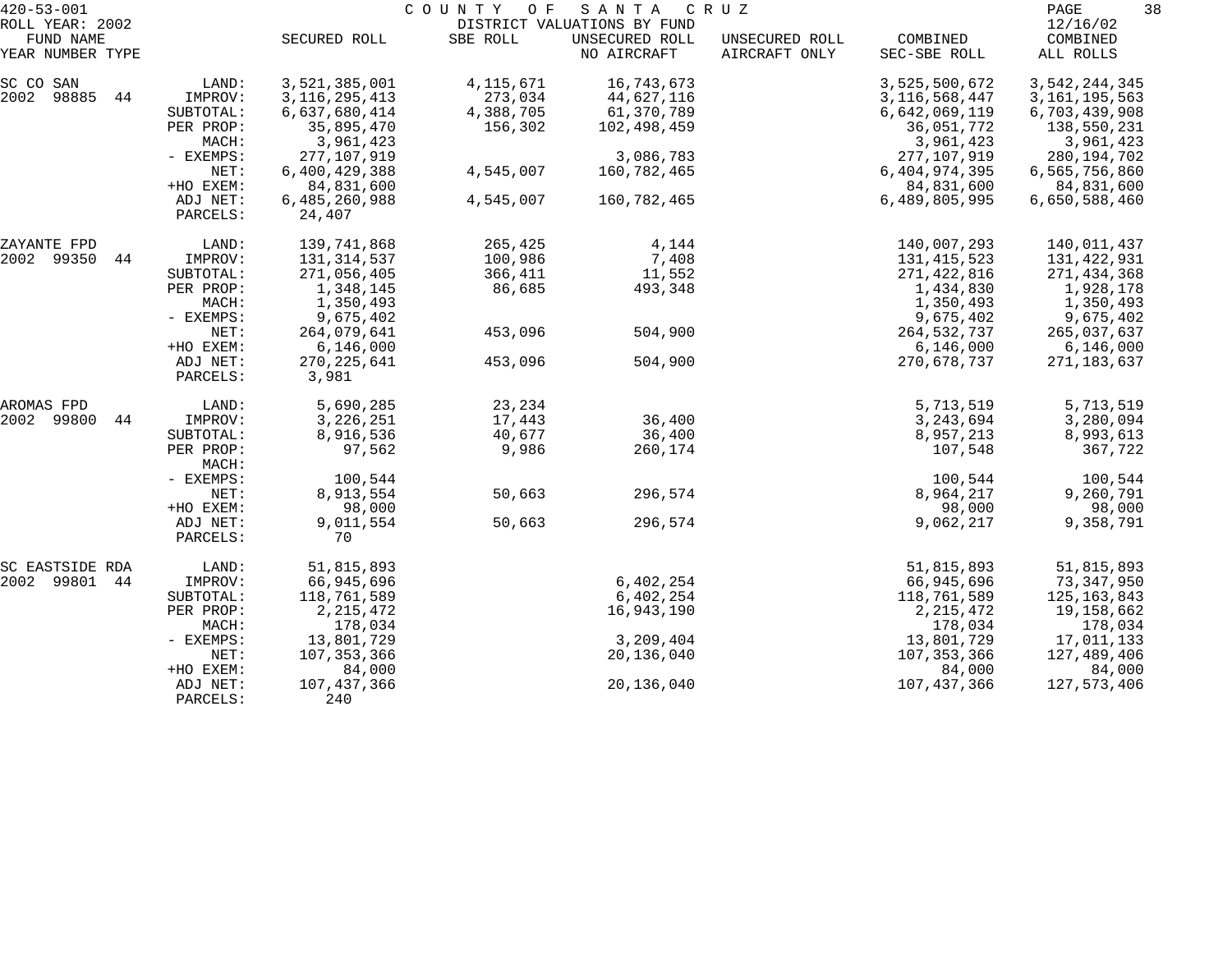420-53-001 COUNTY OF SANTA CRUZ
ROLL YEAR: 2002 DISTRICT VALUATIONS BY FUND 12/16/02

| FUND NAME YEAR NUMBER TYPE | | SECURED ROLL | SBE ROLL | UNSECURED ROLL NO AIRCRAFT | UNSECURED ROLL AIRCRAFT ONLY | COMBINED SEC-SBE ROLL | COMBINED ALL ROLLS |
|---|---|---|---|---|---|---|---|
| SC CO SAN | LAND: | 3,521,385,001 | 4,115,671 | 16,743,673 | | 3,525,500,672 | 3,542,244,345 |
| 2002 98885 44 | IMPROV: | 3,116,295,413 | 273,034 | 44,627,116 | | 3,116,568,447 | 3,161,195,563 |
| | SUBTOTAL: | 6,637,680,414 | 4,388,705 | 61,370,789 | | 6,642,069,119 | 6,703,439,908 |
| | PER PROP: | 35,895,470 | 156,302 | 102,498,459 | | 36,051,772 | 138,550,231 |
| | MACH: | 3,961,423 | | | | 3,961,423 | 3,961,423 |
| | - EXEMPS: | 277,107,919 | | 3,086,783 | | 277,107,919 | 280,194,702 |
| | NET: | 6,400,429,388 | 4,545,007 | 160,782,465 | | 6,404,974,395 | 6,565,756,860 |
| | +HO EXEM: | 84,831,600 | | | | 84,831,600 | 84,831,600 |
| | ADJ NET: | 6,485,260,988 | 4,545,007 | 160,782,465 | | 6,489,805,995 | 6,650,588,460 |
| | PARCELS: | 24,407 | | | | | |
| ZAYANTE FPD | LAND: | 139,741,868 | 265,425 | 4,144 | | 140,007,293 | 140,011,437 |
| 2002 99350 44 | IMPROV: | 131,314,537 | 100,986 | 7,408 | | 131,415,523 | 131,422,931 |
| | SUBTOTAL: | 271,056,405 | 366,411 | 11,552 | | 271,422,816 | 271,434,368 |
| | PER PROP: | 1,348,145 | 86,685 | 493,348 | | 1,434,830 | 1,928,178 |
| | MACH: | 1,350,493 | | | | 1,350,493 | 1,350,493 |
| | - EXEMPS: | 9,675,402 | | | | 9,675,402 | 9,675,402 |
| | NET: | 264,079,641 | 453,096 | 504,900 | | 264,532,737 | 265,037,637 |
| | +HO EXEM: | 6,146,000 | | | | 6,146,000 | 6,146,000 |
| | ADJ NET: | 270,225,641 | 453,096 | 504,900 | | 270,678,737 | 271,183,637 |
| | PARCELS: | 3,981 | | | | | |
| AROMAS FPD | LAND: | 5,690,285 | 23,234 | | | 5,713,519 | 5,713,519 |
| 2002 99800 44 | IMPROV: | 3,226,251 | 17,443 | 36,400 | | 3,243,694 | 3,280,094 |
| | SUBTOTAL: | 8,916,536 | 40,677 | 36,400 | | 8,957,213 | 8,993,613 |
| | PER PROP: | 97,562 | 9,986 | 260,174 | | 107,548 | 367,722 |
| | MACH: | | | | | | |
| | - EXEMPS: | 100,544 | | | | 100,544 | 100,544 |
| | NET: | 8,913,554 | 50,663 | 296,574 | | 8,964,217 | 9,260,791 |
| | +HO EXEM: | 98,000 | | | | 98,000 | 98,000 |
| | ADJ NET: | 9,011,554 | 50,663 | 296,574 | | 9,062,217 | 9,358,791 |
| | PARCELS: | 70 | | | | | |
| SC EASTSIDE RDA | LAND: | 51,815,893 | | | | 51,815,893 | 51,815,893 |
| 2002 99801 44 | IMPROV: | 66,945,696 | | 6,402,254 | | 66,945,696 | 73,347,950 |
| | SUBTOTAL: | 118,761,589 | | 6,402,254 | | 118,761,589 | 125,163,843 |
| | PER PROP: | 2,215,472 | | 16,943,190 | | 2,215,472 | 19,158,662 |
| | MACH: | 178,034 | | | | 178,034 | 178,034 |
| | - EXEMPS: | 13,801,729 | | 3,209,404 | | 13,801,729 | 17,011,133 |
| | NET: | 107,353,366 | | 20,136,040 | | 107,353,366 | 127,489,406 |
| | +HO EXEM: | 84,000 | | | | 84,000 | 84,000 |
| | ADJ NET: | 107,437,366 | | 20,136,040 | | 107,437,366 | 127,573,406 |
| | PARCELS: | 240 | | | | | |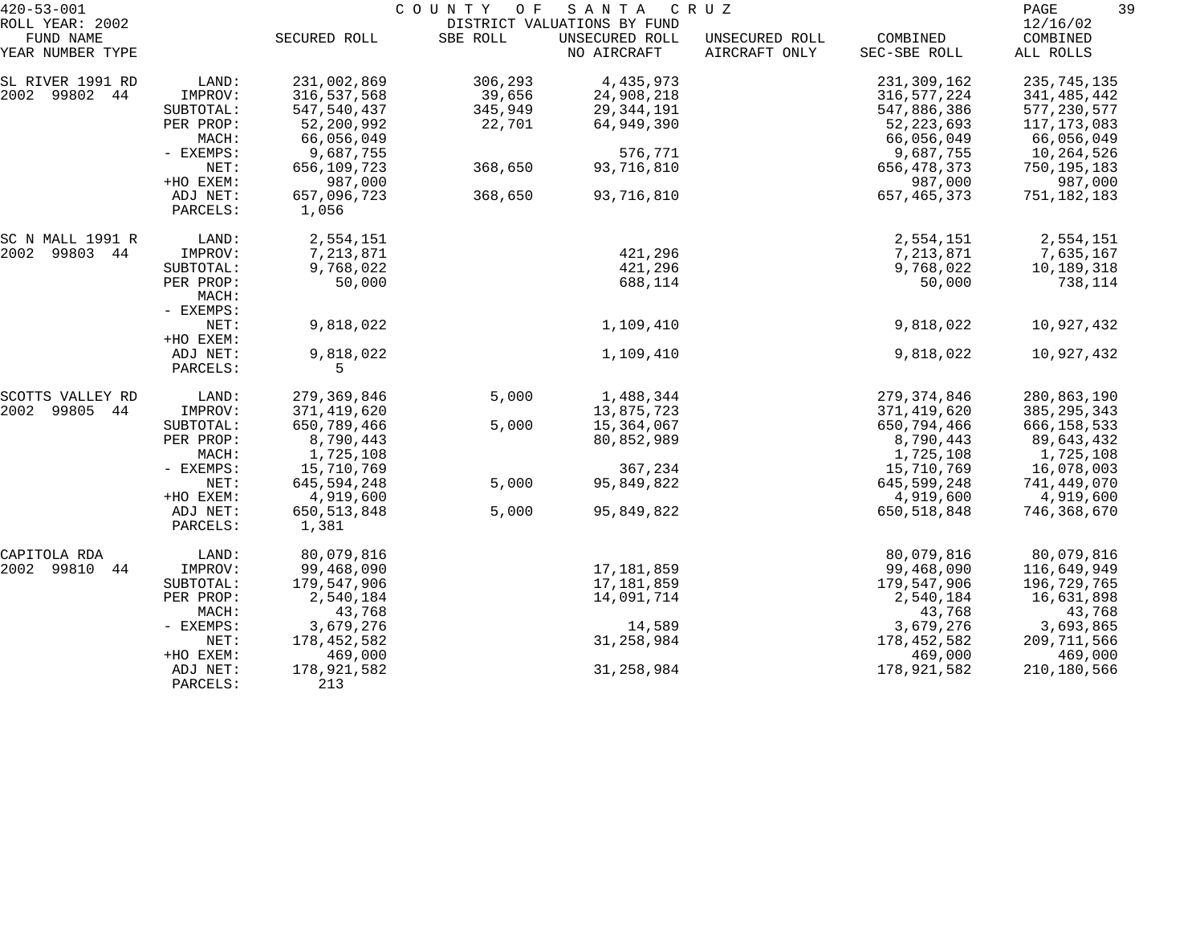420-53-001 COUNTY OF SANTA CRUZ

ROLL YEAR: 2002 DISTRICT VALUATIONS BY FUND 12/16/02

| FUND NAME YEAR NUMBER TYPE | | SECURED ROLL | SBE ROLL | UNSECURED ROLL NO AIRCRAFT | UNSECURED ROLL AIRCRAFT ONLY | COMBINED SEC-SBE ROLL | COMBINED ALL ROLLS |
|---|---|---|---|---|---|---|---|
| SL RIVER 1991 RD | LAND: | 231,002,869 | 306,293 | 4,435,973 | | 231,309,162 | 235,745,135 |
| 2002 99802 44 | IMPROV: | 316,537,568 | 39,656 | 24,908,218 | | 316,577,224 | 341,485,442 |
| | SUBTOTAL: | 547,540,437 | 345,949 | 29,344,191 | | 547,886,386 | 577,230,577 |
| | PER PROP: | 52,200,992 | 22,701 | 64,949,390 | | 52,223,693 | 117,173,083 |
| | MACH: | 66,056,049 | | | | 66,056,049 | 66,056,049 |
| | - EXEMPS: | 9,687,755 | | 576,771 | | 9,687,755 | 10,264,526 |
| | NET: | 656,109,723 | 368,650 | 93,716,810 | | 656,478,373 | 750,195,183 |
| | +HO EXEM: | 987,000 | | | | 987,000 | 987,000 |
| | ADJ NET: | 657,096,723 | 368,650 | 93,716,810 | | 657,465,373 | 751,182,183 |
| | PARCELS: | 1,056 | | | | | |
| SC N MALL 1991 R | LAND: | 2,554,151 | | | | 2,554,151 | 2,554,151 |
| 2002 99803 44 | IMPROV: | 7,213,871 | | 421,296 | | 7,213,871 | 7,635,167 |
| | SUBTOTAL: | 9,768,022 | | 421,296 | | 9,768,022 | 10,189,318 |
| | PER PROP: | 50,000 | | 688,114 | | 50,000 | 738,114 |
| | MACH: | | | | | | |
| | - EXEMPS: | | | | | | |
| | NET: | 9,818,022 | | 1,109,410 | | 9,818,022 | 10,927,432 |
| | +HO EXEM: | | | | | | |
| | ADJ NET: | 9,818,022 | | 1,109,410 | | 9,818,022 | 10,927,432 |
| | PARCELS: | 5 | | | | | |
| SCOTTS VALLEY RD | LAND: | 279,369,846 | 5,000 | 1,488,344 | | 279,374,846 | 280,863,190 |
| 2002 99805 44 | IMPROV: | 371,419,620 | | 13,875,723 | | 371,419,620 | 385,295,343 |
| | SUBTOTAL: | 650,789,466 | 5,000 | 15,364,067 | | 650,794,466 | 666,158,533 |
| | PER PROP: | 8,790,443 | | 80,852,989 | | 8,790,443 | 89,643,432 |
| | MACH: | 1,725,108 | | | | 1,725,108 | 1,725,108 |
| | - EXEMPS: | 15,710,769 | | 367,234 | | 15,710,769 | 16,078,003 |
| | NET: | 645,594,248 | 5,000 | 95,849,822 | | 645,599,248 | 741,449,070 |
| | +HO EXEM: | 4,919,600 | | | | 4,919,600 | 4,919,600 |
| | ADJ NET: | 650,513,848 | 5,000 | 95,849,822 | | 650,518,848 | 746,368,670 |
| | PARCELS: | 1,381 | | | | | |
| CAPITOLA RDA | LAND: | 80,079,816 | | | | 80,079,816 | 80,079,816 |
| 2002 99810 44 | IMPROV: | 99,468,090 | | 17,181,859 | | 99,468,090 | 116,649,949 |
| | SUBTOTAL: | 179,547,906 | | 17,181,859 | | 179,547,906 | 196,729,765 |
| | PER PROP: | 2,540,184 | | 14,091,714 | | 2,540,184 | 16,631,898 |
| | MACH: | 43,768 | | | | 43,768 | 43,768 |
| | - EXEMPS: | 3,679,276 | | 14,589 | | 3,679,276 | 3,693,865 |
| | NET: | 178,452,582 | | 31,258,984 | | 178,452,582 | 209,711,566 |
| | +HO EXEM: | 469,000 | | | | 469,000 | 469,000 |
| | ADJ NET: | 178,921,582 | | 31,258,984 | | 178,921,582 | 210,180,566 |
| | PARCELS: | 213 | | | | | |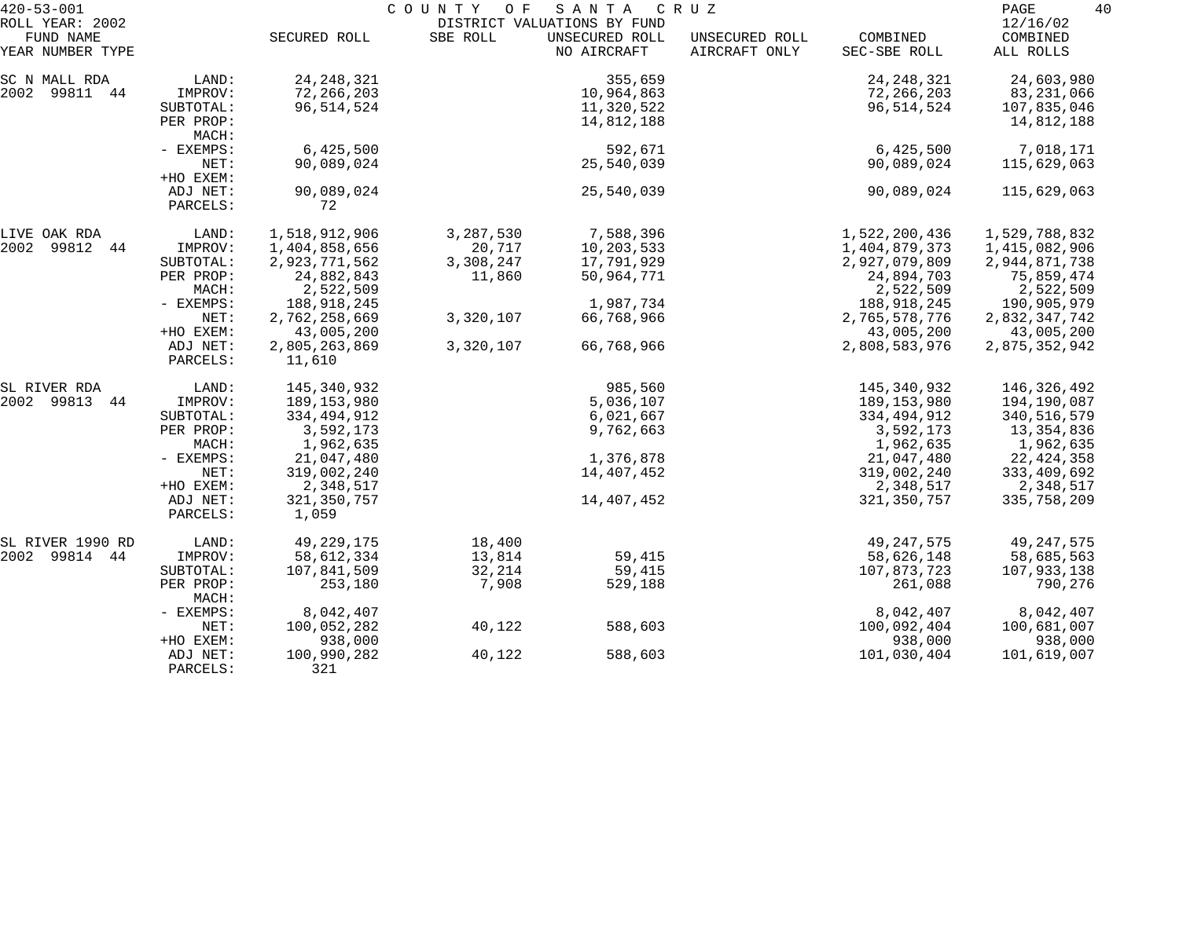420-53-001 COUNTY OF SANTA CRUZ
ROLL YEAR: 2002 DISTRICT VALUATIONS BY FUND 12/16/02

| FUND NAME YEAR NUMBER TYPE | | SECURED ROLL | SBE ROLL | UNSECURED ROLL NO AIRCRAFT | UNSECURED ROLL AIRCRAFT ONLY | COMBINED SEC-SBE ROLL | COMBINED ALL ROLLS |
|---|---|---|---|---|---|---|---|
| SC N MALL RDA | LAND: | 24,248,321 | | 355,659 | | 24,248,321 | 24,603,980 |
| 2002 99811 44 | IMPROV: | 72,266,203 | | 10,964,863 | | 72,266,203 | 83,231,066 |
| | SUBTOTAL: | 96,514,524 | | 11,320,522 | | 96,514,524 | 107,835,046 |
| | PER PROP: | | | 14,812,188 | | | 14,812,188 |
| | MACH: | | | | | | |
| | - EXEMPS: | 6,425,500 | | 592,671 | | 6,425,500 | 7,018,171 |
| | NET: | 90,089,024 | | 25,540,039 | | 90,089,024 | 115,629,063 |
| | +HO EXEM: | | | | | | |
| | ADJ NET: | 90,089,024 | | 25,540,039 | | 90,089,024 | 115,629,063 |
| | PARCELS: | 72 | | | | | |
| LIVE OAK RDA | LAND: | 1,518,912,906 | 3,287,530 | 7,588,396 | | 1,522,200,436 | 1,529,788,832 |
| 2002 99812 44 | IMPROV: | 1,404,858,656 | 20,717 | 10,203,533 | | 1,404,879,373 | 1,415,082,906 |
| | SUBTOTAL: | 2,923,771,562 | 3,308,247 | 17,791,929 | | 2,927,079,809 | 2,944,871,738 |
| | PER PROP: | 24,882,843 | 11,860 | 50,964,771 | | 24,894,703 | 75,859,474 |
| | MACH: | 2,522,509 | | | | 2,522,509 | 2,522,509 |
| | - EXEMPS: | 188,918,245 | | 1,987,734 | | 188,918,245 | 190,905,979 |
| | NET: | 2,762,258,669 | 3,320,107 | 66,768,966 | | 2,765,578,776 | 2,832,347,742 |
| | +HO EXEM: | 43,005,200 | | | | 43,005,200 | 43,005,200 |
| | ADJ NET: | 2,805,263,869 | 3,320,107 | 66,768,966 | | 2,808,583,976 | 2,875,352,942 |
| | PARCELS: | 11,610 | | | | | |
| SL RIVER RDA | LAND: | 145,340,932 | | 985,560 | | 145,340,932 | 146,326,492 |
| 2002 99813 44 | IMPROV: | 189,153,980 | | 5,036,107 | | 189,153,980 | 194,190,087 |
| | SUBTOTAL: | 334,494,912 | | 6,021,667 | | 334,494,912 | 340,516,579 |
| | PER PROP: | 3,592,173 | | 9,762,663 | | 3,592,173 | 13,354,836 |
| | MACH: | 1,962,635 | | | | 1,962,635 | 1,962,635 |
| | - EXEMPS: | 21,047,480 | | 1,376,878 | | 21,047,480 | 22,424,358 |
| | NET: | 319,002,240 | | 14,407,452 | | 319,002,240 | 333,409,692 |
| | +HO EXEM: | 2,348,517 | | | | 2,348,517 | 2,348,517 |
| | ADJ NET: | 321,350,757 | | 14,407,452 | | 321,350,757 | 335,758,209 |
| | PARCELS: | 1,059 | | | | | |
| SL RIVER 1990 RD | LAND: | 49,229,175 | 18,400 | | | 49,247,575 | 49,247,575 |
| 2002 99814 44 | IMPROV: | 58,612,334 | 13,814 | 59,415 | | 58,626,148 | 58,685,563 |
| | SUBTOTAL: | 107,841,509 | 32,214 | 59,415 | | 107,873,723 | 107,933,138 |
| | PER PROP: | 253,180 | 7,908 | 529,188 | | 261,088 | 790,276 |
| | MACH: | | | | | | |
| | - EXEMPS: | 8,042,407 | | | | 8,042,407 | 8,042,407 |
| | NET: | 100,052,282 | 40,122 | 588,603 | | 100,092,404 | 100,681,007 |
| | +HO EXEM: | 938,000 | | | | 938,000 | 938,000 |
| | ADJ NET: | 100,990,282 | 40,122 | 588,603 | | 101,030,404 | 101,619,007 |
| | PARCELS: | 321 | | | | | |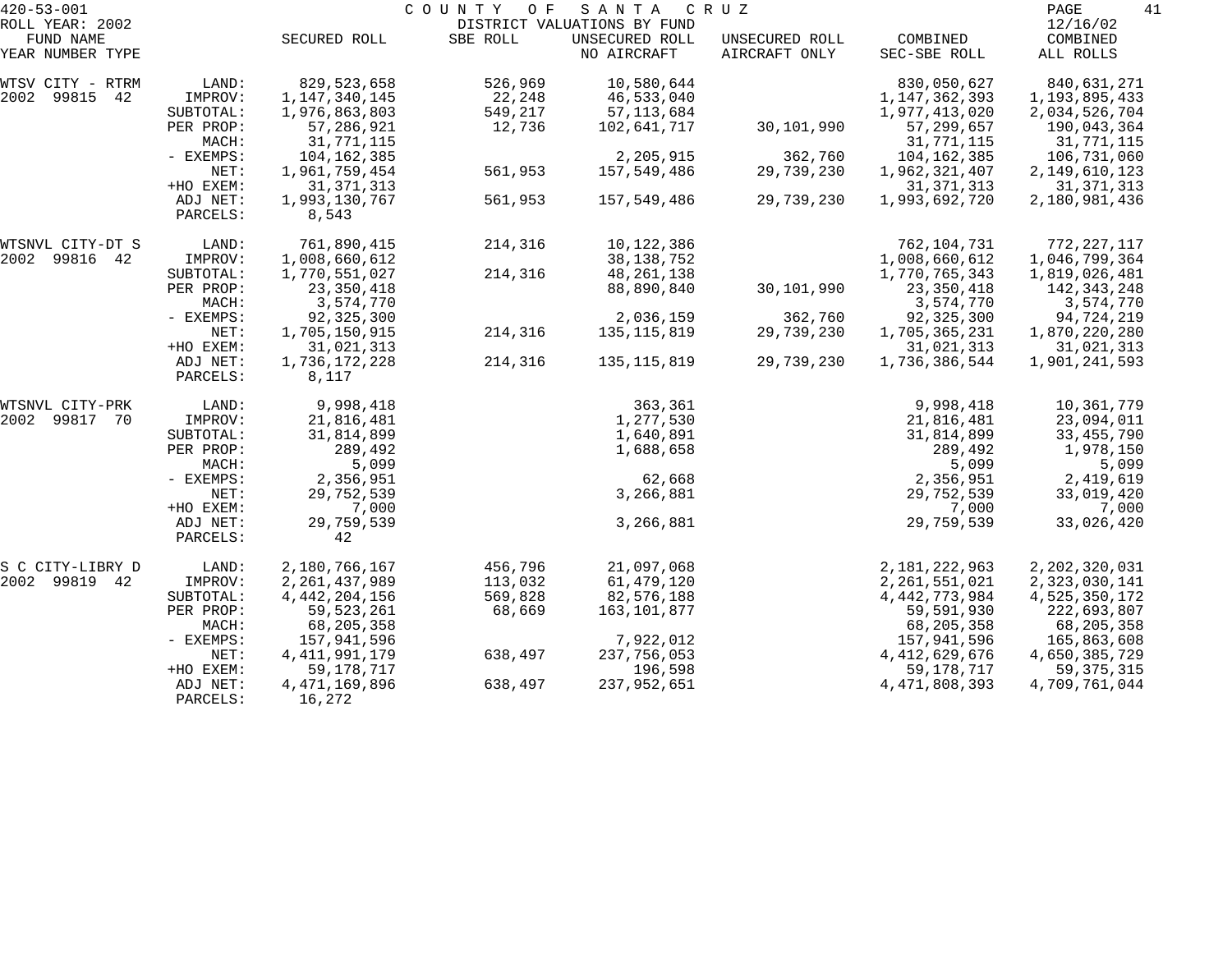420-53-001 COUNTY OF SANTA CRUZ

ROLL YEAR: 2002 DISTRICT VALUATIONS BY FUND 12/16/02

| FUND NAME YEAR NUMBER TYPE | | SECURED ROLL | SBE ROLL | UNSECURED ROLL NO AIRCRAFT | UNSECURED ROLL AIRCRAFT ONLY | COMBINED SEC-SBE ROLL | COMBINED ALL ROLLS |
|---|---|---|---|---|---|---|---|
| WTSV CITY - RTRM | LAND: | 829,523,658 | 526,969 | 10,580,644 | | 830,050,627 | 840,631,271 |
| 2002 99815 42 | IMPROV: | 1,147,340,145 | 22,248 | 46,533,040 | | 1,147,362,393 | 1,193,895,433 |
| | SUBTOTAL: | 1,976,863,803 | 549,217 | 57,113,684 | | 1,977,413,020 | 2,034,526,704 |
| | PER PROP: | 57,286,921 | 12,736 | 102,641,717 | 30,101,990 | 57,299,657 | 190,043,364 |
| | MACH: | 31,771,115 | | | | 31,771,115 | 31,771,115 |
| | - EXEMPS: | 104,162,385 | | 2,205,915 | 362,760 | 104,162,385 | 106,731,060 |
| | NET: | 1,961,759,454 | 561,953 | 157,549,486 | 29,739,230 | 1,962,321,407 | 2,149,610,123 |
| | +HO EXEM: | 31,371,313 | | | | 31,371,313 | 31,371,313 |
| | ADJ NET: | 1,993,130,767 | 561,953 | 157,549,486 | 29,739,230 | 1,993,692,720 | 2,180,981,436 |
| | PARCELS: | 8,543 | | | | | |
| WTSNVL CITY-DT S | LAND: | 761,890,415 | 214,316 | 10,122,386 | | 762,104,731 | 772,227,117 |
| 2002 99816 42 | IMPROV: | 1,008,660,612 | | 38,138,752 | | 1,008,660,612 | 1,046,799,364 |
| | SUBTOTAL: | 1,770,551,027 | 214,316 | 48,261,138 | | 1,770,765,343 | 1,819,026,481 |
| | PER PROP: | 23,350,418 | | 88,890,840 | 30,101,990 | 23,350,418 | 142,343,248 |
| | MACH: | 3,574,770 | | | | 3,574,770 | 3,574,770 |
| | - EXEMPS: | 92,325,300 | | 2,036,159 | 362,760 | 92,325,300 | 94,724,219 |
| | NET: | 1,705,150,915 | 214,316 | 135,115,819 | 29,739,230 | 1,705,365,231 | 1,870,220,280 |
| | +HO EXEM: | 31,021,313 | | | | 31,021,313 | 31,021,313 |
| | ADJ NET: | 1,736,172,228 | 214,316 | 135,115,819 | 29,739,230 | 1,736,386,544 | 1,901,241,593 |
| | PARCELS: | 8,117 | | | | | |
| WTSNVL CITY-PRK | LAND: | 9,998,418 | | 363,361 | | 9,998,418 | 10,361,779 |
| 2002 99817 70 | IMPROV: | 21,816,481 | | 1,277,530 | | 21,816,481 | 23,094,011 |
| | SUBTOTAL: | 31,814,899 | | 1,640,891 | | 31,814,899 | 33,455,790 |
| | PER PROP: | 289,492 | | 1,688,658 | | 289,492 | 1,978,150 |
| | MACH: | 5,099 | | | | 5,099 | 5,099 |
| | - EXEMPS: | 2,356,951 | | 62,668 | | 2,356,951 | 2,419,619 |
| | NET: | 29,752,539 | | 3,266,881 | | 29,752,539 | 33,019,420 |
| | +HO EXEM: | 7,000 | | | | 7,000 | 7,000 |
| | ADJ NET: | 29,759,539 | | 3,266,881 | | 29,759,539 | 33,026,420 |
| | PARCELS: | 42 | | | | | |
| S C CITY-LIBRY D | LAND: | 2,180,766,167 | 456,796 | 21,097,068 | | 2,181,222,963 | 2,202,320,031 |
| 2002 99819 42 | IMPROV: | 2,261,437,989 | 113,032 | 61,479,120 | | 2,261,551,021 | 2,323,030,141 |
| | SUBTOTAL: | 4,442,204,156 | 569,828 | 82,576,188 | | 4,442,773,984 | 4,525,350,172 |
| | PER PROP: | 59,523,261 | 68,669 | 163,101,877 | | 59,591,930 | 222,693,807 |
| | MACH: | 68,205,358 | | | | 68,205,358 | 68,205,358 |
| | - EXEMPS: | 157,941,596 | | 7,922,012 | | 157,941,596 | 165,863,608 |
| | NET: | 4,411,991,179 | 638,497 | 237,756,053 | | 4,412,629,676 | 4,650,385,729 |
| | +HO EXEM: | 59,178,717 | | 196,598 | | 59,178,717 | 59,375,315 |
| | ADJ NET: | 4,471,169,896 | 638,497 | 237,952,651 | | 4,471,808,393 | 4,709,761,044 |
| | PARCELS: | 16,272 | | | | | |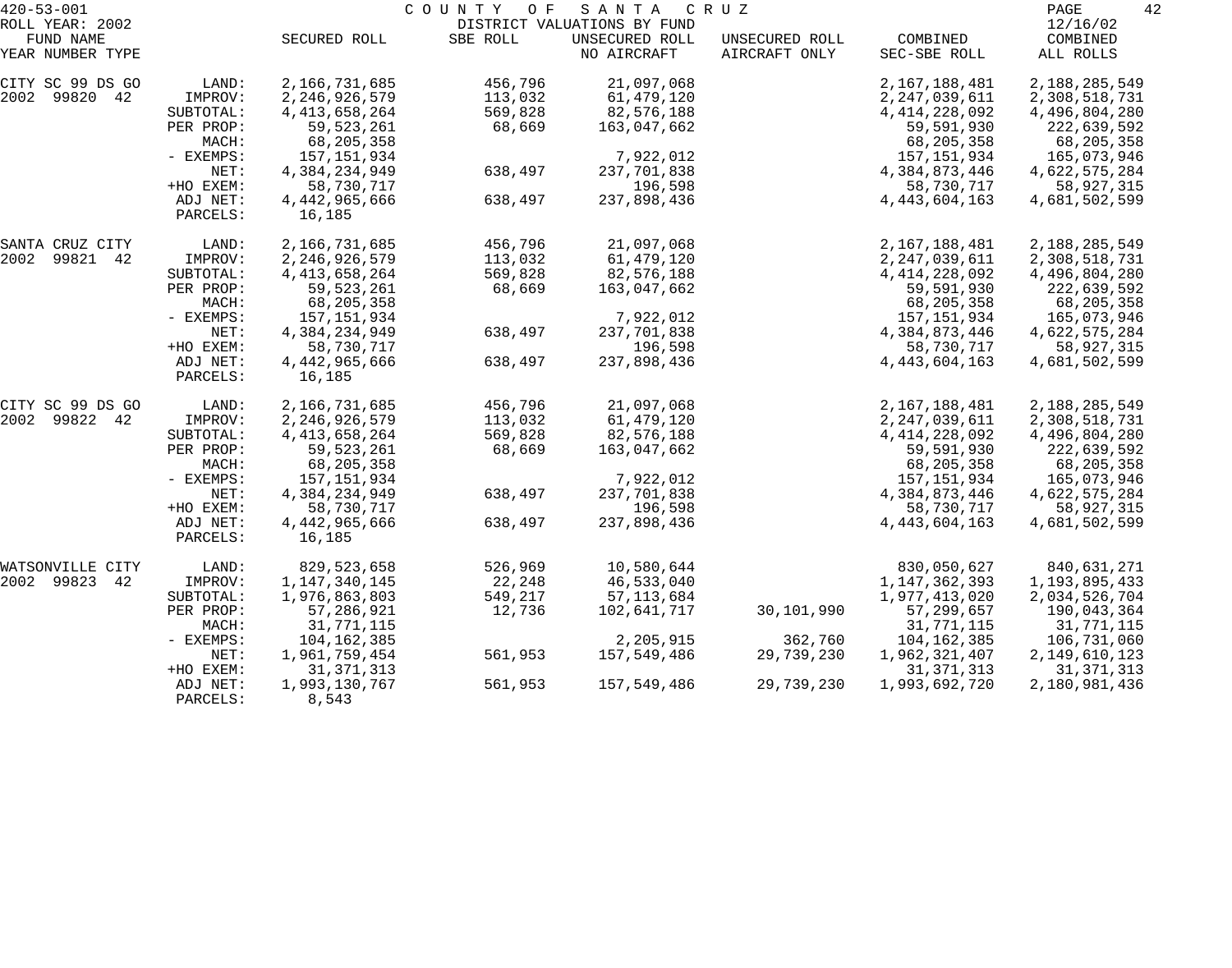420-53-001 COUNTY OF SANTA CRUZ
ROLL YEAR: 2002 DISTRICT VALUATIONS BY FUND 12/16/02

| FUND NAME YEAR NUMBER TYPE | | SECURED ROLL | SBE ROLL | UNSECURED ROLL NO AIRCRAFT | UNSECURED ROLL AIRCRAFT ONLY | COMBINED SEC-SBE ROLL | COMBINED ALL ROLLS |
|---|---|---|---|---|---|---|---|
| CITY SC 99 DS GO | LAND: | 2,166,731,685 | 456,796 | 21,097,068 | | 2,167,188,481 | 2,188,285,549 |
| 2002 99820 42 | IMPROV: | 2,246,926,579 | 113,032 | 61,479,120 | | 2,247,039,611 | 2,308,518,731 |
| | SUBTOTAL: | 4,413,658,264 | 569,828 | 82,576,188 | | 4,414,228,092 | 4,496,804,280 |
| | PER PROP: | 59,523,261 | 68,669 | 163,047,662 | | 59,591,930 | 222,639,592 |
| | MACH: | 68,205,358 | | | | 68,205,358 | 68,205,358 |
| | - EXEMPS: | 157,151,934 | | 7,922,012 | | 157,151,934 | 165,073,946 |
| | NET: | 4,384,234,949 | 638,497 | 237,701,838 | | 4,384,873,446 | 4,622,575,284 |
| | +HO EXEM: | 58,730,717 | | 196,598 | | 58,730,717 | 58,927,315 |
| | ADJ NET: | 4,442,965,666 | 638,497 | 237,898,436 | | 4,443,604,163 | 4,681,502,599 |
| | PARCELS: | 16,185 | | | | | |
| SANTA CRUZ CITY | LAND: | 2,166,731,685 | 456,796 | 21,097,068 | | 2,167,188,481 | 2,188,285,549 |
| 2002 99821 42 | IMPROV: | 2,246,926,579 | 113,032 | 61,479,120 | | 2,247,039,611 | 2,308,518,731 |
| | SUBTOTAL: | 4,413,658,264 | 569,828 | 82,576,188 | | 4,414,228,092 | 4,496,804,280 |
| | PER PROP: | 59,523,261 | 68,669 | 163,047,662 | | 59,591,930 | 222,639,592 |
| | MACH: | 68,205,358 | | | | 68,205,358 | 68,205,358 |
| | - EXEMPS: | 157,151,934 | | 7,922,012 | | 157,151,934 | 165,073,946 |
| | NET: | 4,384,234,949 | 638,497 | 237,701,838 | | 4,384,873,446 | 4,622,575,284 |
| | +HO EXEM: | 58,730,717 | | 196,598 | | 58,730,717 | 58,927,315 |
| | ADJ NET: | 4,442,965,666 | 638,497 | 237,898,436 | | 4,443,604,163 | 4,681,502,599 |
| | PARCELS: | 16,185 | | | | | |
| CITY SC 99 DS GO | LAND: | 2,166,731,685 | 456,796 | 21,097,068 | | 2,167,188,481 | 2,188,285,549 |
| 2002 99822 42 | IMPROV: | 2,246,926,579 | 113,032 | 61,479,120 | | 2,247,039,611 | 2,308,518,731 |
| | SUBTOTAL: | 4,413,658,264 | 569,828 | 82,576,188 | | 4,414,228,092 | 4,496,804,280 |
| | PER PROP: | 59,523,261 | 68,669 | 163,047,662 | | 59,591,930 | 222,639,592 |
| | MACH: | 68,205,358 | | | | 68,205,358 | 68,205,358 |
| | - EXEMPS: | 157,151,934 | | 7,922,012 | | 157,151,934 | 165,073,946 |
| | NET: | 4,384,234,949 | 638,497 | 237,701,838 | | 4,384,873,446 | 4,622,575,284 |
| | +HO EXEM: | 58,730,717 | | 196,598 | | 58,730,717 | 58,927,315 |
| | ADJ NET: | 4,442,965,666 | 638,497 | 237,898,436 | | 4,443,604,163 | 4,681,502,599 |
| | PARCELS: | 16,185 | | | | | |
| WATSONVILLE CITY | LAND: | 829,523,658 | 526,969 | 10,580,644 | | 830,050,627 | 840,631,271 |
| 2002 99823 42 | IMPROV: | 1,147,340,145 | 22,248 | 46,533,040 | | 1,147,362,393 | 1,193,895,433 |
| | SUBTOTAL: | 1,976,863,803 | 549,217 | 57,113,684 | | 1,977,413,020 | 2,034,526,704 |
| | PER PROP: | 57,286,921 | 12,736 | 102,641,717 | 30,101,990 | 57,299,657 | 190,043,364 |
| | MACH: | 31,771,115 | | | | 31,771,115 | 31,771,115 |
| | - EXEMPS: | 104,162,385 | | 2,205,915 | 362,760 | 104,162,385 | 106,731,060 |
| | NET: | 1,961,759,454 | 561,953 | 157,549,486 | 29,739,230 | 1,962,321,407 | 2,149,610,123 |
| | +HO EXEM: | 31,371,313 | | | | 31,371,313 | 31,371,313 |
| | ADJ NET: | 1,993,130,767 | 561,953 | 157,549,486 | 29,739,230 | 1,993,692,720 | 2,180,981,436 |
| | PARCELS: | 8,543 | | | | | |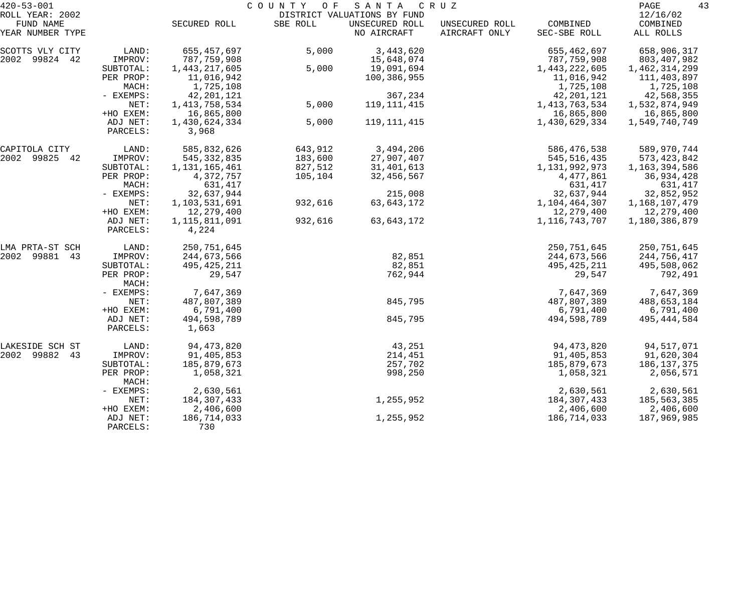420-53-001 COUNTY OF SANTA CRUZ
ROLL YEAR: 2002 DISTRICT VALUATIONS BY FUND 12/16/02

| FUND NAME YEAR NUMBER TYPE | | SECURED ROLL | SBE ROLL | UNSECURED ROLL NO AIRCRAFT | UNSECURED ROLL AIRCRAFT ONLY | COMBINED SEC-SBE ROLL | COMBINED ALL ROLLS |
|---|---|---|---|---|---|---|---|
| SCOTTS VLY CITY | LAND: | 655,457,697 | 5,000 | 3,443,620 | | 655,462,697 | 658,906,317 |
| 2002 99824 42 | IMPROV: | 787,759,908 | | 15,648,074 | | 787,759,908 | 803,407,982 |
| | SUBTOTAL: | 1,443,217,605 | 5,000 | 19,091,694 | | 1,443,222,605 | 1,462,314,299 |
| | PER PROP: | 11,016,942 | | 100,386,955 | | 11,016,942 | 111,403,897 |
| | MACH: | 1,725,108 | | | | 1,725,108 | 1,725,108 |
| | - EXEMPS: | 42,201,121 | | 367,234 | | 42,201,121 | 42,568,355 |
| | NET: | 1,413,758,534 | 5,000 | 119,111,415 | | 1,413,763,534 | 1,532,874,949 |
| | +HO EXEM: | 16,865,800 | | | | 16,865,800 | 16,865,800 |
| | ADJ NET: | 1,430,624,334 | 5,000 | 119,111,415 | | 1,430,629,334 | 1,549,740,749 |
| | PARCELS: | 3,968 | | | | | |
| CAPITOLA CITY | LAND: | 585,832,626 | 643,912 | 3,494,206 | | 586,476,538 | 589,970,744 |
| 2002 99825 42 | IMPROV: | 545,332,835 | 183,600 | 27,907,407 | | 545,516,435 | 573,423,842 |
| | SUBTOTAL: | 1,131,165,461 | 827,512 | 31,401,613 | | 1,131,992,973 | 1,163,394,586 |
| | PER PROP: | 4,372,757 | 105,104 | 32,456,567 | | 4,477,861 | 36,934,428 |
| | MACH: | 631,417 | | | | 631,417 | 631,417 |
| | - EXEMPS: | 32,637,944 | | 215,008 | | 32,637,944 | 32,852,952 |
| | NET: | 1,103,531,691 | 932,616 | 63,643,172 | | 1,104,464,307 | 1,168,107,479 |
| | +HO EXEM: | 12,279,400 | | | | 12,279,400 | 12,279,400 |
| | ADJ NET: | 1,115,811,091 | 932,616 | 63,643,172 | | 1,116,743,707 | 1,180,386,879 |
| | PARCELS: | 4,224 | | | | | |
| LMA PRTA-ST SCH | LAND: | 250,751,645 | | | | 250,751,645 | 250,751,645 |
| 2002 99881 43 | IMPROV: | 244,673,566 | | 82,851 | | 244,673,566 | 244,756,417 |
| | SUBTOTAL: | 495,425,211 | | 82,851 | | 495,425,211 | 495,508,062 |
| | PER PROP: | 29,547 | | 762,944 | | 29,547 | 792,491 |
| | MACH: | | | | | | |
| | - EXEMPS: | 7,647,369 | | | | 7,647,369 | 7,647,369 |
| | NET: | 487,807,389 | | 845,795 | | 487,807,389 | 488,653,184 |
| | +HO EXEM: | 6,791,400 | | | | 6,791,400 | 6,791,400 |
| | ADJ NET: | 494,598,789 | | 845,795 | | 494,598,789 | 495,444,584 |
| | PARCELS: | 1,663 | | | | | |
| LAKESIDE SCH ST | LAND: | 94,473,820 | | 43,251 | | 94,473,820 | 94,517,071 |
| 2002 99882 43 | IMPROV: | 91,405,853 | | 214,451 | | 91,405,853 | 91,620,304 |
| | SUBTOTAL: | 185,879,673 | | 257,702 | | 185,879,673 | 186,137,375 |
| | PER PROP: | 1,058,321 | | 998,250 | | 1,058,321 | 2,056,571 |
| | MACH: | | | | | | |
| | - EXEMPS: | 2,630,561 | | | | 2,630,561 | 2,630,561 |
| | NET: | 184,307,433 | | 1,255,952 | | 184,307,433 | 185,563,385 |
| | +HO EXEM: | 2,406,600 | | | | 2,406,600 | 2,406,600 |
| | ADJ NET: | 186,714,033 | | 1,255,952 | | 186,714,033 | 187,969,985 |
| | PARCELS: | 730 | | | | | |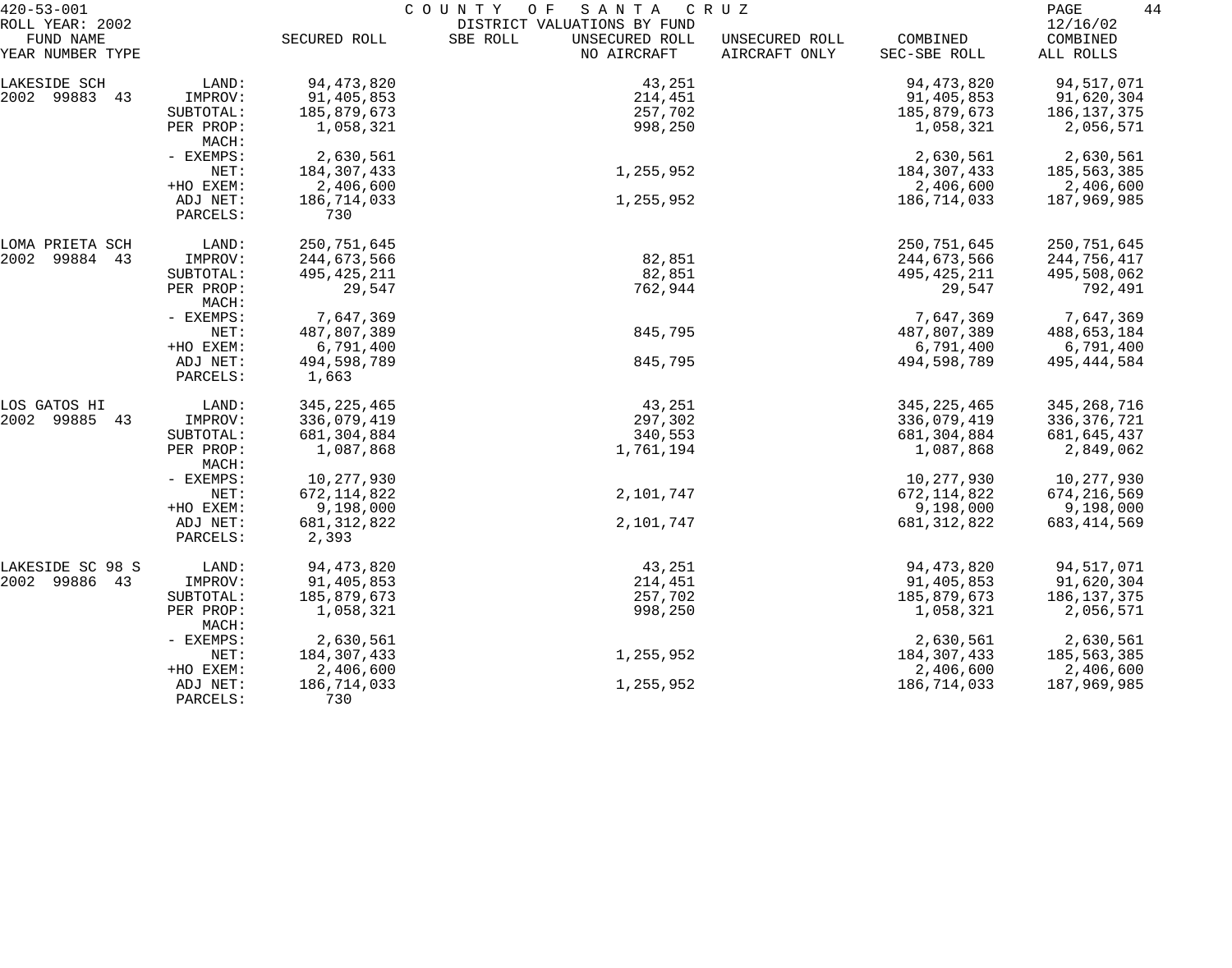420-53-001 COUNTY OF SANTA CRUZ
ROLL YEAR: 2002 DISTRICT VALUATIONS BY FUND 12/16/02

| FUND NAME YEAR NUMBER TYPE | | SECURED ROLL | SBE ROLL | UNSECURED ROLL NO AIRCRAFT | UNSECURED ROLL AIRCRAFT ONLY | COMBINED SEC-SBE ROLL | COMBINED ALL ROLLS |
|---|---|---|---|---|---|---|---|
| LAKESIDE SCH | LAND: | 94,473,820 | | 43,251 | | 94,473,820 | 94,517,071 |
| 2002 99883 43 | IMPROV: | 91,405,853 | | 214,451 | | 91,405,853 | 91,620,304 |
| | SUBTOTAL: | 185,879,673 | | 257,702 | | 185,879,673 | 186,137,375 |
| | PER PROP: | 1,058,321 | | 998,250 | | 1,058,321 | 2,056,571 |
| | MACH: | | | | | | |
| | - EXEMPS: | 2,630,561 | | | | 2,630,561 | 2,630,561 |
| | NET: | 184,307,433 | | 1,255,952 | | 184,307,433 | 185,563,385 |
| | +HO EXEM: | 2,406,600 | | | | 2,406,600 | 2,406,600 |
| | ADJ NET: | 186,714,033 | | 1,255,952 | | 186,714,033 | 187,969,985 |
| | PARCELS: | 730 | | | | | |
| LOMA PRIETA SCH | LAND: | 250,751,645 | | | | 250,751,645 | 250,751,645 |
| 2002 99884 43 | IMPROV: | 244,673,566 | | 82,851 | | 244,673,566 | 244,756,417 |
| | SUBTOTAL: | 495,425,211 | | 82,851 | | 495,425,211 | 495,508,062 |
| | PER PROP: | 29,547 | | 762,944 | | 29,547 | 792,491 |
| | MACH: | | | | | | |
| | - EXEMPS: | 7,647,369 | | | | 7,647,369 | 7,647,369 |
| | NET: | 487,807,389 | | 845,795 | | 487,807,389 | 488,653,184 |
| | +HO EXEM: | 6,791,400 | | | | 6,791,400 | 6,791,400 |
| | ADJ NET: | 494,598,789 | | 845,795 | | 494,598,789 | 495,444,584 |
| | PARCELS: | 1,663 | | | | | |
| LOS GATOS HI | LAND: | 345,225,465 | | 43,251 | | 345,225,465 | 345,268,716 |
| 2002 99885 43 | IMPROV: | 336,079,419 | | 297,302 | | 336,079,419 | 336,376,721 |
| | SUBTOTAL: | 681,304,884 | | 340,553 | | 681,304,884 | 681,645,437 |
| | PER PROP: | 1,087,868 | | 1,761,194 | | 1,087,868 | 2,849,062 |
| | MACH: | | | | | | |
| | - EXEMPS: | 10,277,930 | | | | 10,277,930 | 10,277,930 |
| | NET: | 672,114,822 | | 2,101,747 | | 672,114,822 | 674,216,569 |
| | +HO EXEM: | 9,198,000 | | | | 9,198,000 | 9,198,000 |
| | ADJ NET: | 681,312,822 | | 2,101,747 | | 681,312,822 | 683,414,569 |
| | PARCELS: | 2,393 | | | | | |
| LAKESIDE SC 98 S | LAND: | 94,473,820 | | 43,251 | | 94,473,820 | 94,517,071 |
| 2002 99886 43 | IMPROV: | 91,405,853 | | 214,451 | | 91,405,853 | 91,620,304 |
| | SUBTOTAL: | 185,879,673 | | 257,702 | | 185,879,673 | 186,137,375 |
| | PER PROP: | 1,058,321 | | 998,250 | | 1,058,321 | 2,056,571 |
| | MACH: | | | | | | |
| | - EXEMPS: | 2,630,561 | | | | 2,630,561 | 2,630,561 |
| | NET: | 184,307,433 | | 1,255,952 | | 184,307,433 | 185,563,385 |
| | +HO EXEM: | 2,406,600 | | | | 2,406,600 | 2,406,600 |
| | ADJ NET: | 186,714,033 | | 1,255,952 | | 186,714,033 | 187,969,985 |
| | PARCELS: | 730 | | | | | |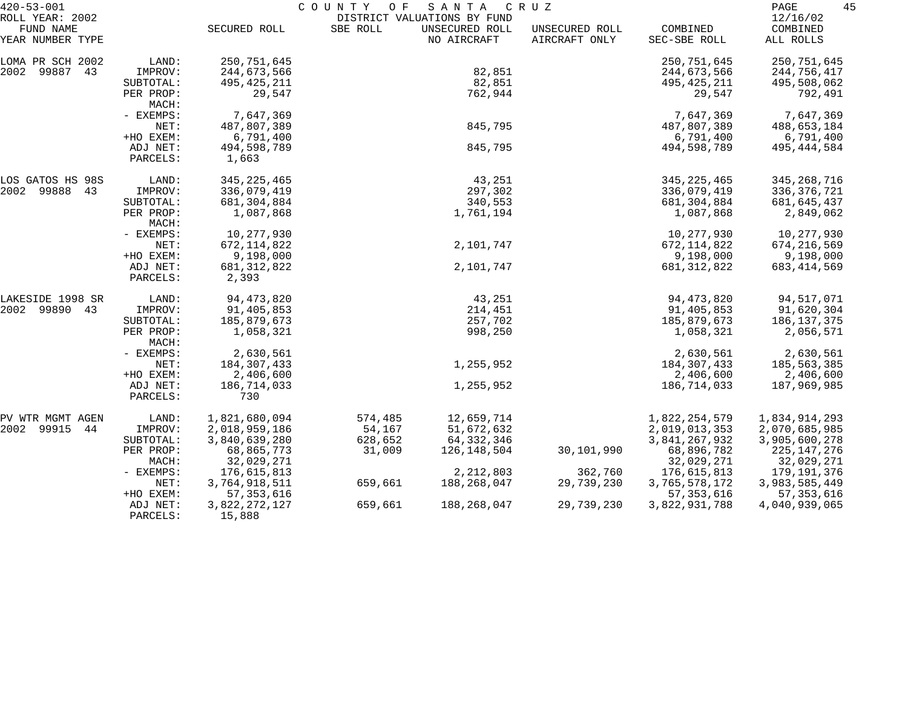420-53-001 COUNTY OF SANTA CRUZ

ROLL YEAR: 2002 DISTRICT VALUATIONS BY FUND 12/16/02

| FUND NAME YEAR NUMBER TYPE | | SECURED ROLL | SBE ROLL | UNSECURED ROLL NO AIRCRAFT | UNSECURED ROLL AIRCRAFT ONLY | COMBINED SEC-SBE ROLL | COMBINED ALL ROLLS |
|---|---|---|---|---|---|---|---|
| LOMA PR SCH 2002 | LAND: | 250,751,645 | | | | 250,751,645 | 250,751,645 |
| 2002 99887 43 | IMPROV: | 244,673,566 | | 82,851 | | 244,673,566 | 244,756,417 |
| | SUBTOTAL: | 495,425,211 | | 82,851 | | 495,425,211 | 495,508,062 |
| | PER PROP: | 29,547 | | 762,944 | | 29,547 | 792,491 |
| | MACH: | | | | | | |
| | - EXEMPS: | 7,647,369 | | | | 7,647,369 | 7,647,369 |
| | NET: | 487,807,389 | | 845,795 | | 487,807,389 | 488,653,184 |
| | +HO EXEM: | 6,791,400 | | | | 6,791,400 | 6,791,400 |
| | ADJ NET: | 494,598,789 | | 845,795 | | 494,598,789 | 495,444,584 |
| | PARCELS: | 1,663 | | | | | |
| LOS GATOS HS 98S | LAND: | 345,225,465 | | 43,251 | | 345,225,465 | 345,268,716 |
| 2002 99888 43 | IMPROV: | 336,079,419 | | 297,302 | | 336,079,419 | 336,376,721 |
| | SUBTOTAL: | 681,304,884 | | 340,553 | | 681,304,884 | 681,645,437 |
| | PER PROP: | 1,087,868 | | 1,761,194 | | 1,087,868 | 2,849,062 |
| | MACH: | | | | | | |
| | - EXEMPS: | 10,277,930 | | | | 10,277,930 | 10,277,930 |
| | NET: | 672,114,822 | | 2,101,747 | | 672,114,822 | 674,216,569 |
| | +HO EXEM: | 9,198,000 | | | | 9,198,000 | 9,198,000 |
| | ADJ NET: | 681,312,822 | | 2,101,747 | | 681,312,822 | 683,414,569 |
| | PARCELS: | 2,393 | | | | | |
| LAKESIDE 1998 SR | LAND: | 94,473,820 | | 43,251 | | 94,473,820 | 94,517,071 |
| 2002 99890 43 | IMPROV: | 91,405,853 | | 214,451 | | 91,405,853 | 91,620,304 |
| | SUBTOTAL: | 185,879,673 | | 257,702 | | 185,879,673 | 186,137,375 |
| | PER PROP: | 1,058,321 | | 998,250 | | 1,058,321 | 2,056,571 |
| | MACH: | | | | | | |
| | - EXEMPS: | 2,630,561 | | | | 2,630,561 | 2,630,561 |
| | NET: | 184,307,433 | | 1,255,952 | | 184,307,433 | 185,563,385 |
| | +HO EXEM: | 2,406,600 | | | | 2,406,600 | 2,406,600 |
| | ADJ NET: | 186,714,033 | | 1,255,952 | | 186,714,033 | 187,969,985 |
| | PARCELS: | 730 | | | | | |
| PV WTR MGMT AGEN | LAND: | 1,821,680,094 | 574,485 | 12,659,714 | | 1,822,254,579 | 1,834,914,293 |
| 2002 99915 44 | IMPROV: | 2,018,959,186 | 54,167 | 51,672,632 | | 2,019,013,353 | 2,070,685,985 |
| | SUBTOTAL: | 3,840,639,280 | 628,652 | 64,332,346 | | 3,841,267,932 | 3,905,600,278 |
| | PER PROP: | 68,865,773 | 31,009 | 126,148,504 | 30,101,990 | 68,896,782 | 225,147,276 |
| | MACH: | 32,029,271 | | | | 32,029,271 | 32,029,271 |
| | - EXEMPS: | 176,615,813 | | 2,212,803 | 362,760 | 176,615,813 | 179,191,376 |
| | NET: | 3,764,918,511 | 659,661 | 188,268,047 | 29,739,230 | 3,765,578,172 | 3,983,585,449 |
| | +HO EXEM: | 57,353,616 | | | | 57,353,616 | 57,353,616 |
| | ADJ NET: | 3,822,272,127 | 659,661 | 188,268,047 | 29,739,230 | 3,822,931,788 | 4,040,939,065 |
| | PARCELS: | 15,888 | | | | | |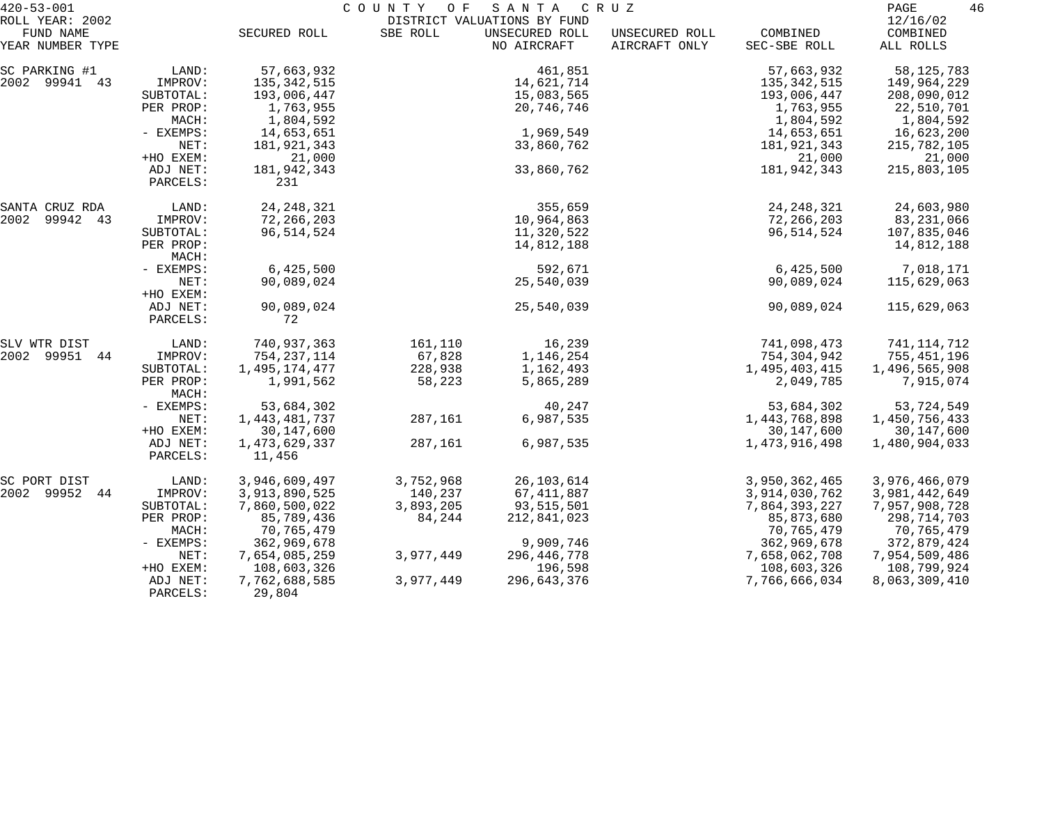420-53-001 — COUNTY OF SANTA CRUZ — ROLL YEAR: 2002 — DISTRICT VALUATIONS BY FUND — 12/16/02

| FUND NAME YEAR NUMBER TYPE | | SECURED ROLL | SBE ROLL | UNSECURED ROLL NO AIRCRAFT | UNSECURED ROLL AIRCRAFT ONLY | COMBINED SEC-SBE ROLL | COMBINED ALL ROLLS |
|---|---|---|---|---|---|---|---|
| SC PARKING #1 | LAND: | 57,663,932 | | 461,851 | | 57,663,932 | 58,125,783 |
| 2002 99941 43 | IMPROV: | 135,342,515 | | 14,621,714 | | 135,342,515 | 149,964,229 |
| | SUBTOTAL: | 193,006,447 | | 15,083,565 | | 193,006,447 | 208,090,012 |
| | PER PROP: | 1,763,955 | | 20,746,746 | | 1,763,955 | 22,510,701 |
| | MACH: | 1,804,592 | | | | 1,804,592 | 1,804,592 |
| | - EXEMPS: | 14,653,651 | | 1,969,549 | | 14,653,651 | 16,623,200 |
| | NET: | 181,921,343 | | 33,860,762 | | 181,921,343 | 215,782,105 |
| | +HO EXEM: | 21,000 | | | | 21,000 | 21,000 |
| | ADJ NET: | 181,942,343 | | 33,860,762 | | 181,942,343 | 215,803,105 |
| | PARCELS: | 231 | | | | | |
| SANTA CRUZ RDA | LAND: | 24,248,321 | | 355,659 | | 24,248,321 | 24,603,980 |
| 2002 99942 43 | IMPROV: | 72,266,203 | | 10,964,863 | | 72,266,203 | 83,231,066 |
| | SUBTOTAL: | 96,514,524 | | 11,320,522 | | 96,514,524 | 107,835,046 |
| | PER PROP: | | | 14,812,188 | | | 14,812,188 |
| | MACH: | | | | | | |
| | - EXEMPS: | 6,425,500 | | 592,671 | | 6,425,500 | 7,018,171 |
| | NET: | 90,089,024 | | 25,540,039 | | 90,089,024 | 115,629,063 |
| | +HO EXEM: | | | | | | |
| | ADJ NET: | 90,089,024 | | 25,540,039 | | 90,089,024 | 115,629,063 |
| | PARCELS: | 72 | | | | | |
| SLV WTR DIST | LAND: | 740,937,363 | 161,110 | 16,239 | | 741,098,473 | 741,114,712 |
| 2002 99951 44 | IMPROV: | 754,237,114 | 67,828 | 1,146,254 | | 754,304,942 | 755,451,196 |
| | SUBTOTAL: | 1,495,174,477 | 228,938 | 1,162,493 | | 1,495,403,415 | 1,496,565,908 |
| | PER PROP: | 1,991,562 | 58,223 | 5,865,289 | | 2,049,785 | 7,915,074 |
| | MACH: | | | | | | |
| | - EXEMPS: | 53,684,302 | | 40,247 | | 53,684,302 | 53,724,549 |
| | NET: | 1,443,481,737 | 287,161 | 6,987,535 | | 1,443,768,898 | 1,450,756,433 |
| | +HO EXEM: | 30,147,600 | | | | 30,147,600 | 30,147,600 |
| | ADJ NET: | 1,473,629,337 | 287,161 | 6,987,535 | | 1,473,916,498 | 1,480,904,033 |
| | PARCELS: | 11,456 | | | | | |
| SC PORT DIST | LAND: | 3,946,609,497 | 3,752,968 | 26,103,614 | | 3,950,362,465 | 3,976,466,079 |
| 2002 99952 44 | IMPROV: | 3,913,890,525 | 140,237 | 67,411,887 | | 3,914,030,762 | 3,981,442,649 |
| | SUBTOTAL: | 7,860,500,022 | 3,893,205 | 93,515,501 | | 7,864,393,227 | 7,957,908,728 |
| | PER PROP: | 85,789,436 | 84,244 | 212,841,023 | | 85,873,680 | 298,714,703 |
| | MACH: | 70,765,479 | | | | 70,765,479 | 70,765,479 |
| | - EXEMPS: | 362,969,678 | | 9,909,746 | | 362,969,678 | 372,879,424 |
| | NET: | 7,654,085,259 | 3,977,449 | 296,446,778 | | 7,658,062,708 | 7,954,509,486 |
| | +HO EXEM: | 108,603,326 | | 196,598 | | 108,603,326 | 108,799,924 |
| | ADJ NET: | 7,762,688,585 | 3,977,449 | 296,643,376 | | 7,766,666,034 | 8,063,309,410 |
| | PARCELS: | 29,804 | | | | | |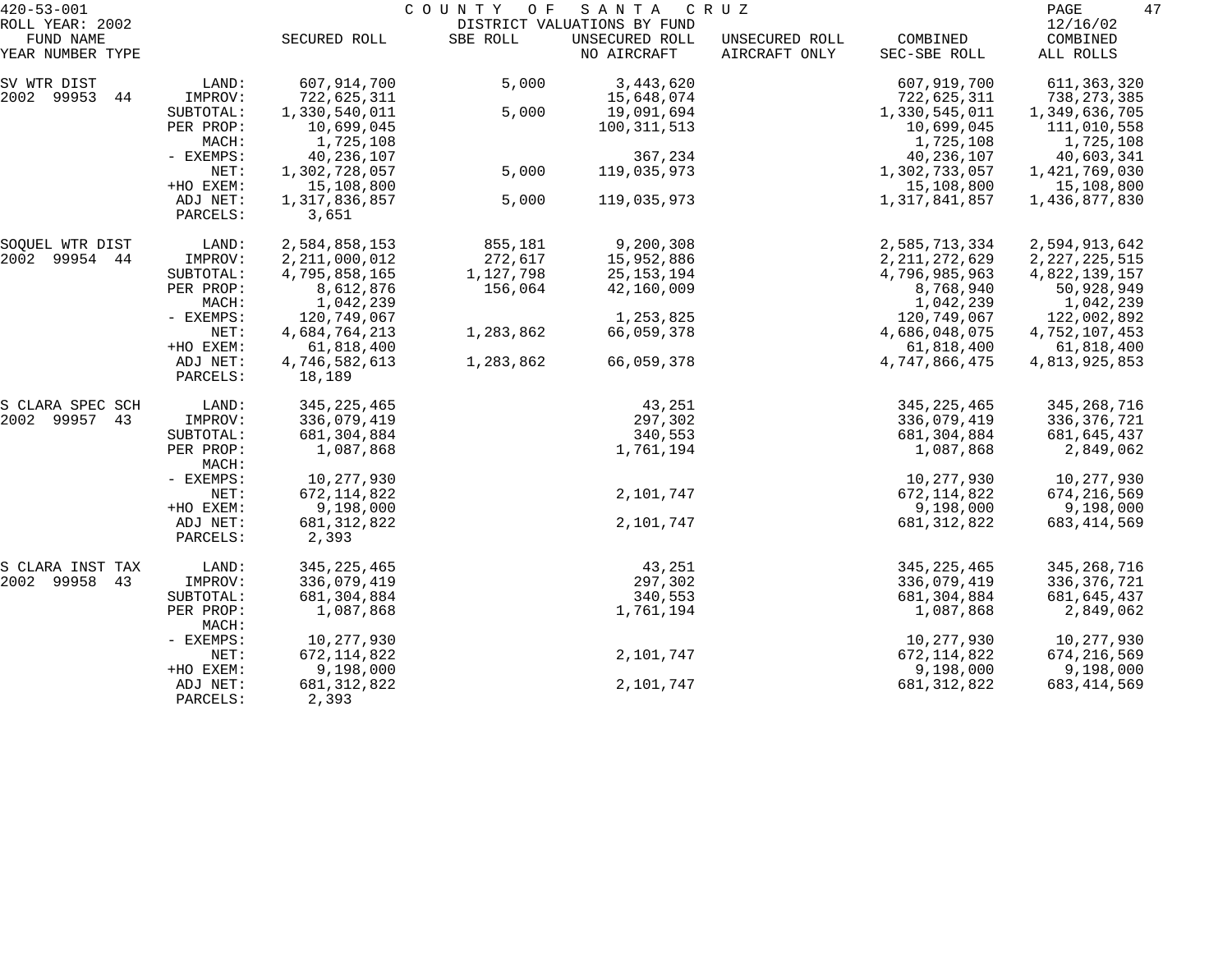420-53-001 COUNTY OF SANTA CRUZ

ROLL YEAR: 2002 DISTRICT VALUATIONS BY FUND 12/16/02

| FUND NAME YEAR NUMBER TYPE | | SECURED ROLL | SBE ROLL | UNSECURED ROLL NO AIRCRAFT | UNSECURED ROLL AIRCRAFT ONLY | COMBINED SEC-SBE ROLL | COMBINED ALL ROLLS |
|---|---|---|---|---|---|---|---|
| SV WTR DIST | LAND: | 607,914,700 | 5,000 | 3,443,620 | | 607,919,700 | 611,363,320 |
| 2002 99953 44 | IMPROV: | 722,625,311 | | 15,648,074 | | 722,625,311 | 738,273,385 |
| | SUBTOTAL: | 1,330,540,011 | 5,000 | 19,091,694 | | 1,330,545,011 | 1,349,636,705 |
| | PER PROP: | 10,699,045 | | 100,311,513 | | 10,699,045 | 111,010,558 |
| | MACH: | 1,725,108 | | | | 1,725,108 | 1,725,108 |
| | - EXEMPS: | 40,236,107 | | 367,234 | | 40,236,107 | 40,603,341 |
| | NET: | 1,302,728,057 | 5,000 | 119,035,973 | | 1,302,733,057 | 1,421,769,030 |
| | +HO EXEM: | 15,108,800 | | | | 15,108,800 | 15,108,800 |
| | ADJ NET: | 1,317,836,857 | 5,000 | 119,035,973 | | 1,317,841,857 | 1,436,877,830 |
| | PARCELS: | 3,651 | | | | | |
| SOQUEL WTR DIST | LAND: | 2,584,858,153 | 855,181 | 9,200,308 | | 2,585,713,334 | 2,594,913,642 |
| 2002 99954 44 | IMPROV: | 2,211,000,012 | 272,617 | 15,952,886 | | 2,211,272,629 | 2,227,225,515 |
| | SUBTOTAL: | 4,795,858,165 | 1,127,798 | 25,153,194 | | 4,796,985,963 | 4,822,139,157 |
| | PER PROP: | 8,612,876 | 156,064 | 42,160,009 | | 8,768,940 | 50,928,949 |
| | MACH: | 1,042,239 | | | | 1,042,239 | 1,042,239 |
| | - EXEMPS: | 120,749,067 | | 1,253,825 | | 120,749,067 | 122,002,892 |
| | NET: | 4,684,764,213 | 1,283,862 | 66,059,378 | | 4,686,048,075 | 4,752,107,453 |
| | +HO EXEM: | 61,818,400 | | | | 61,818,400 | 61,818,400 |
| | ADJ NET: | 4,746,582,613 | 1,283,862 | 66,059,378 | | 4,747,866,475 | 4,813,925,853 |
| | PARCELS: | 18,189 | | | | | |
| S CLARA SPEC SCH | LAND: | 345,225,465 | | 43,251 | | 345,225,465 | 345,268,716 |
| 2002 99957 43 | IMPROV: | 336,079,419 | | 297,302 | | 336,079,419 | 336,376,721 |
| | SUBTOTAL: | 681,304,884 | | 340,553 | | 681,304,884 | 681,645,437 |
| | PER PROP: | 1,087,868 | | 1,761,194 | | 1,087,868 | 2,849,062 |
| | MACH: | | | | | | |
| | - EXEMPS: | 10,277,930 | | | | 10,277,930 | 10,277,930 |
| | NET: | 672,114,822 | | 2,101,747 | | 672,114,822 | 674,216,569 |
| | +HO EXEM: | 9,198,000 | | | | 9,198,000 | 9,198,000 |
| | ADJ NET: | 681,312,822 | | 2,101,747 | | 681,312,822 | 683,414,569 |
| | PARCELS: | 2,393 | | | | | |
| S CLARA INST TAX | LAND: | 345,225,465 | | 43,251 | | 345,225,465 | 345,268,716 |
| 2002 99958 43 | IMPROV: | 336,079,419 | | 297,302 | | 336,079,419 | 336,376,721 |
| | SUBTOTAL: | 681,304,884 | | 340,553 | | 681,304,884 | 681,645,437 |
| | PER PROP: | 1,087,868 | | 1,761,194 | | 1,087,868 | 2,849,062 |
| | MACH: | | | | | | |
| | - EXEMPS: | 10,277,930 | | | | 10,277,930 | 10,277,930 |
| | NET: | 672,114,822 | | 2,101,747 | | 672,114,822 | 674,216,569 |
| | +HO EXEM: | 9,198,000 | | | | 9,198,000 | 9,198,000 |
| | ADJ NET: | 681,312,822 | | 2,101,747 | | 681,312,822 | 683,414,569 |
| | PARCELS: | 2,393 | | | | | |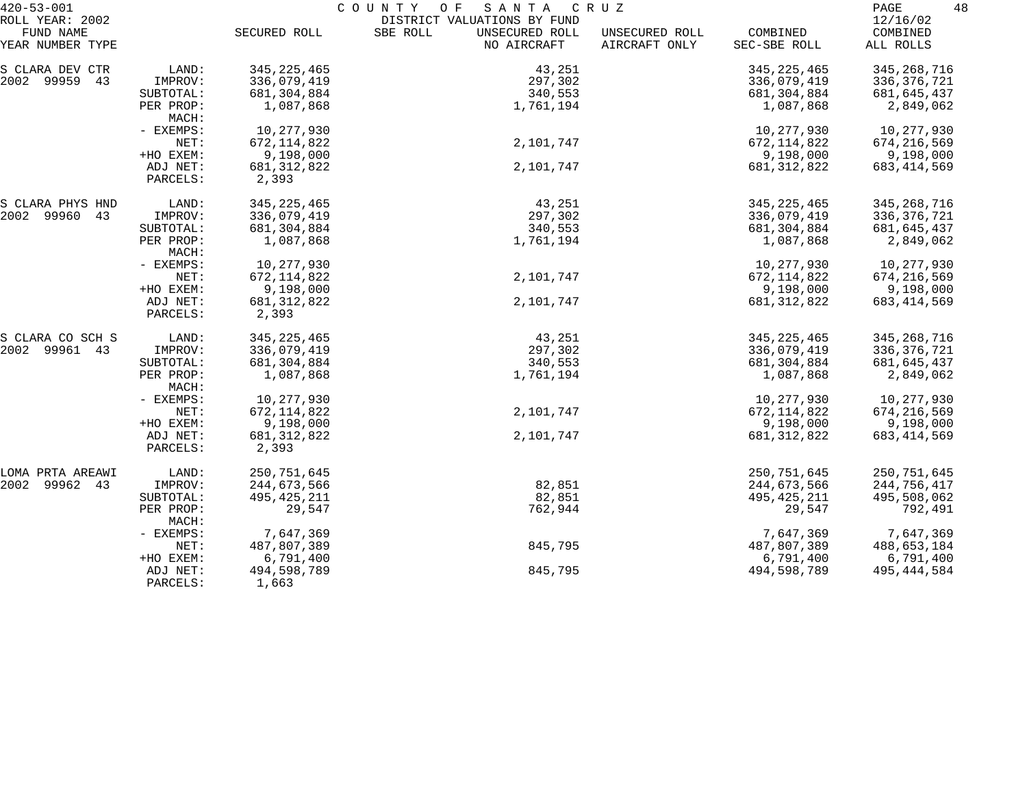420-53-001 COUNTY OF SANTA CRUZ
ROLL YEAR: 2002 DISTRICT VALUATIONS BY FUND 12/16/02

| FUND NAME YEAR NUMBER TYPE | | SECURED ROLL | SBE ROLL | UNSECURED ROLL NO AIRCRAFT | UNSECURED ROLL AIRCRAFT ONLY | COMBINED SEC-SBE ROLL | COMBINED ALL ROLLS |
|---|---|---|---|---|---|---|---|
| S CLARA DEV CTR | LAND: | 345,225,465 | | 43,251 | | 345,225,465 | 345,268,716 |
| 2002 99959 43 | IMPROV: | 336,079,419 | | 297,302 | | 336,079,419 | 336,376,721 |
| | SUBTOTAL: | 681,304,884 | | 340,553 | | 681,304,884 | 681,645,437 |
| | PER PROP: | 1,087,868 | | 1,761,194 | | 1,087,868 | 2,849,062 |
| | MACH: | | | | | | |
| | - EXEMPS: | 10,277,930 | | | | 10,277,930 | 10,277,930 |
| | NET: | 672,114,822 | | 2,101,747 | | 672,114,822 | 674,216,569 |
| | +HO EXEM: | 9,198,000 | | | | 9,198,000 | 9,198,000 |
| | ADJ NET: | 681,312,822 | | 2,101,747 | | 681,312,822 | 683,414,569 |
| | PARCELS: | 2,393 | | | | | |
| S CLARA PHYS HND | LAND: | 345,225,465 | | 43,251 | | 345,225,465 | 345,268,716 |
| 2002 99960 43 | IMPROV: | 336,079,419 | | 297,302 | | 336,079,419 | 336,376,721 |
| | SUBTOTAL: | 681,304,884 | | 340,553 | | 681,304,884 | 681,645,437 |
| | PER PROP: | 1,087,868 | | 1,761,194 | | 1,087,868 | 2,849,062 |
| | MACH: | | | | | | |
| | - EXEMPS: | 10,277,930 | | | | 10,277,930 | 10,277,930 |
| | NET: | 672,114,822 | | 2,101,747 | | 672,114,822 | 674,216,569 |
| | +HO EXEM: | 9,198,000 | | | | 9,198,000 | 9,198,000 |
| | ADJ NET: | 681,312,822 | | 2,101,747 | | 681,312,822 | 683,414,569 |
| | PARCELS: | 2,393 | | | | | |
| S CLARA CO SCH S | LAND: | 345,225,465 | | 43,251 | | 345,225,465 | 345,268,716 |
| 2002 99961 43 | IMPROV: | 336,079,419 | | 297,302 | | 336,079,419 | 336,376,721 |
| | SUBTOTAL: | 681,304,884 | | 340,553 | | 681,304,884 | 681,645,437 |
| | PER PROP: | 1,087,868 | | 1,761,194 | | 1,087,868 | 2,849,062 |
| | MACH: | | | | | | |
| | - EXEMPS: | 10,277,930 | | | | 10,277,930 | 10,277,930 |
| | NET: | 672,114,822 | | 2,101,747 | | 672,114,822 | 674,216,569 |
| | +HO EXEM: | 9,198,000 | | | | 9,198,000 | 9,198,000 |
| | ADJ NET: | 681,312,822 | | 2,101,747 | | 681,312,822 | 683,414,569 |
| | PARCELS: | 2,393 | | | | | |
| LOMA PRTA AREAWI | LAND: | 250,751,645 | | | | 250,751,645 | 250,751,645 |
| 2002 99962 43 | IMPROV: | 244,673,566 | | 82,851 | | 244,673,566 | 244,756,417 |
| | SUBTOTAL: | 495,425,211 | | 82,851 | | 495,425,211 | 495,508,062 |
| | PER PROP: | 29,547 | | 762,944 | | 29,547 | 792,491 |
| | MACH: | | | | | | |
| | - EXEMPS: | 7,647,369 | | | | 7,647,369 | 7,647,369 |
| | NET: | 487,807,389 | | 845,795 | | 487,807,389 | 488,653,184 |
| | +HO EXEM: | 6,791,400 | | | | 6,791,400 | 6,791,400 |
| | ADJ NET: | 494,598,789 | | 845,795 | | 494,598,789 | 495,444,584 |
| | PARCELS: | 1,663 | | | | | |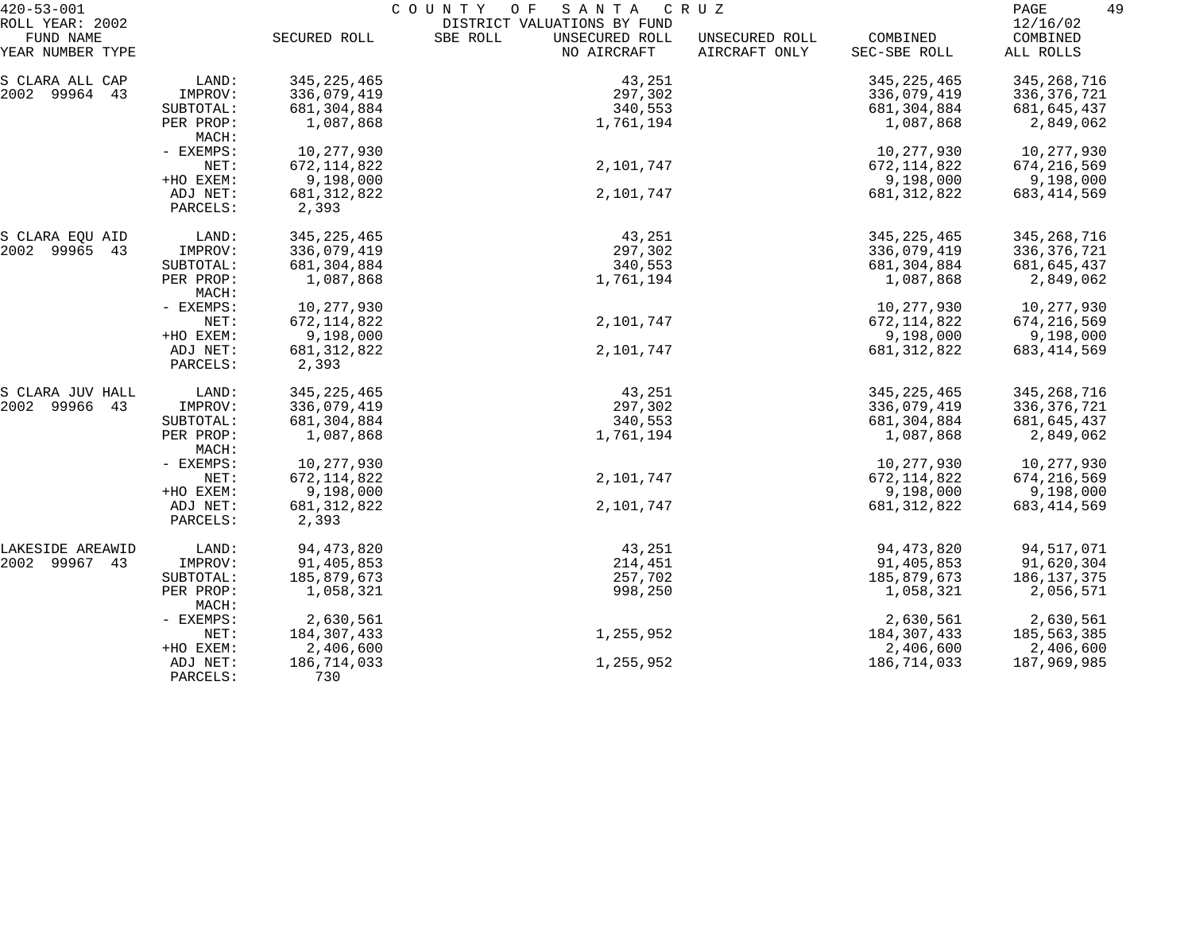COUNTY OF SANTA CRUZ

DISTRICT VALUATIONS BY FUND

420-53-001
ROLL YEAR: 2002

12/16/02

| FUND NAME YEAR NUMBER TYPE | | SECURED ROLL | SBE ROLL | UNSECURED ROLL NO AIRCRAFT | UNSECURED ROLL AIRCRAFT ONLY | COMBINED SEC-SBE ROLL | COMBINED ALL ROLLS |
|---|---|---|---|---|---|---|---|
| S CLARA ALL CAP | LAND: | 345,225,465 | | 43,251 | | 345,225,465 | 345,268,716 |
| 2002 99964 43 | IMPROV: | 336,079,419 | | 297,302 | | 336,079,419 | 336,376,721 |
| | SUBTOTAL: | 681,304,884 | | 340,553 | | 681,304,884 | 681,645,437 |
| | PER PROP: | 1,087,868 | | 1,761,194 | | 1,087,868 | 2,849,062 |
| | MACH: | | | | | | |
| | - EXEMPS: | 10,277,930 | | | | 10,277,930 | 10,277,930 |
| | NET: | 672,114,822 | | 2,101,747 | | 672,114,822 | 674,216,569 |
| | +HO EXEM: | 9,198,000 | | | | 9,198,000 | 9,198,000 |
| | ADJ NET: | 681,312,822 | | 2,101,747 | | 681,312,822 | 683,414,569 |
| | PARCELS: | 2,393 | | | | | |
| S CLARA EQU AID | LAND: | 345,225,465 | | 43,251 | | 345,225,465 | 345,268,716 |
| 2002 99965 43 | IMPROV: | 336,079,419 | | 297,302 | | 336,079,419 | 336,376,721 |
| | SUBTOTAL: | 681,304,884 | | 340,553 | | 681,304,884 | 681,645,437 |
| | PER PROP: | 1,087,868 | | 1,761,194 | | 1,087,868 | 2,849,062 |
| | MACH: | | | | | | |
| | - EXEMPS: | 10,277,930 | | | | 10,277,930 | 10,277,930 |
| | NET: | 672,114,822 | | 2,101,747 | | 672,114,822 | 674,216,569 |
| | +HO EXEM: | 9,198,000 | | | | 9,198,000 | 9,198,000 |
| | ADJ NET: | 681,312,822 | | 2,101,747 | | 681,312,822 | 683,414,569 |
| | PARCELS: | 2,393 | | | | | |
| S CLARA JUV HALL | LAND: | 345,225,465 | | 43,251 | | 345,225,465 | 345,268,716 |
| 2002 99966 43 | IMPROV: | 336,079,419 | | 297,302 | | 336,079,419 | 336,376,721 |
| | SUBTOTAL: | 681,304,884 | | 340,553 | | 681,304,884 | 681,645,437 |
| | PER PROP: | 1,087,868 | | 1,761,194 | | 1,087,868 | 2,849,062 |
| | MACH: | | | | | | |
| | - EXEMPS: | 10,277,930 | | | | 10,277,930 | 10,277,930 |
| | NET: | 672,114,822 | | 2,101,747 | | 672,114,822 | 674,216,569 |
| | +HO EXEM: | 9,198,000 | | | | 9,198,000 | 9,198,000 |
| | ADJ NET: | 681,312,822 | | 2,101,747 | | 681,312,822 | 683,414,569 |
| | PARCELS: | 2,393 | | | | | |
| LAKESIDE AREAWID | LAND: | 94,473,820 | | 43,251 | | 94,473,820 | 94,517,071 |
| 2002 99967 43 | IMPROV: | 91,405,853 | | 214,451 | | 91,405,853 | 91,620,304 |
| | SUBTOTAL: | 185,879,673 | | 257,702 | | 185,879,673 | 186,137,375 |
| | PER PROP: | 1,058,321 | | 998,250 | | 1,058,321 | 2,056,571 |
| | MACH: | | | | | | |
| | - EXEMPS: | 2,630,561 | | | | 2,630,561 | 2,630,561 |
| | NET: | 184,307,433 | | 1,255,952 | | 184,307,433 | 185,563,385 |
| | +HO EXEM: | 2,406,600 | | | | 2,406,600 | 2,406,600 |
| | ADJ NET: | 186,714,033 | | 1,255,952 | | 186,714,033 | 187,969,985 |
| | PARCELS: | 730 | | | | | |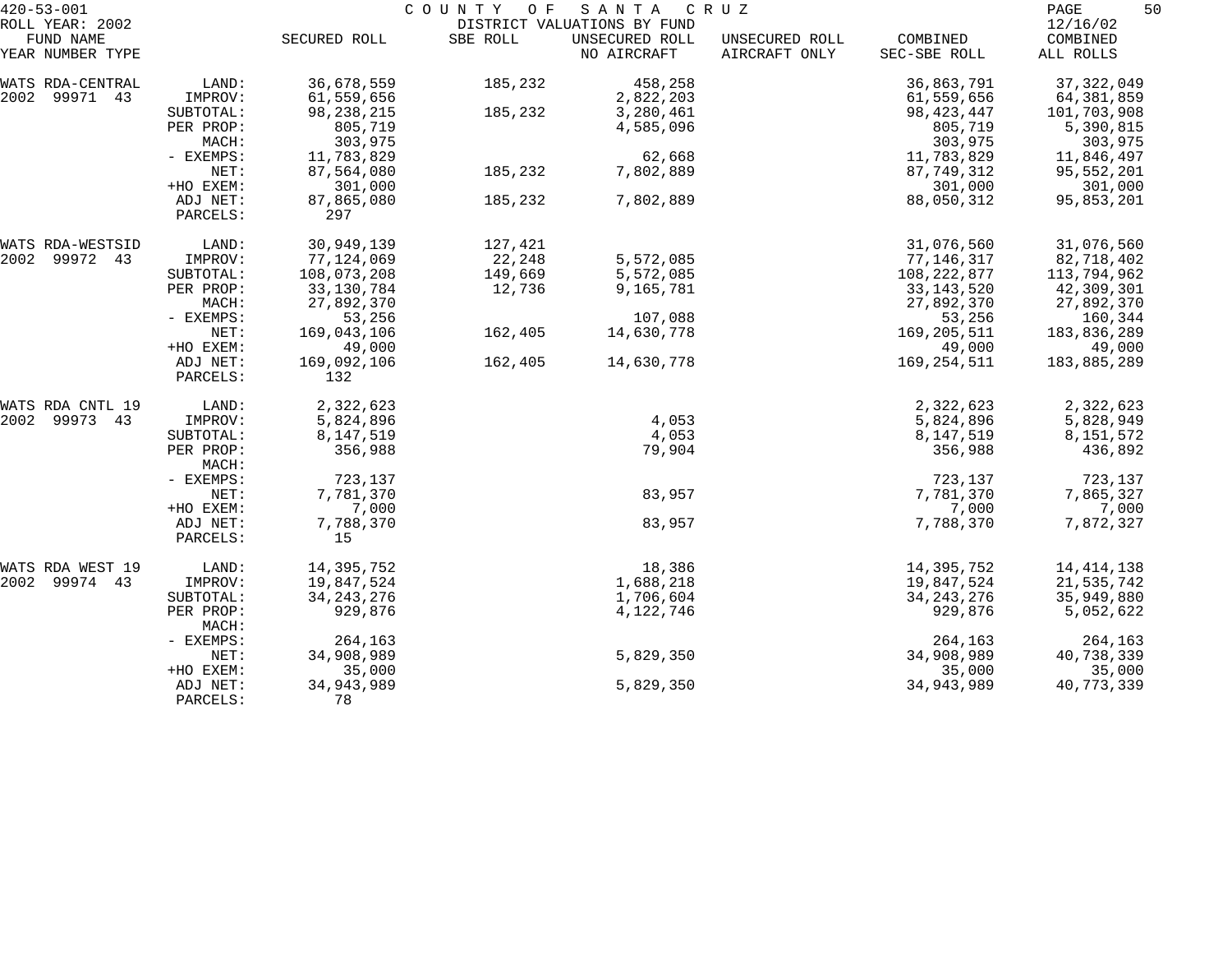420-53-001 COUNTY OF SANTA CRUZ
ROLL YEAR: 2002 DISTRICT VALUATIONS BY FUND 12/16/02

| FUND NAME YEAR NUMBER TYPE | | SECURED ROLL | SBE ROLL | UNSECURED ROLL NO AIRCRAFT | UNSECURED ROLL AIRCRAFT ONLY | COMBINED SEC-SBE ROLL | COMBINED ALL ROLLS |
|---|---|---|---|---|---|---|---|
| WATS RDA-CENTRAL | LAND: | 36,678,559 | 185,232 | 458,258 | | 36,863,791 | 37,322,049 |
| 2002 99971 43 | IMPROV: | 61,559,656 | | 2,822,203 | | 61,559,656 | 64,381,859 |
| | SUBTOTAL: | 98,238,215 | 185,232 | 3,280,461 | | 98,423,447 | 101,703,908 |
| | PER PROP: | 805,719 | | 4,585,096 | | 805,719 | 5,390,815 |
| | MACH: | 303,975 | | | | 303,975 | 303,975 |
| | - EXEMPS: | 11,783,829 | | 62,668 | | 11,783,829 | 11,846,497 |
| | NET: | 87,564,080 | 185,232 | 7,802,889 | | 87,749,312 | 95,552,201 |
| | +HO EXEM: | 301,000 | | | | 301,000 | 301,000 |
| | ADJ NET: | 87,865,080 | 185,232 | 7,802,889 | | 88,050,312 | 95,853,201 |
| | PARCELS: | 297 | | | | | |
| WATS RDA-WESTSID | LAND: | 30,949,139 | 127,421 | | | 31,076,560 | 31,076,560 |
| 2002 99972 43 | IMPROV: | 77,124,069 | 22,248 | 5,572,085 | | 77,146,317 | 82,718,402 |
| | SUBTOTAL: | 108,073,208 | 149,669 | 5,572,085 | | 108,222,877 | 113,794,962 |
| | PER PROP: | 33,130,784 | 12,736 | 9,165,781 | | 33,143,520 | 42,309,301 |
| | MACH: | 27,892,370 | | | | 27,892,370 | 27,892,370 |
| | - EXEMPS: | 53,256 | | 107,088 | | 53,256 | 160,344 |
| | NET: | 169,043,106 | 162,405 | 14,630,778 | | 169,205,511 | 183,836,289 |
| | +HO EXEM: | 49,000 | | | | 49,000 | 49,000 |
| | ADJ NET: | 169,092,106 | 162,405 | 14,630,778 | | 169,254,511 | 183,885,289 |
| | PARCELS: | 132 | | | | | |
| WATS RDA CNTL 19 | LAND: | 2,322,623 | | | | 2,322,623 | 2,322,623 |
| 2002 99973 43 | IMPROV: | 5,824,896 | | 4,053 | | 5,824,896 | 5,828,949 |
| | SUBTOTAL: | 8,147,519 | | 4,053 | | 8,147,519 | 8,151,572 |
| | PER PROP: | 356,988 | | 79,904 | | 356,988 | 436,892 |
| | MACH: | | | | | | |
| | - EXEMPS: | 723,137 | | | | 723,137 | 723,137 |
| | NET: | 7,781,370 | | 83,957 | | 7,781,370 | 7,865,327 |
| | +HO EXEM: | 7,000 | | | | 7,000 | 7,000 |
| | ADJ NET: | 7,788,370 | | 83,957 | | 7,788,370 | 7,872,327 |
| | PARCELS: | 15 | | | | | |
| WATS RDA WEST 19 | LAND: | 14,395,752 | | 18,386 | | 14,395,752 | 14,414,138 |
| 2002 99974 43 | IMPROV: | 19,847,524 | | 1,688,218 | | 19,847,524 | 21,535,742 |
| | SUBTOTAL: | 34,243,276 | | 1,706,604 | | 34,243,276 | 35,949,880 |
| | PER PROP: | 929,876 | | 4,122,746 | | 929,876 | 5,052,622 |
| | MACH: | | | | | | |
| | - EXEMPS: | 264,163 | | | | 264,163 | 264,163 |
| | NET: | 34,908,989 | | 5,829,350 | | 34,908,989 | 40,738,339 |
| | +HO EXEM: | 35,000 | | | | 35,000 | 35,000 |
| | ADJ NET: | 34,943,989 | | 5,829,350 | | 34,943,989 | 40,773,339 |
| | PARCELS: | 78 | | | | | |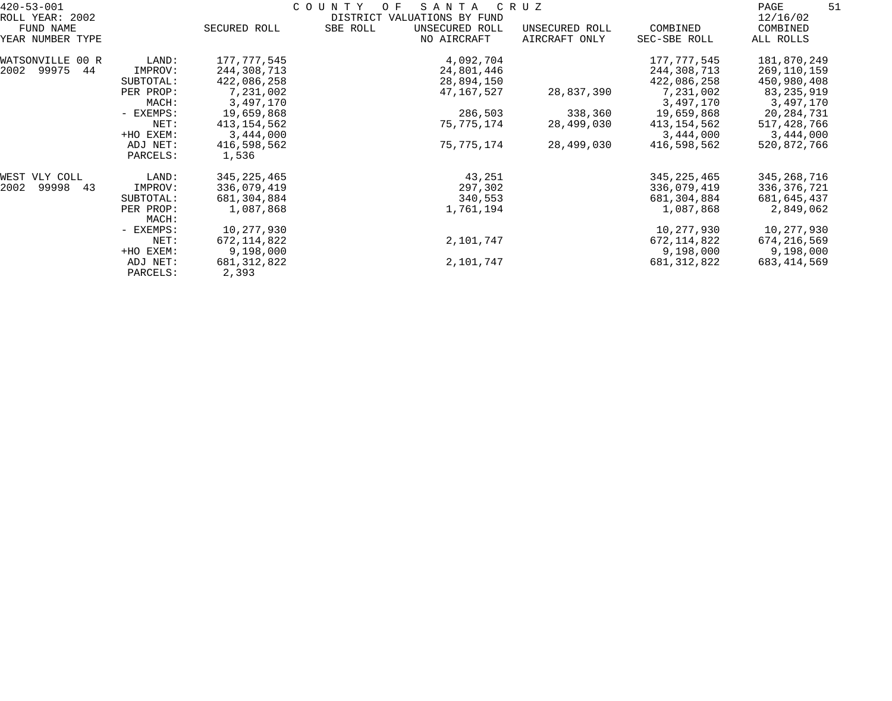420-53-001 COUNTY OF SANTA CRUZ

ROLL YEAR: 2002 DISTRICT VALUATIONS BY FUND 12/16/02

| FUND NAME YEAR NUMBER TYPE | | SECURED ROLL | SBE ROLL | UNSECURED ROLL NO AIRCRAFT | UNSECURED ROLL AIRCRAFT ONLY | COMBINED SEC-SBE ROLL | COMBINED ALL ROLLS |
|---|---|---|---|---|---|---|---|
| WATSONVILLE 00 R | LAND: | 177,777,545 | | 4,092,704 | | 177,777,545 | 181,870,249 |
| 2002 99975 44 | IMPROV: | 244,308,713 | | 24,801,446 | | 244,308,713 | 269,110,159 |
| | SUBTOTAL: | 422,086,258 | | 28,894,150 | | 422,086,258 | 450,980,408 |
| | PER PROP: | 7,231,002 | | 47,167,527 | 28,837,390 | 7,231,002 | 83,235,919 |
| | MACH: | 3,497,170 | | | | 3,497,170 | 3,497,170 |
| | - EXEMPS: | 19,659,868 | | 286,503 | 338,360 | 19,659,868 | 20,284,731 |
| | NET: | 413,154,562 | | 75,775,174 | 28,499,030 | 413,154,562 | 517,428,766 |
| | +HO EXEM: | 3,444,000 | | | | 3,444,000 | 3,444,000 |
| | ADJ NET: | 416,598,562 | | 75,775,174 | 28,499,030 | 416,598,562 | 520,872,766 |
| | PARCELS: | 1,536 | | | | | |
| WEST VLY COLL | LAND: | 345,225,465 | | 43,251 | | 345,225,465 | 345,268,716 |
| 2002 99998 43 | IMPROV: | 336,079,419 | | 297,302 | | 336,079,419 | 336,376,721 |
| | SUBTOTAL: | 681,304,884 | | 340,553 | | 681,304,884 | 681,645,437 |
| | PER PROP: | 1,087,868 | | 1,761,194 | | 1,087,868 | 2,849,062 |
| | MACH: | | | | | | |
| | - EXEMPS: | 10,277,930 | | | | 10,277,930 | 10,277,930 |
| | NET: | 672,114,822 | | 2,101,747 | | 672,114,822 | 674,216,569 |
| | +HO EXEM: | 9,198,000 | | | | 9,198,000 | 9,198,000 |
| | ADJ NET: | 681,312,822 | | 2,101,747 | | 681,312,822 | 683,414,569 |
| | PARCELS: | 2,393 | | | | | |